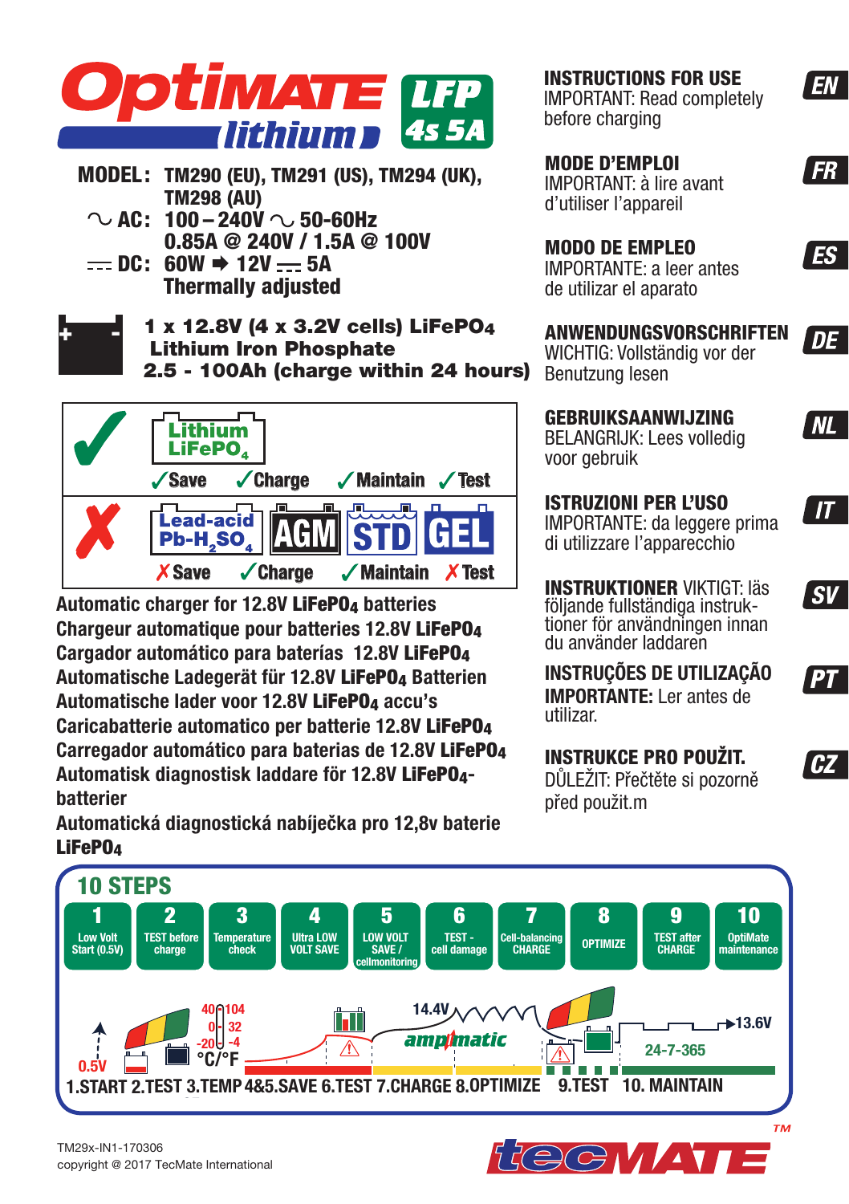# OptiMATE lithium LFP 4s 5A

**MODEL:** TM290 (EU), TM291 (US), TM294 (UK), TM298 (AU)

**∿ AC:** 100 – 240V ∿ 50-60Hz
0.85A @ 240V / 1.5A @ 100V

**⎓ DC:** 60W ➡ 12V ⎓ 5A
Thermally adjusted

**1 x 12.8V (4 x 3.2V cells) $LiFePO_4$**
**Lithium Iron Phosphate**
**2.5 - 100Ah (charge within 24 hours)**

| | | | | |
|---|---|---|---|---|
| ✓ | Lithium $LiFePO_4$ | | | |
| | ✓ Save | ✓ Charge | ✓ Maintain | ✓ Test |
| ✗ | Lead-acid $Pb\text{-}H_2SO_4$ / AGM / STD / GEL | | | |
| | ✗ Save | ✓ Charge | ✓ Maintain | ✗ Test |

Automatic charger for 12.8V **$LiFePO_4$** batteries
Chargeur automatique pour batteries 12.8V **$LiFePO_4$**
Cargador automático para baterías 12.8V **$LiFePO_4$**
Automatische Ladegerät für 12.8V **$LiFePO_4$** Batterien
Automatische lader voor 12.8V **$LiFePO_4$** accu's
Caricabatterie automatico per batterie 12.8V **$LiFePO_4$**
Carregador automático para baterias de 12.8V **$LiFePO_4$**
Automatisk diagnostisk laddare för 12.8V **$LiFePO_4$**-batterier
Automatická diagnostická nabíječka pro 12,8v baterie **$LiFePO_4$**

**INSTRUCTIONS FOR USE** — EN
IMPORTANT: Read completely before charging

**MODE D'EMPLOI** — FR
IMPORTANT: à lire avant d'utiliser l'appareil

**MODO DE EMPLEO** — ES
IMPORTANTE: a leer antes de utilizar el aparato

**ANWENDUNGSVORSCHRIFTEN** — DE
WICHTIG: Vollständig vor der Benutzung lesen

**GEBRUIKSAANWIJZING** — NL
BELANGRIJK: Lees volledig voor gebruik

**ISTRUZIONI PER L'USO** — IT
IMPORTANTE: da leggere prima di utilizzare l'apparecchio

**INSTRUKTIONER** VIKTIGT: läs följande fullständiga instruktioner för användningen innan du använder laddaren — SV

**INSTRUÇÕES DE UTILIZAÇÃO** — PT
**IMPORTANTE:** Ler antes de utilizar.

**INSTRUKCE PRO POUŽIT.** — CZ
DŮLEŽIT: Přečtěte si pozorně před použit.m

## 10 STEPS

| 1 | 2 | 3 | 4 | 5 | 6 | 7 | 8 | 9 | 10 |
|---|---|---|---|---|---|---|---|---|---|
| Low Volt Start (0.5V) | TEST before charge | Temperature check | Ultra LOW VOLT SAVE | LOW VOLT SAVE / cellmonitoring | TEST - cell damage | Cell-balancing CHARGE | OPTIMIZE | TEST after CHARGE | OptiMate maintenance |

0.5V — 40/104, 0/32, -20/-4 °C/°F — 14.4V — ampmatic — 13.6V — 24-7-365

1.START 2.TEST 3.TEMP 4&5.SAVE 6.TEST 7.CHARGE 8.OPTIMIZE 9.TEST 10. MAINTAIN

TM29x-IN1-170306
copyright @ 2017 TecMate International

tecMATE™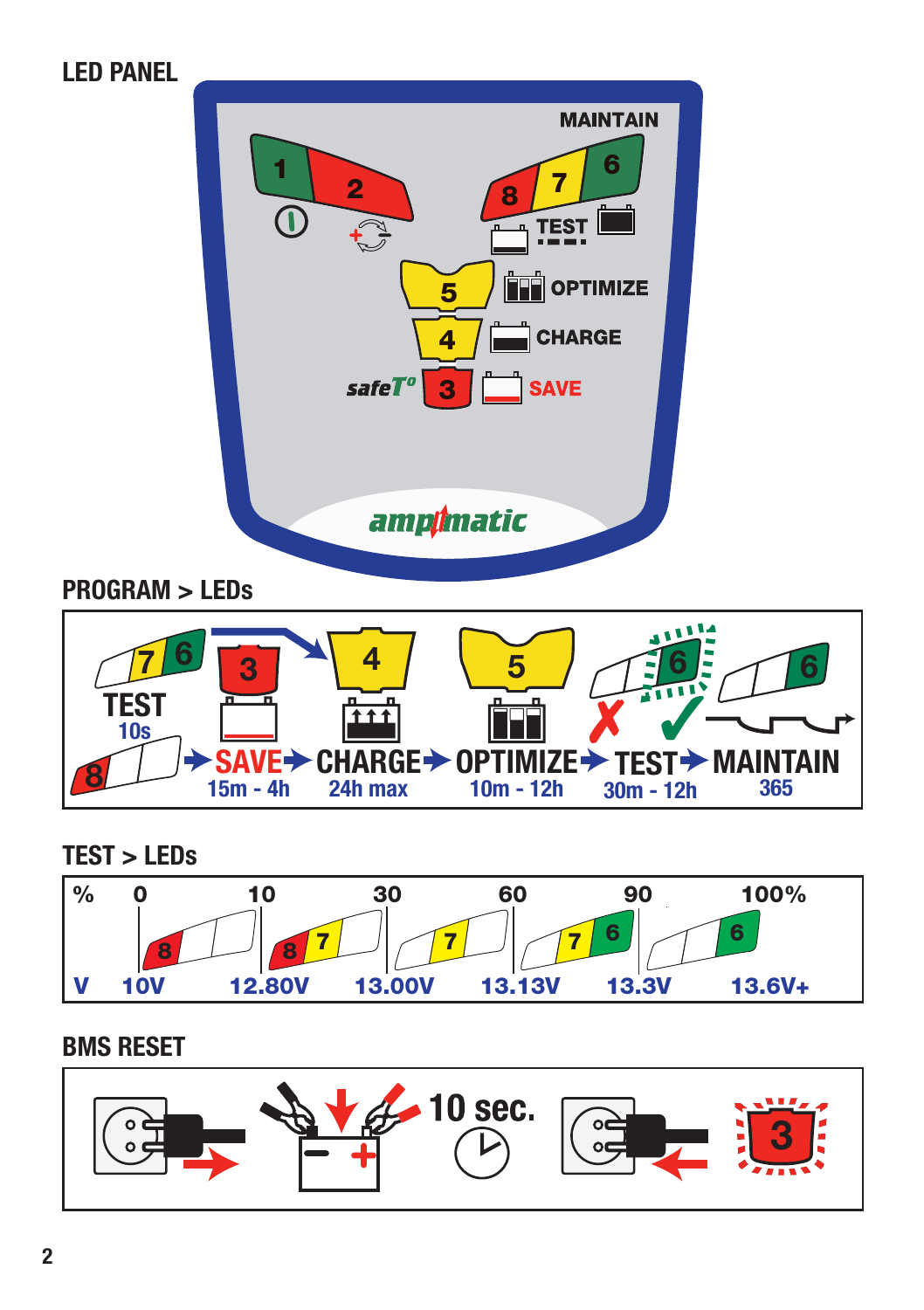## LED PANEL

MAINTAIN

1 2 8 7 6

TEST

5 OPTIMIZE

4 CHARGE

safeT° 3 SAVE

ampmatic

## PROGRAM > LEDs

TEST 10s → SAVE 15m - 4h → CHARGE 24h max → OPTIMIZE 10m - 12h → TEST 30m - 12h → MAINTAIN 365

## TEST > LEDs

| % | 0 | 10 | 30 | 60 | 90 | 100% |
|---|---|---|---|---|---|---|
| | 8 | 8 7 | 7 | 7 6 | 6 | |
| V | 10V | 12.80V | 13.00V | 13.13V | 13.3V | 13.6V+ |

## BMS RESET

10 sec.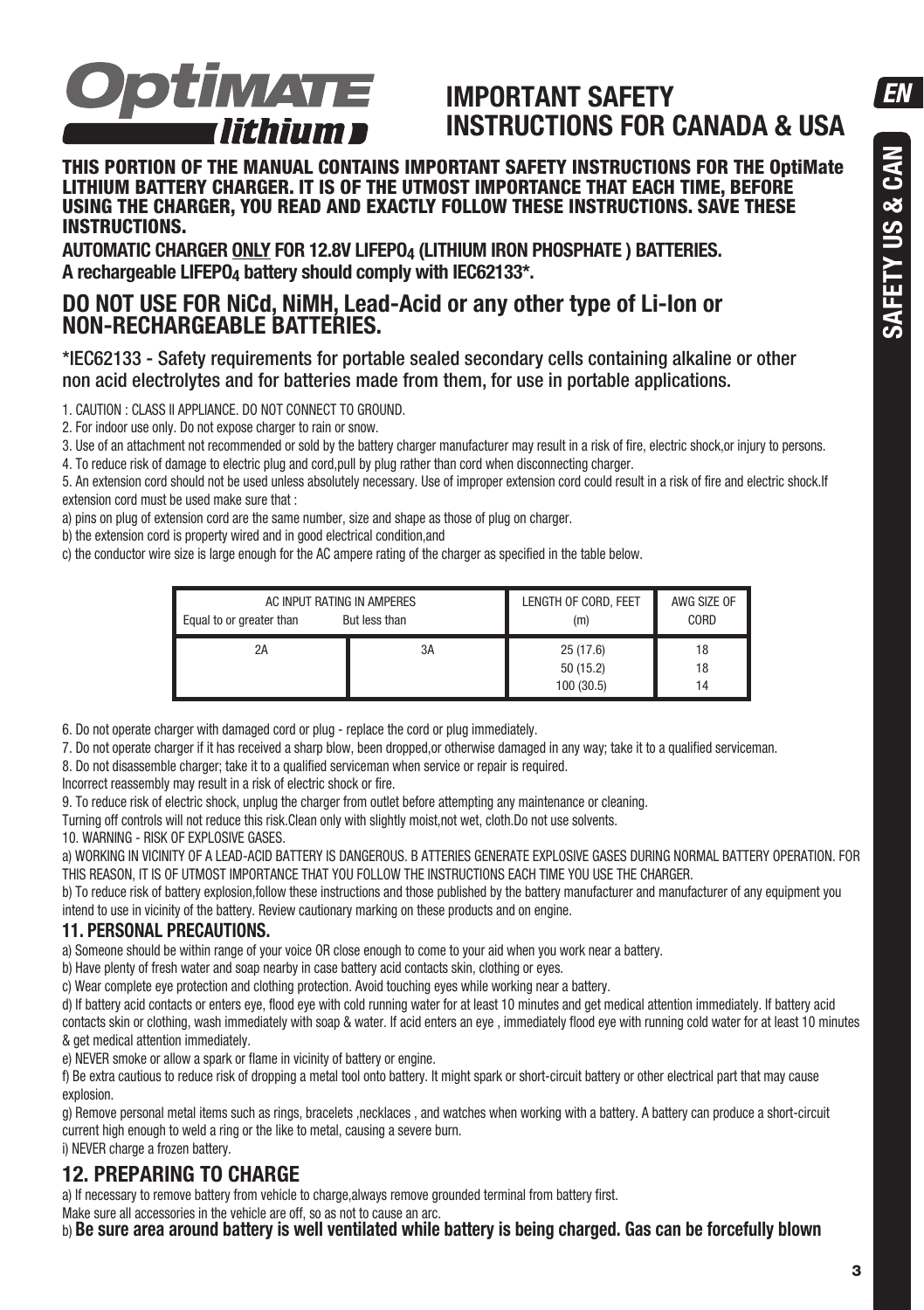# IMPORTANT SAFETY INSTRUCTIONS FOR CANADA & USA

**THIS PORTION OF THE MANUAL CONTAINS IMPORTANT SAFETY INSTRUCTIONS FOR THE OptiMate LITHIUM BATTERY CHARGER. IT IS OF THE UTMOST IMPORTANCE THAT EACH TIME, BEFORE USING THE CHARGER, YOU READ AND EXACTLY FOLLOW THESE INSTRUCTIONS. SAVE THESE INSTRUCTIONS.**

**AUTOMATIC CHARGER ONLY FOR 12.8V $LIFEPO_4$ (LITHIUM IRON PHOSPHATE ) BATTERIES.**
**A rechargeable $LIFEPO_4$ battery should comply with IEC62133*.**

## DO NOT USE FOR NiCd, NiMH, Lead-Acid or any other type of Li-Ion or NON-RECHARGEABLE BATTERIES.

*IEC62133 - Safety requirements for portable sealed secondary cells containing alkaline or other non acid electrolytes and for batteries made from them, for use in portable applications.

1. CAUTION : CLASS II APPLIANCE. DO NOT CONNECT TO GROUND.
2. For indoor use only. Do not expose charger to rain or snow.
3. Use of an attachment not recommended or sold by the battery charger manufacturer may result in a risk of fire, electric shock,or injury to persons.
4. To reduce risk of damage to electric plug and cord,pull by plug rather than cord when disconnecting charger.
5. An extension cord should not be used unless absolutely necessary. Use of improper extension cord could result in a risk of fire and electric shock.If extension cord must be used make sure that :

a) pins on plug of extension cord are the same number, size and shape as those of plug on charger.
b) the extension cord is property wired and in good electrical condition,and
c) the conductor wire size is large enough for the AC ampere rating of the charger as specified in the table below.

| AC INPUT RATING IN AMPERES<br>Equal to or greater than | But less than | LENGTH OF CORD, FEET (m) | AWG SIZE OF CORD |
|---|---|---|---|
| 2A | 3A | 25 (17.6)<br>50 (15.2)<br>100 (30.5) | 18<br>18<br>14 |

6. Do not operate charger with damaged cord or plug - replace the cord or plug immediately.
7. Do not operate charger if it has received a sharp blow, been dropped,or otherwise damaged in any way; take it to a qualified serviceman.
8. Do not disassemble charger; take it to a qualified serviceman when service or repair is required.
Incorrect reassembly may result in a risk of electric shock or fire.
9. To reduce risk of electric shock, unplug the charger from outlet before attempting any maintenance or cleaning.
Turning off controls will not reduce this risk.Clean only with slightly moist,not wet, cloth.Do not use solvents.
10. WARNING - RISK OF EXPLOSIVE GASES.

a) WORKING IN VICINITY OF A LEAD-ACID BATTERY IS DANGEROUS. B ATTERIES GENERATE EXPLOSIVE GASES DURING NORMAL BATTERY OPERATION. FOR THIS REASON, IT IS OF UTMOST IMPORTANCE THAT YOU FOLLOW THE INSTRUCTIONS EACH TIME YOU USE THE CHARGER.
b) To reduce risk of battery explosion,follow these instructions and those published by the battery manufacturer and manufacturer of any equipment you intend to use in vicinity of the battery. Review cautionary marking on these products and on engine.

### 11. PERSONAL PRECAUTIONS.

a) Someone should be within range of your voice OR close enough to come to your aid when you work near a battery.
b) Have plenty of fresh water and soap nearby in case battery acid contacts skin, clothing or eyes.
c) Wear complete eye protection and clothing protection. Avoid touching eyes while working near a battery.
d) If battery acid contacts or enters eye, flood eye with cold running water for at least 10 minutes and get medical attention immediately. If battery acid contacts skin or clothing, wash immediately with soap & water. If acid enters an eye , immediately flood eye with running cold water for at least 10 minutes & get medical attention immediately.
e) NEVER smoke or allow a spark or flame in vicinity of battery or engine.
f) Be extra cautious to reduce risk of dropping a metal tool onto battery. It might spark or short-circuit battery or other electrical part that may cause explosion.
g) Remove personal metal items such as rings, bracelets ,necklaces , and watches when working with a battery. A battery can produce a short-circuit current high enough to weld a ring or the like to metal, causing a severe burn.
i) NEVER charge a frozen battery.

## 12. PREPARING TO CHARGE

a) If necessary to remove battery from vehicle to charge,always remove grounded terminal from battery first.
Make sure all accessories in the vehicle are off, so as not to cause an arc.
b) **Be sure area around battery is well ventilated while battery is being charged. Gas can be forcefully blown**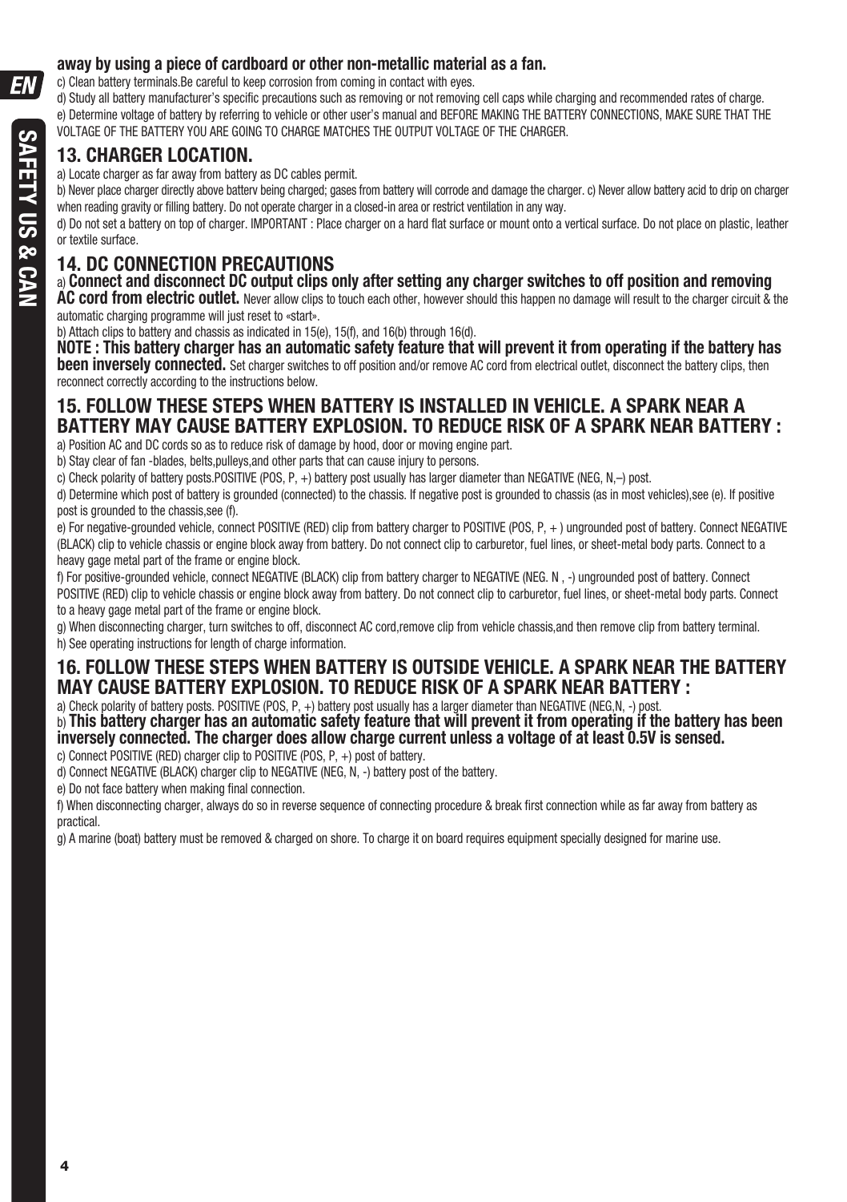**away by using a piece of cardboard or other non-metallic material as a fan.**

c) Clean battery terminals.Be careful to keep corrosion from coming in contact with eyes.

d) Study all battery manufacturer's specific precautions such as removing or not removing cell caps while charging and recommended rates of charge.

e) Determine voltage of battery by referring to vehicle or other user's manual and BEFORE MAKING THE BATTERY CONNECTIONS, MAKE SURE THAT THE VOLTAGE OF THE BATTERY YOU ARE GOING TO CHARGE MATCHES THE OUTPUT VOLTAGE OF THE CHARGER.

## 13. CHARGER LOCATION.

a) Locate charger as far away from battery as DC cables permit.

b) Never place charger directly above batterv being charged; gases from battery will corrode and damage the charger. c) Never allow battery acid to drip on charger when reading gravity or filling battery. Do not operate charger in a closed-in area or restrict ventilation in any way.

d) Do not set a battery on top of charger. IMPORTANT : Place charger on a hard flat surface or mount onto a vertical surface. Do not place on plastic, leather or textile surface.

## 14. DC CONNECTION PRECAUTIONS

a) **Connect and disconnect DC output clips only after setting any charger switches to off position and removing AC cord from electric outlet.** Never allow clips to touch each other, however should this happen no damage will result to the charger circuit & the automatic charging programme will just reset to «start».

b) Attach clips to battery and chassis as indicated in 15(e), 15(f), and 16(b) through 16(d).

**NOTE : This battery charger has an automatic safety feature that will prevent it from operating if the battery has been inversely connected.** Set charger switches to off position and/or remove AC cord from electrical outlet, disconnect the battery clips, then reconnect correctly according to the instructions below.

## 15. FOLLOW THESE STEPS WHEN BATTERY IS INSTALLED IN VEHICLE. A SPARK NEAR A BATTERY MAY CAUSE BATTERY EXPLOSION. TO REDUCE RISK OF A SPARK NEAR BATTERY :

a) Position AC and DC cords so as to reduce risk of damage by hood, door or moving engine part.

b) Stay clear of fan -blades, belts,pulleys,and other parts that can cause injury to persons.

c) Check polarity of battery posts.POSITIVE (POS, P, +) battery post usually has larger diameter than NEGATIVE (NEG, N,–) post.

d) Determine which post of battery is grounded (connected) to the chassis. If negative post is grounded to chassis (as in most vehicles),see (e). If positive post is grounded to the chassis,see (f).

e) For negative-grounded vehicle, connect POSITIVE (RED) clip from battery charger to POSITIVE (POS, P, + ) ungrounded post of battery. Connect NEGATIVE (BLACK) clip to vehicle chassis or engine block away from battery. Do not connect clip to carburetor, fuel lines, or sheet-metal body parts. Connect to a heavy gage metal part of the frame or engine block.

f) For positive-grounded vehicle, connect NEGATIVE (BLACK) clip from battery charger to NEGATIVE (NEG. N , -) ungrounded post of battery. Connect POSITIVE (RED) clip to vehicle chassis or engine block away from battery. Do not connect clip to carburetor, fuel lines, or sheet-metal body parts. Connect to a heavy gage metal part of the frame or engine block.

g) When disconnecting charger, turn switches to off, disconnect AC cord,remove clip from vehicle chassis,and then remove clip from battery terminal.

h) See operating instructions for length of charge information.

## 16. FOLLOW THESE STEPS WHEN BATTERY IS OUTSIDE VEHICLE. A SPARK NEAR THE BATTERY MAY CAUSE BATTERY EXPLOSION. TO REDUCE RISK OF A SPARK NEAR BATTERY :

a) Check polarity of battery posts. POSITIVE (POS, P, +) battery post usually has a larger diameter than NEGATIVE (NEG,N, -) post.

b) **This battery charger has an automatic safety feature that will prevent it from operating if the battery has been inversely connected. The charger does allow charge current unless a voltage of at least 0.5V is sensed.**

c) Connect POSITIVE (RED) charger clip to POSITIVE (POS, P, +) post of battery.

d) Connect NEGATIVE (BLACK) charger clip to NEGATIVE (NEG, N, -) battery post of the battery.

e) Do not face battery when making final connection.

f) When disconnecting charger, always do so in reverse sequence of connecting procedure & break first connection while as far away from battery as practical.

g) A marine (boat) battery must be removed & charged on shore. To charge it on board requires equipment specially designed for marine use.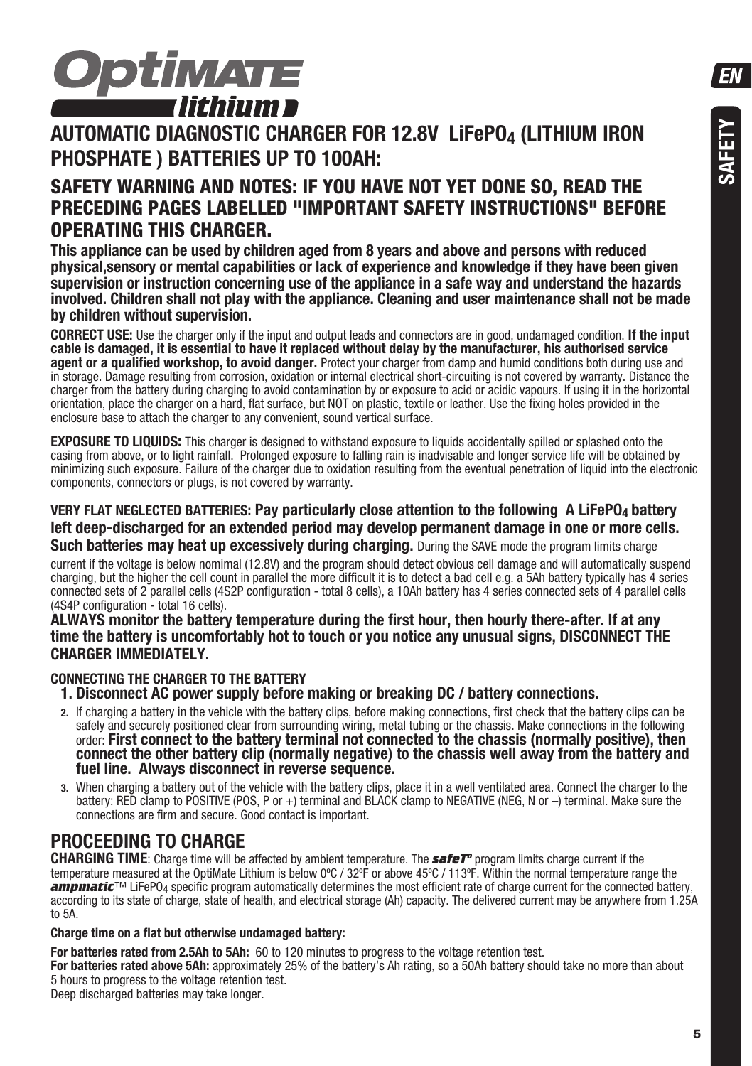# OptiMATE lithium

## AUTOMATIC DIAGNOSTIC CHARGER FOR 12.8V $LiFePO_4$ (LITHIUM IRON PHOSPHATE ) BATTERIES UP TO 100AH:

## SAFETY WARNING AND NOTES: IF YOU HAVE NOT YET DONE SO, READ THE PRECEDING PAGES LABELLED "IMPORTANT SAFETY INSTRUCTIONS" BEFORE OPERATING THIS CHARGER.

**This appliance can be used by children aged from 8 years and above and persons with reduced physical,sensory or mental capabilities or lack of experience and knowledge if they have been given supervision or instruction concerning use of the appliance in a safe way and understand the hazards involved. Children shall not play with the appliance. Cleaning and user maintenance shall not be made by children without supervision.**

**CORRECT USE:** Use the charger only if the input and output leads and connectors are in good, undamaged condition. **If the input cable is damaged, it is essential to have it replaced without delay by the manufacturer, his authorised service agent or a qualified workshop, to avoid danger.** Protect your charger from damp and humid conditions both during use and in storage. Damage resulting from corrosion, oxidation or internal electrical short-circuiting is not covered by warranty. Distance the charger from the battery during charging to avoid contamination by or exposure to acid or acidic vapours. If using it in the horizontal orientation, place the charger on a hard, flat surface, but NOT on plastic, textile or leather. Use the fixing holes provided in the enclosure base to attach the charger to any convenient, sound vertical surface.

**EXPOSURE TO LIQUIDS:** This charger is designed to withstand exposure to liquids accidentally spilled or splashed onto the casing from above, or to light rainfall. Prolonged exposure to falling rain is inadvisable and longer service life will be obtained by minimizing such exposure. Failure of the charger due to oxidation resulting from the eventual penetration of liquid into the electronic components, connectors or plugs, is not covered by warranty.

**VERY FLAT NEGLECTED BATTERIES: Pay particularly close attention to the following A $LiFePO_4$ battery left deep-discharged for an extended period may develop permanent damage in one or more cells. Such batteries may heat up excessively during charging.** During the SAVE mode the program limits charge current if the voltage is below nomimal (12.8V) and the program should detect obvious cell damage and will automatically suspend charging, but the higher the cell count in parallel the more difficult it is to detect a bad cell e.g. a 5Ah battery typically has 4 series connected sets of 2 parallel cells (4S2P configuration - total 8 cells), a 10Ah battery has 4 series connected sets of 4 parallel cells (4S4P configuration - total 16 cells).

**ALWAYS monitor the battery temperature during the first hour, then hourly there-after. If at any time the battery is uncomfortably hot to touch or you notice any unusual signs, DISCONNECT THE CHARGER IMMEDIATELY.**

**CONNECTING THE CHARGER TO THE BATTERY**

1. **Disconnect AC power supply before making or breaking DC / battery connections.**
2. If charging a battery in the vehicle with the battery clips, before making connections, first check that the battery clips can be safely and securely positioned clear from surrounding wiring, metal tubing or the chassis. Make connections in the following order: **First connect to the battery terminal not connected to the chassis (normally positive), then connect the other battery clip (normally negative) to the chassis well away from the battery and fuel line. Always disconnect in reverse sequence.**
3. When charging a battery out of the vehicle with the battery clips, place it in a well ventilated area. Connect the charger to the battery: RED clamp to POSITIVE (POS, P or +) terminal and BLACK clamp to NEGATIVE (NEG, N or –) terminal. Make sure the connections are firm and secure. Good contact is important.

## PROCEEDING TO CHARGE

**CHARGING TIME**: Charge time will be affected by ambient temperature. The ***safeT°*** program limits charge current if the temperature measured at the OptiMate Lithium is below 0ºC / 32ºF or above 45ºC / 113ºF. Within the normal temperature range the ***ampmatic***™ $LiFePO_4$ specific program automatically determines the most efficient rate of charge current for the connected battery, according to its state of charge, state of health, and electrical storage (Ah) capacity. The delivered current may be anywhere from 1.25A to 5A.

**Charge time on a flat but otherwise undamaged battery:**

**For batteries rated from 2.5Ah to 5Ah:** 60 to 120 minutes to progress to the voltage retention test.
**For batteries rated above 5Ah:** approximately 25% of the battery's Ah rating, so a 50Ah battery should take no more than about 5 hours to progress to the voltage retention test.
Deep discharged batteries may take longer.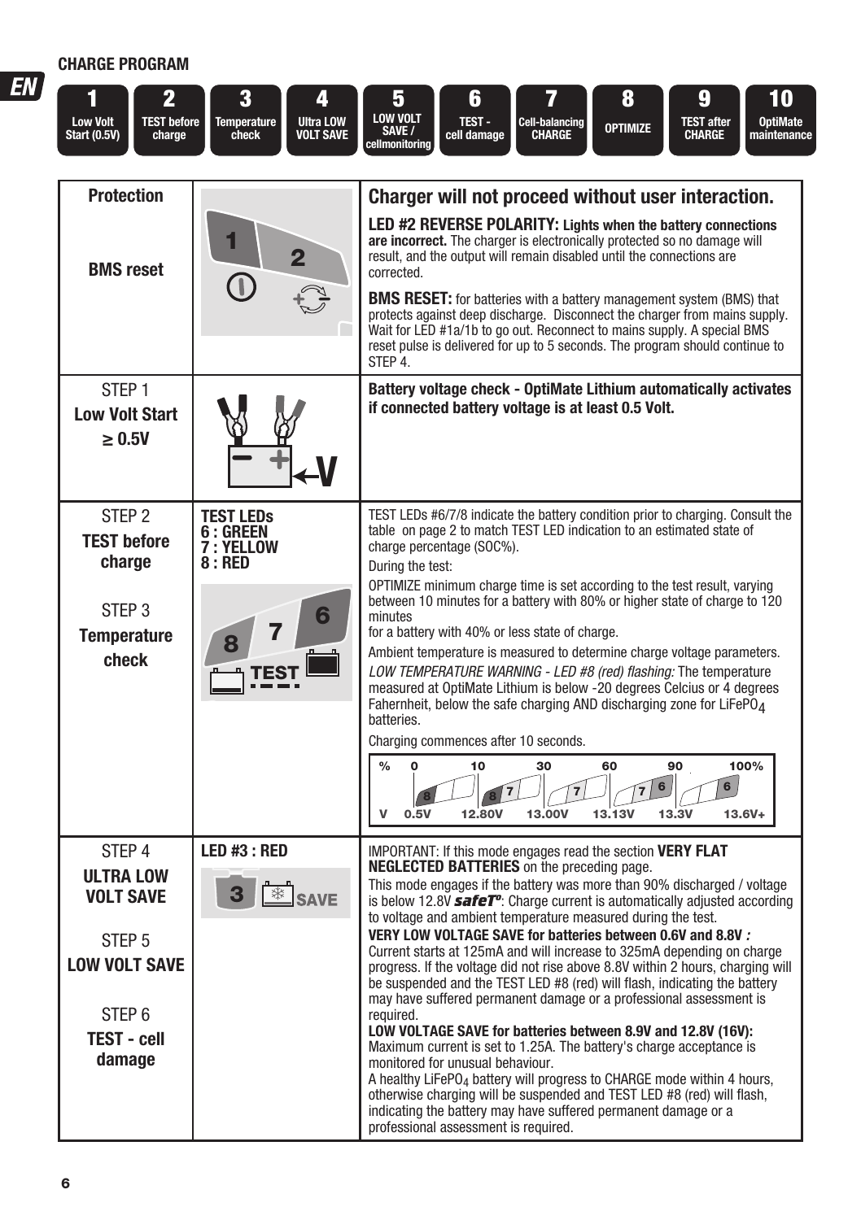## CHARGE PROGRAM

| 1 | 2 | 3 | 4 | 5 | 6 | 7 | 8 | 9 | 10 |
|---|---|---|---|---|---|---|---|---|---|
| Low Volt Start (0.5V) | TEST before charge | Temperature check | Ultra LOW VOLT SAVE | LOW VOLT SAVE / cellmonitoring | TEST - cell damage | Cell-balancing CHARGE | OPTIMIZE | TEST after CHARGE | OptiMate maintenance |

| | | |
|---|---|---|
| **Protection**<br><br>**BMS reset** | | **Charger will not proceed without user interaction.**<br><br>**LED #2 REVERSE POLARITY: Lights when the battery connections are incorrect.** The charger is electronically protected so no damage will result, and the output will remain disabled until the connections are corrected.<br><br>**BMS RESET:** for batteries with a battery management system (BMS) that protects against deep discharge. Disconnect the charger from mains supply. Wait for LED #1a/1b to go out. Reconnect to mains supply. A special BMS reset pulse is delivered for up to 5 seconds. The program should continue to STEP 4. |
| STEP 1<br>**Low Volt Start ≥ 0.5V** | | **Battery voltage check - OptiMate Lithium automatically activates if connected battery voltage is at least 0.5 Volt.** |
| STEP 2<br>**TEST before charge**<br><br>STEP 3<br>**Temperature check** | **TEST LEDs**<br>**6 : GREEN**<br>**7 : YELLOW**<br>**8 : RED** | TEST LEDs #6/7/8 indicate the battery condition prior to charging. Consult the table on page 2 to match TEST LED indication to an estimated state of charge percentage (SOC%).<br><br>During the test:<br><br>OPTIMIZE minimum charge time is set according to the test result, varying between 10 minutes for a battery with 80% or higher state of charge to 120 minutes for a battery with 40% or less state of charge.<br><br>Ambient temperature is measured to determine charge voltage parameters.<br><br>*LOW TEMPERATURE WARNING - LED #8 (red) flashing:* The temperature measured at OptiMate Lithium is below -20 degrees Celcius or 4 degrees Fahernheit, below the safe charging AND discharging zone for $LiFePO_4$ batteries.<br><br>Charging commences after 10 seconds.<br><br>% : 0 / 10 / 30 / 60 / 90 / 100%<br>LEDs: 8 / 8 7 / 7 / 7 6 / 6<br>V : 0.5V / 12.80V / 13.00V / 13.13V / 13.3V / 13.6V+ |
| STEP 4<br>**ULTRA LOW VOLT SAVE**<br><br>STEP 5<br>**LOW VOLT SAVE**<br><br>STEP 6<br>**TEST - cell damage** | **LED #3 : RED**<br>SAVE | IMPORTANT: If this mode engages read the section **VERY FLAT NEGLECTED BATTERIES** on the preceding page.<br><br>This mode engages if the battery was more than 90% discharged / voltage is below 12.8V ***safeT°***: Charge current is automatically adjusted according to voltage and ambient temperature measured during the test.<br><br>**VERY LOW VOLTAGE SAVE for batteries between 0.6V and 8.8V :** Current starts at 125mA and will increase to 325mA depending on charge progress. If the voltage did not rise above 8.8V within 2 hours, charging will be suspended and the TEST LED #8 (red) will flash, indicating the battery may have suffered permanent damage or a professional assessment is required.<br><br>**LOW VOLTAGE SAVE for batteries between 8.9V and 12.8V (16V):** Maximum current is set to 1.25A. The battery's charge acceptance is monitored for unusual behaviour.<br><br>A healthy $LiFePO_4$ battery will progress to CHARGE mode within 4 hours, otherwise charging will be suspended and TEST LED #8 (red) will flash, indicating the battery may have suffered permanent damage or a professional assessment is required. |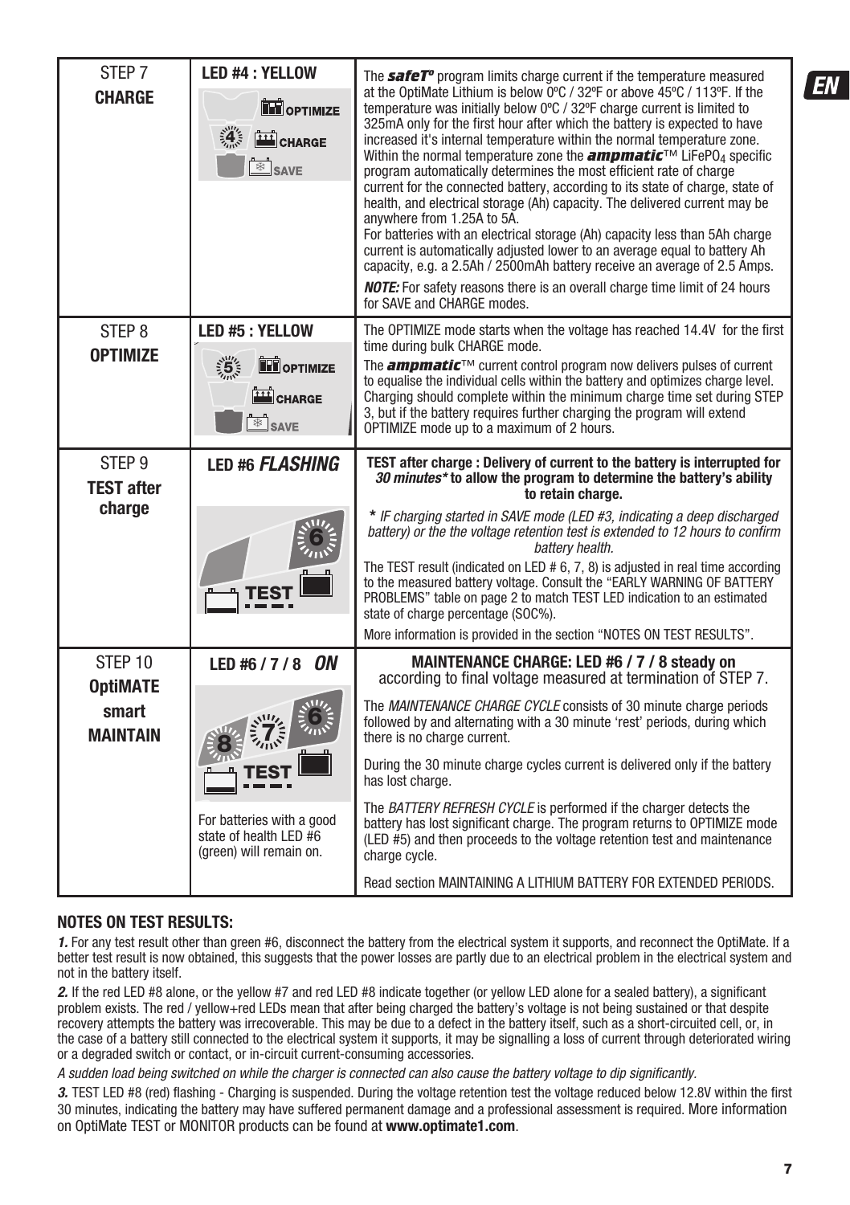| STEP | LED | Description |
|---|---|---|
| STEP 7 **CHARGE** | **LED #4 : YELLOW** OPTIMIZE / CHARGE / SAVE | The ***safeT°*** program limits charge current if the temperature measured at the OptiMate Lithium is below 0ºC / 32ºF or above 45ºC / 113ºF. If the temperature was initially below 0ºC / 32ºF charge current is limited to 325mA only for the first hour after which the battery is expected to have increased it's internal temperature within the normal temperature zone. Within the normal temperature zone the ***ampmatic***™ $LiFePO_4$ specific program automatically determines the most efficient rate of charge current for the connected battery, according to its state of charge, state of health, and electrical storage (Ah) capacity. The delivered current may be anywhere from 1.25A to 5A. For batteries with an electrical storage (Ah) capacity less than 5Ah charge current is automatically adjusted lower to an average equal to battery Ah capacity, e.g. a 2.5Ah / 2500mAh battery receive an average of 2.5 Amps. ***NOTE:*** For safety reasons there is an overall charge time limit of 24 hours for SAVE and CHARGE modes. |
| STEP 8 **OPTIMIZE** | **LED #5 : YELLOW** OPTIMIZE / CHARGE / SAVE | The OPTIMIZE mode starts when the voltage has reached 14.4V for the first time during bulk CHARGE mode. The ***ampmatic***™ current control program now delivers pulses of current to equalise the individual cells within the battery and optimizes charge level. Charging should complete within the minimum charge time set during STEP 3, but if the battery requires further charging the program will extend OPTIMIZE mode up to a maximum of 2 hours. |
| STEP 9 **TEST after charge** | **LED #6 *FLASHING*** TEST | **TEST after charge : Delivery of current to the battery is interrupted for *30 minutes** to allow the program to determine the battery's ability to retain charge.** *\* IF charging started in SAVE mode (LED #3, indicating a deep discharged battery) or the the voltage retention test is extended to 12 hours to confirm battery health.* The TEST result (indicated on LED # 6, 7, 8) is adjusted in real time according to the measured battery voltage. Consult the "EARLY WARNING OF BATTERY PROBLEMS" table on page 2 to match TEST LED indication to an estimated state of charge percentage (SOC%). More information is provided in the section "NOTES ON TEST RESULTS". |
| STEP 10 **OptiMATE smart MAINTAIN** | **LED #6 / 7 / 8 *ON*** TEST. For batteries with a good state of health LED #6 (green) will remain on. | **MAINTENANCE CHARGE: LED #6 / 7 / 8 steady on** according to final voltage measured at termination of STEP 7. The *MAINTENANCE CHARGE CYCLE* consists of 30 minute charge periods followed by and alternating with a 30 minute 'rest' periods, during which there is no charge current. During the 30 minute charge cycles current is delivered only if the battery has lost charge. The *BATTERY REFRESH CYCLE* is performed if the charger detects the battery has lost significant charge. The program returns to OPTIMIZE mode (LED #5) and then proceeds to the voltage retention test and maintenance charge cycle. Read section MAINTAINING A LITHIUM BATTERY FOR EXTENDED PERIODS. |

### NOTES ON TEST RESULTS:

***1.*** For any test result other than green #6, disconnect the battery from the electrical system it supports, and reconnect the OptiMate. If a better test result is now obtained, this suggests that the power losses are partly due to an electrical problem in the electrical system and not in the battery itself.

***2.*** If the red LED #8 alone, or the yellow #7 and red LED #8 indicate together (or yellow LED alone for a sealed battery), a significant problem exists. The red / yellow+red LEDs mean that after being charged the battery's voltage is not being sustained or that despite recovery attempts the battery was irrecoverable. This may be due to a defect in the battery itself, such as a short-circuited cell, or, in the case of a battery still connected to the electrical system it supports, it may be signalling a loss of current through deteriorated wiring or a degraded switch or contact, or in-circuit current-consuming accessories.

*A sudden load being switched on while the charger is connected can also cause the battery voltage to dip significantly.*

***3.*** TEST LED #8 (red) flashing - Charging is suspended. During the voltage retention test the voltage reduced below 12.8V within the first 30 minutes, indicating the battery may have suffered permanent damage and a professional assessment is required. More information on OptiMate TEST or MONITOR products can be found at **www.optimate1.com**.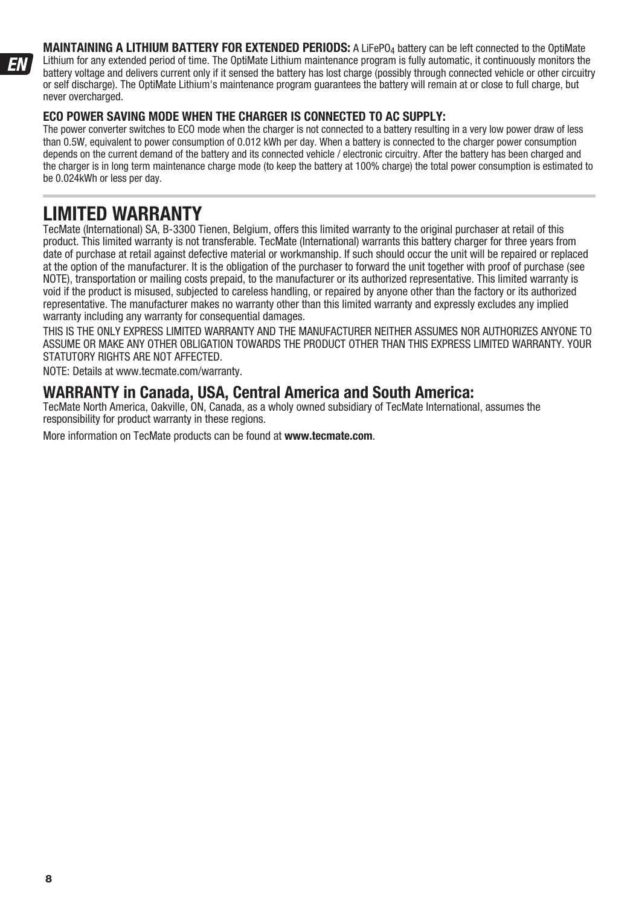**MAINTAINING A LITHIUM BATTERY FOR EXTENDED PERIODS:** A $LiFePO_4$ battery can be left connected to the OptiMate Lithium for any extended period of time. The OptiMate Lithium maintenance program is fully automatic, it continuously monitors the battery voltage and delivers current only if it sensed the battery has lost charge (possibly through connected vehicle or other circuitry or self discharge). The OptiMate Lithium's maintenance program guarantees the battery will remain at or close to full charge, but never overcharged.

**ECO POWER SAVING MODE WHEN THE CHARGER IS CONNECTED TO AC SUPPLY:**

The power converter switches to ECO mode when the charger is not connected to a battery resulting in a very low power draw of less than 0.5W, equivalent to power consumption of 0.012 kWh per day. When a battery is connected to the charger power consumption depends on the current demand of the battery and its connected vehicle / electronic circuitry. After the battery has been charged and the charger is in long term maintenance charge mode (to keep the battery at 100% charge) the total power consumption is estimated to be 0.024kWh or less per day.

# LIMITED WARRANTY

TecMate (International) SA, B-3300 Tienen, Belgium, offers this limited warranty to the original purchaser at retail of this product. This limited warranty is not transferable. TecMate (International) warrants this battery charger for three years from date of purchase at retail against defective material or workmanship. If such should occur the unit will be repaired or replaced at the option of the manufacturer. It is the obligation of the purchaser to forward the unit together with proof of purchase (see NOTE), transportation or mailing costs prepaid, to the manufacturer or its authorized representative. This limited warranty is void if the product is misused, subjected to careless handling, or repaired by anyone other than the factory or its authorized representative. The manufacturer makes no warranty other than this limited warranty and expressly excludes any implied warranty including any warranty for consequential damages.

THIS IS THE ONLY EXPRESS LIMITED WARRANTY AND THE MANUFACTURER NEITHER ASSUMES NOR AUTHORIZES ANYONE TO ASSUME OR MAKE ANY OTHER OBLIGATION TOWARDS THE PRODUCT OTHER THAN THIS EXPRESS LIMITED WARRANTY. YOUR STATUTORY RIGHTS ARE NOT AFFECTED.

NOTE: Details at www.tecmate.com/warranty.

## WARRANTY in Canada, USA, Central America and South America:

TecMate North America, Oakville, ON, Canada, as a wholy owned subsidiary of TecMate International, assumes the responsibility for product warranty in these regions.

More information on TecMate products can be found at **www.tecmate.com**.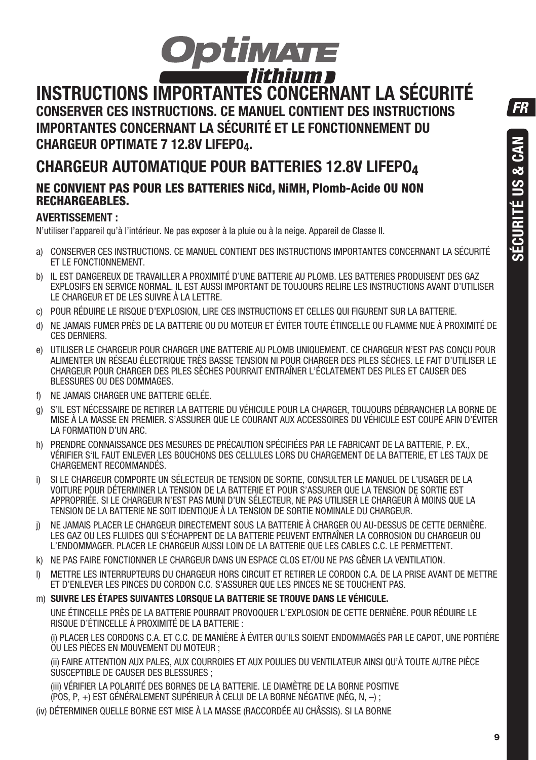# INSTRUCTIONS IMPORTANTES CONCERNANT LA SÉCURITÉ

**CONSERVER CES INSTRUCTIONS. CE MANUEL CONTIENT DES INSTRUCTIONS IMPORTANTES CONCERNANT LA SÉCURITÉ ET LE FONCTIONNEMENT DU CHARGEUR OPTIMATE 7 12.8V $LIFEPO_4$.**

## CHARGEUR AUTOMATIQUE POUR BATTERIES 12.8V $LIFEPO_4$

### NE CONVIENT PAS POUR LES BATTERIES NiCd, NiMH, Plomb-Acide OU NON RECHARGEABLES.

**AVERTISSEMENT :**

N'utiliser l'appareil qu'à l'intérieur. Ne pas exposer à la pluie ou à la neige. Appareil de Classe II.

a) CONSERVER CES INSTRUCTIONS. CE MANUEL CONTIENT DES INSTRUCTIONS IMPORTANTES CONCERNANT LA SÉCURITÉ ET LE FONCTIONNEMENT.

b) IL EST DANGEREUX DE TRAVAILLER A PROXIMITÉ D'UNE BATTERIE AU PLOMB. LES BATTERIES PRODUISENT DES GAZ EXPLOSIFS EN SERVICE NORMAL. IL EST AUSSI IMPORTANT DE TOUJOURS RELIRE LES INSTRUCTIONS AVANT D'UTILISER LE CHARGEUR ET DE LES SUIVRE À LA LETTRE.

c) POUR RÉDUIRE LE RISQUE D'EXPLOSION, LIRE CES INSTRUCTIONS ET CELLES QUI FIGURENT SUR LA BATTERIE.

d) NE JAMAIS FUMER PRÈS DE LA BATTERIE OU DU MOTEUR ET ÉVITER TOUTE ÉTINCELLE OU FLAMME NUE À PROXIMITÉ DE CES DERNIERS.

e) UTILISER LE CHARGEUR POUR CHARGER UNE BATTERIE AU PLOMB UNIQUEMENT. CE CHARGEUR N'EST PAS CONÇU POUR ALIMENTER UN RÉSEAU ÉLECTRIQUE TRÈS BASSE TENSION NI POUR CHARGER DES PILES SÈCHES. LE FAIT D'UTILISER LE CHARGEUR POUR CHARGER DES PILES SÈCHES POURRAIT ENTRAÎNER L'ÉCLATEMENT DES PILES ET CAUSER DES BLESSURES OU DES DOMMAGES.

f) NE JAMAIS CHARGER UNE BATTERIE GELÉE.

g) S'IL EST NÉCESSAIRE DE RETIRER LA BATTERIE DU VÉHICULE POUR LA CHARGER, TOUJOURS DÉBRANCHER LA BORNE DE MISE À LA MASSE EN PREMIER. S'ASSURER QUE LE COURANT AUX ACCESSOIRES DU VÉHICULE EST COUPÉ AFIN D'ÉVITER LA FORMATION D'UN ARC.

h) PRENDRE CONNAISSANCE DES MESURES DE PRÉCAUTION SPÉCIFIÉES PAR LE FABRICANT DE LA BATTERIE, P. EX., VÉRIFIER S'IL FAUT ENLEVER LES BOUCHONS DES CELLULES LORS DU CHARGEMENT DE LA BATTERIE, ET LES TAUX DE CHARGEMENT RECOMMANDÉS.

i) SI LE CHARGEUR COMPORTE UN SÉLECTEUR DE TENSION DE SORTIE, CONSULTER LE MANUEL DE L'USAGER DE LA VOITURE POUR DÉTERMINER LA TENSION DE LA BATTERIE ET POUR S'ASSURER QUE LA TENSION DE SORTIE EST APPROPRIÉE. SI LE CHARGEUR N'EST PAS MUNI D'UN SÉLECTEUR, NE PAS UTILISER LE CHARGEUR À MOINS QUE LA TENSION DE LA BATTERIE NE SOIT IDENTIQUE À LA TENSION DE SORTIE NOMINALE DU CHARGEUR.

j) NE JAMAIS PLACER LE CHARGEUR DIRECTEMENT SOUS LA BATTERIE À CHARGER OU AU-DESSUS DE CETTE DERNIÈRE. LES GAZ OU LES FLUIDES QUI S'ÉCHAPPENT DE LA BATTERIE PEUVENT ENTRAÎNER LA CORROSION DU CHARGEUR OU L'ENDOMMAGER. PLACER LE CHARGEUR AUSSI LOIN DE LA BATTERIE QUE LES CABLES C.C. LE PERMETTENT.

k) NE PAS FAIRE FONCTIONNER LE CHARGEUR DANS UN ESPACE CLOS ET/OU NE PAS GÊNER LA VENTILATION.

l) METTRE LES INTERRUPTEURS DU CHARGEUR HORS CIRCUIT ET RETIRER LE CORDON C.A. DE LA PRISE AVANT DE METTRE ET D'ENLEVER LES PINCES DU CORDON C.C. S'ASSURER QUE LES PINCES NE SE TOUCHENT PAS.

m) **SUIVRE LES ÉTAPES SUIVANTES LORSQUE LA BATTERIE SE TROUVE DANS LE VÉHICULE.**

UNE ÉTINCELLE PRÈS DE LA BATTERIE POURRAIT PROVOQUER L'EXPLOSION DE CETTE DERNIÈRE. POUR RÉDUIRE LE RISQUE D'ÉTINCELLE À PROXIMITÉ DE LA BATTERIE :

(i) PLACER LES CORDONS C.A. ET C.C. DE MANIÈRE À ÉVITER QU'ILS SOIENT ENDOMMAGÉS PAR LE CAPOT, UNE PORTIÈRE OU LES PIÈCES EN MOUVEMENT DU MOTEUR ;

(ii) FAIRE ATTENTION AUX PALES, AUX COURROIES ET AUX POULIES DU VENTILATEUR AINSI QU'À TOUTE AUTRE PIÈCE SUSCEPTIBLE DE CAUSER DES BLESSURES ;

(iii) VÉRIFIER LA POLARITÉ DES BORNES DE LA BATTERIE. LE DIAMÈTRE DE LA BORNE POSITIVE (POS, P, +) EST GÉNÉRALEMENT SUPÉRIEUR À CELUI DE LA BORNE NÉGATIVE (NÉG, N, –) ;

(iv) DÉTERMINER QUELLE BORNE EST MISE À LA MASSE (RACCORDÉE AU CHÂSSIS). SI LA BORNE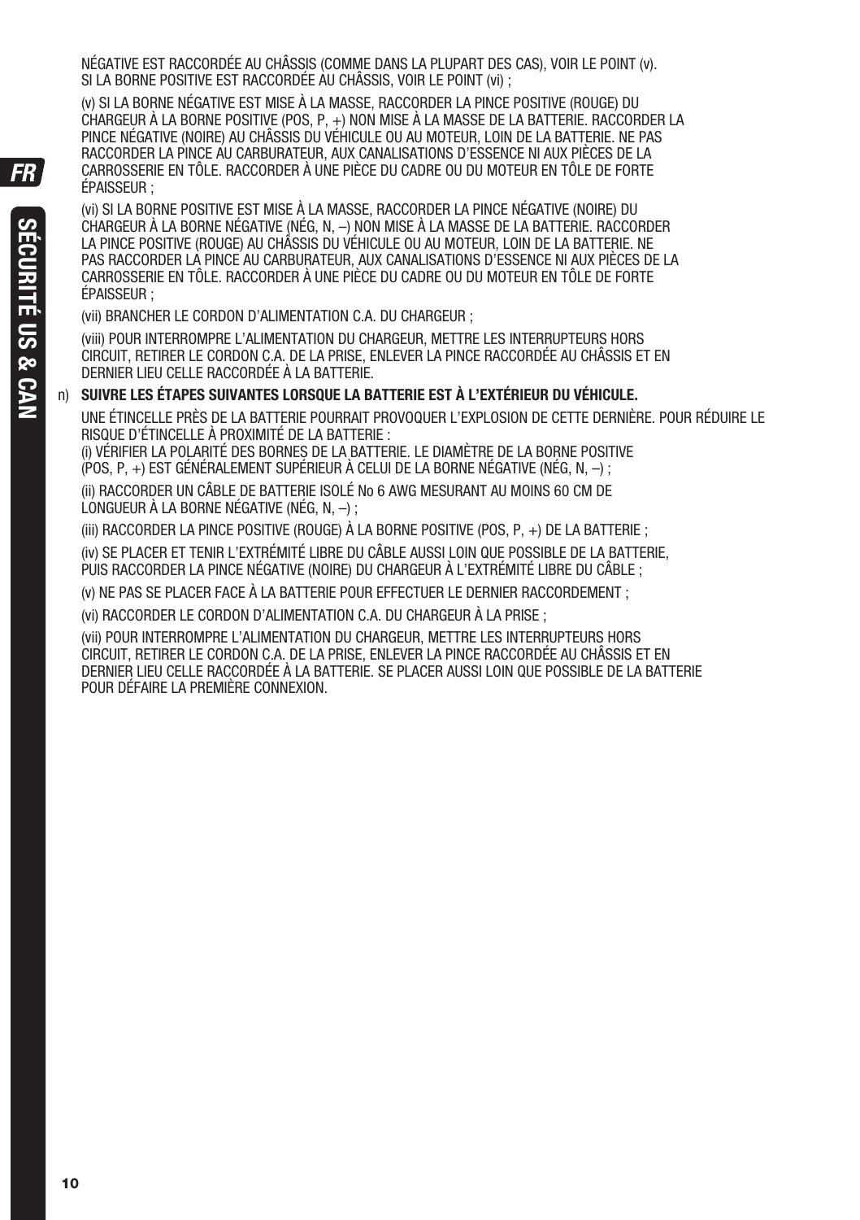NÉGATIVE EST RACCORDÉE AU CHÂSSIS (COMME DANS LA PLUPART DES CAS), VOIR LE POINT (v). SI LA BORNE POSITIVE EST RACCORDÉE AU CHÂSSIS, VOIR LE POINT (vi) ;

(v) SI LA BORNE NÉGATIVE EST MISE À LA MASSE, RACCORDER LA PINCE POSITIVE (ROUGE) DU CHARGEUR À LA BORNE POSITIVE (POS, P, +) NON MISE À LA MASSE DE LA BATTERIE. RACCORDER LA PINCE NÉGATIVE (NOIRE) AU CHÂSSIS DU VÉHICULE OU AU MOTEUR, LOIN DE LA BATTERIE. NE PAS RACCORDER LA PINCE AU CARBURATEUR, AUX CANALISATIONS D'ESSENCE NI AUX PIÈCES DE LA CARROSSERIE EN TÔLE. RACCORDER À UNE PIÈCE DU CADRE OU DU MOTEUR EN TÔLE DE FORTE ÉPAISSEUR ;

(vi) SI LA BORNE POSITIVE EST MISE À LA MASSE, RACCORDER LA PINCE NÉGATIVE (NOIRE) DU CHARGEUR À LA BORNE NÉGATIVE (NÉG, N, –) NON MISE À LA MASSE DE LA BATTERIE. RACCORDER LA PINCE POSITIVE (ROUGE) AU CHÂSSIS DU VÉHICULE OU AU MOTEUR, LOIN DE LA BATTERIE. NE PAS RACCORDER LA PINCE AU CARBURATEUR, AUX CANALISATIONS D'ESSENCE NI AUX PIÈCES DE LA CARROSSERIE EN TÔLE. RACCORDER À UNE PIÈCE DU CADRE OU DU MOTEUR EN TÔLE DE FORTE ÉPAISSEUR ;

(vii) BRANCHER LE CORDON D'ALIMENTATION C.A. DU CHARGEUR ;

(viii) POUR INTERROMPRE L'ALIMENTATION DU CHARGEUR, METTRE LES INTERRUPTEURS HORS CIRCUIT, RETIRER LE CORDON C.A. DE LA PRISE, ENLEVER LA PINCE RACCORDÉE AU CHÂSSIS ET EN DERNIER LIEU CELLE RACCORDÉE À LA BATTERIE.

n) **SUIVRE LES ÉTAPES SUIVANTES LORSQUE LA BATTERIE EST À L'EXTÉRIEUR DU VÉHICULE.**

UNE ÉTINCELLE PRÈS DE LA BATTERIE POURRAIT PROVOQUER L'EXPLOSION DE CETTE DERNIÈRE. POUR RÉDUIRE LE RISQUE D'ÉTINCELLE À PROXIMITÉ DE LA BATTERIE :
(i) VÉRIFIER LA POLARITÉ DES BORNES DE LA BATTERIE. LE DIAMÈTRE DE LA BORNE POSITIVE (POS, P, +) EST GÉNÉRALEMENT SUPÉRIEUR À CELUI DE LA BORNE NÉGATIVE (NÉG, N, –) ;

(ii) RACCORDER UN CÂBLE DE BATTERIE ISOLÉ No 6 AWG MESURANT AU MOINS 60 CM DE LONGUEUR À LA BORNE NÉGATIVE (NÉG, N, –) ;

(iii) RACCORDER LA PINCE POSITIVE (ROUGE) À LA BORNE POSITIVE (POS, P, +) DE LA BATTERIE ;

(iv) SE PLACER ET TENIR L'EXTRÉMITÉ LIBRE DU CÂBLE AUSSI LOIN QUE POSSIBLE DE LA BATTERIE, PUIS RACCORDER LA PINCE NÉGATIVE (NOIRE) DU CHARGEUR À L'EXTRÉMITÉ LIBRE DU CÂBLE ;

(v) NE PAS SE PLACER FACE À LA BATTERIE POUR EFFECTUER LE DERNIER RACCORDEMENT ;

(vi) RACCORDER LE CORDON D'ALIMENTATION C.A. DU CHARGEUR À LA PRISE ;

(vii) POUR INTERROMPRE L'ALIMENTATION DU CHARGEUR, METTRE LES INTERRUPTEURS HORS CIRCUIT, RETIRER LE CORDON C.A. DE LA PRISE, ENLEVER LA PINCE RACCORDÉE AU CHÂSSIS ET EN DERNIER LIEU CELLE RACCORDÉE À LA BATTERIE. SE PLACER AUSSI LOIN QUE POSSIBLE DE LA BATTERIE POUR DÉFAIRE LA PREMIÈRE CONNEXION.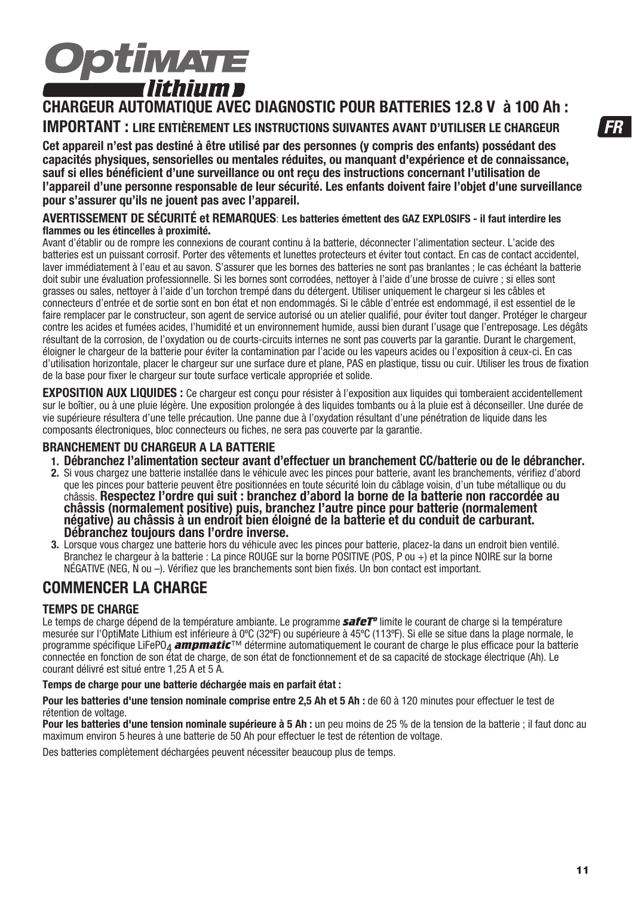# OptiMATE lithium

## CHARGEUR AUTOMATIQUE AVEC DIAGNOSTIC POUR BATTERIES 12.8 V à 100 Ah :

**IMPORTANT : LIRE ENTIÈREMENT LES INSTRUCTIONS SUIVANTES AVANT D'UTILISER LE CHARGEUR**

**Cet appareil n'est pas destiné à être utilisé par des personnes (y compris des enfants) possédant des capacités physiques, sensorielles ou mentales réduites, ou manquant d'expérience et de connaissance, sauf si elles bénéficient d'une surveillance ou ont reçu des instructions concernant l'utilisation de l'appareil d'une personne responsable de leur sécurité. Les enfants doivent faire l'objet d'une surveillance pour s'assurer qu'ils ne jouent pas avec l'appareil.**

**AVERTISSEMENT DE SÉCURITÉ et REMARQUES**: **Les batteries émettent des GAZ EXPLOSIFS - il faut interdire les flammes ou les étincelles à proximité.**

Avant d'établir ou de rompre les connexions de courant continu à la batterie, déconnecter l'alimentation secteur. L'acide des batteries est un puissant corrosif. Porter des vêtements et lunettes protecteurs et éviter tout contact. En cas de contact accidentel, laver immédiatement à l'eau et au savon. S'assurer que les bornes des batteries ne sont pas branlantes ; le cas échéant la batterie doit subir une évaluation professionnelle. Si les bornes sont corrodées, nettoyer à l'aide d'une brosse de cuivre ; si elles sont grasses ou sales, nettoyer à l'aide d'un torchon trempé dans du détergent. Utiliser uniquement le chargeur si les câbles et connecteurs d'entrée et de sortie sont en bon état et non endommagés. Si le câble d'entrée est endommagé, il est essentiel de le faire remplacer par le constructeur, son agent de service autorisé ou un atelier qualifié, pour éviter tout danger. Protéger le chargeur contre les acides et fumées acides, l'humidité et un environnement humide, aussi bien durant l'usage que l'entreposage. Les dégâts résultant de la corrosion, de l'oxydation ou de courts-circuits internes ne sont pas couverts par la garantie. Durant le chargement, éloigner le chargeur de la batterie pour éviter la contamination par l'acide ou les vapeurs acides ou l'exposition à ceux-ci. En cas d'utilisation horizontale, placer le chargeur sur une surface dure et plane, PAS en plastique, tissu ou cuir. Utiliser les trous de fixation de la base pour fixer le chargeur sur toute surface verticale appropriée et solide.

**EXPOSITION AUX LIQUIDES :** Ce chargeur est conçu pour résister à l'exposition aux liquides qui tomberaient accidentellement sur le boîtier, ou à une pluie légère. Une exposition prolongée à des liquides tombants ou à la pluie est à déconseiller. Une durée de vie supérieure résultera d'une telle précaution. Une panne due à l'oxydation résultant d'une pénétration de liquide dans les composants électroniques, bloc connecteurs ou fiches, ne sera pas couverte par la garantie.

### BRANCHEMENT DU CHARGEUR A LA BATTERIE

1. **Débranchez l'alimentation secteur avant d'effectuer un branchement CC/batterie ou de le débrancher.**
2. Si vous chargez une batterie installée dans le véhicule avec les pinces pour batterie, avant les branchements, vérifiez d'abord que les pinces pour batterie peuvent être positionnées en toute sécurité loin du câblage voisin, d'un tube métallique ou du châssis. **Respectez l'ordre qui suit : branchez d'abord la borne de la batterie non raccordée au châssis (normalement positive) puis, branchez l'autre pince pour batterie (normalement négative) au châssis à un endroit bien éloigné de la batterie et du conduit de carburant. Débranchez toujours dans l'ordre inverse.**
3. Lorsque vous chargez une batterie hors du véhicule avec les pinces pour batterie, placez-la dans un endroit bien ventilé. Branchez le chargeur à la batterie : La pince ROUGE sur la borne POSITIVE (POS, P ou +) et la pince NOIRE sur la borne NÉGATIVE (NEG, N ou –). Vérifiez que les branchements sont bien fixés. Un bon contact est important.

## COMMENCER LA CHARGE

### TEMPS DE CHARGE

Le temps de charge dépend de la température ambiante. Le programme ***safeT°*** limite le courant de charge si la température mesurée sur l'OptiMate Lithium est inférieure à 0ºC (32ºF) ou supérieure à 45ºC (113ºF). Si elle se situe dans la plage normale, le programme spécifique $LiFePO_4$ ***ampmatic***™ détermine automatiquement le courant de charge le plus efficace pour la batterie connectée en fonction de son état de charge, de son état de fonctionnement et de sa capacité de stockage électrique (Ah). Le courant délivré est situé entre 1,25 A et 5 A.

**Temps de charge pour une batterie déchargée mais en parfait état :**

**Pour les batteries d'une tension nominale comprise entre 2,5 Ah et 5 Ah :** de 60 à 120 minutes pour effectuer le test de rétention de voltage.

**Pour les batteries d'une tension nominale supérieure à 5 Ah :** un peu moins de 25 % de la tension de la batterie ; il faut donc au maximum environ 5 heures à une batterie de 50 Ah pour effectuer le test de rétention de voltage.

Des batteries complètement déchargées peuvent nécessiter beaucoup plus de temps.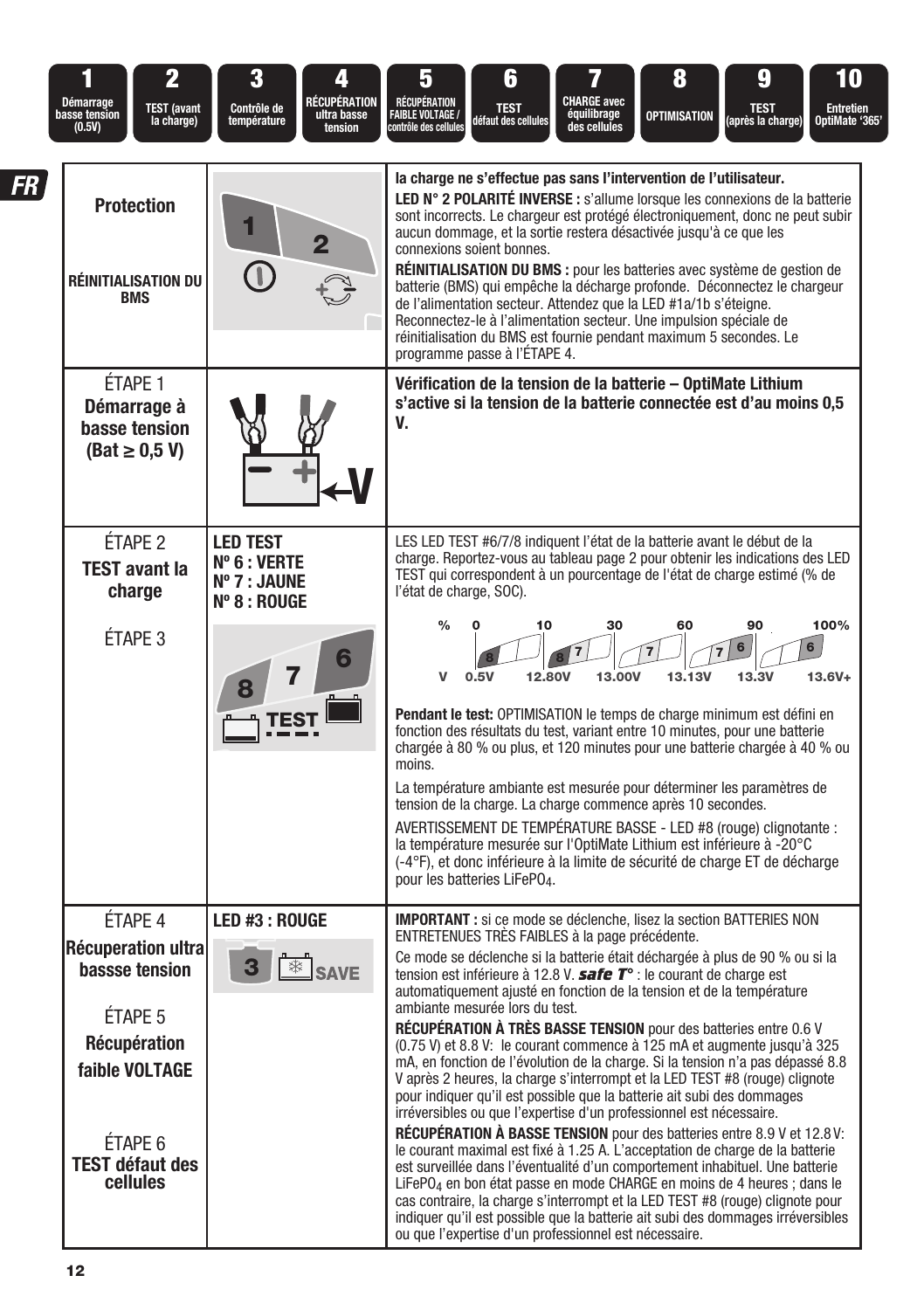| 1 | 2 | 3 | 4 | 5 | 6 | 7 | 8 | 9 | 10 |
|---|---|---|---|---|---|---|---|---|---|
| Démarrage basse tension (0.5V) | TEST (avant la charge) | Contrôle de température | RÉCUPÉRATION ultra basse tension | RÉCUPÉRATION FAIBLE VOLTAGE / contrôle des cellules | TEST défaut des cellules | CHARGE avec équilibrage des cellules | OPTIMISATION | TEST (après la charge) | Entretien OptiMate '365' |

FR

| | | |
|---|---|---|
| **Protection**<br><br>**RÉINITIALISATION DU BMS** | 1 2 | **la charge ne s'effectue pas sans l'intervention de l'utilisateur.**<br>**LED N° 2 POLARITÉ INVERSE :** s'allume lorsque les connexions de la batterie sont incorrects. Le chargeur est protégé électroniquement, donc ne peut subir aucun dommage, et la sortie restera désactivée jusqu'à ce que les connexions soient bonnes.<br>**RÉINITIALISATION DU BMS :** pour les batteries avec système de gestion de batterie (BMS) qui empêche la décharge profonde. Déconnectez le chargeur de l'alimentation secteur. Attendez que la LED #1a/1b s'éteigne. Reconnectez-le à l'alimentation secteur. Une impulsion spéciale de réinitialisation du BMS est fournie pendant maximum 5 secondes. Le programme passe à l'ÉTAPE 4. |
| ÉTAPE 1<br>**Démarrage à basse tension (Bat ≥ 0,5 V)** | V | **Vérification de la tension de la batterie – OptiMate Lithium s'active si la tension de la batterie connectée est d'au moins 0,5 V.** |
| ÉTAPE 2<br>**TEST avant la charge**<br><br>ÉTAPE 3 | **LED TEST**<br>**Nº 6 : VERTE**<br>**Nº 7 : JAUNE**<br>**Nº 8 : ROUGE**<br><br>8 7 6 TEST | LES LED TEST #6/7/8 indiquent l'état de la batterie avant le début de la charge. Reportez-vous au tableau page 2 pour obtenir les indications des LED TEST qui correspondent à un pourcentage de l'état de charge estimé (% de l'état de charge, SOC).<br><br>% : 0 – 10 – 30 – 60 – 90 – 100%<br>LED : 8 – 8 7 – 7 – 7 6 – 6<br>V : 0.5V – 12.80V – 13.00V – 13.13V – 13.3V – 13.6V+<br><br>**Pendant le test:** OPTIMISATION le temps de charge minimum est défini en fonction des résultats du test, variant entre 10 minutes, pour une batterie chargée à 80 % ou plus, et 120 minutes pour une batterie chargée à 40 % ou moins.<br>La température ambiante est mesurée pour déterminer les paramètres de tension de la charge. La charge commence après 10 secondes.<br>AVERTISSEMENT DE TEMPÉRATURE BASSE - LED #8 (rouge) clignotante : la température mesurée sur l'OptiMate Lithium est inférieure à -20°C (-4°F), et donc inférieure à la limite de sécurité de charge ET de décharge pour les batteries $LiFePO_4$. |
| ÉTAPE 4<br>**Récuperation ultra bassse tension**<br><br>ÉTAPE 5<br>**Récupération faible VOLTAGE**<br><br>ÉTAPE 6<br>**TEST défaut des cellules** | **LED #3 : ROUGE**<br><br>3 SAVE | **IMPORTANT :** si ce mode se déclenche, lisez la section BATTERIES NON ENTRETENUES TRÈS FAIBLES à la page précédente.<br>Ce mode se déclenche si la batterie était déchargée à plus de 90 % ou si la tension est inférieure à 12.8 V. ***safe T°*** : le courant de charge est automatiquement ajusté en fonction de la tension et de la température ambiante mesurée lors du test.<br>**RÉCUPÉRATION À TRÈS BASSE TENSION** pour des batteries entre 0.6 V (0.75 V) et 8.8 V: le courant commence à 125 mA et augmente jusqu'à 325 mA, en fonction de l'évolution de la charge. Si la tension n'a pas dépassé 8.8 V après 2 heures, la charge s'interrompt et la LED TEST #8 (rouge) clignote pour indiquer qu'il est possible que la batterie ait subi des dommages irréversibles ou que l'expertise d'un professionnel est nécessaire.<br>**RÉCUPÉRATION À BASSE TENSION** pour des batteries entre 8.9 V et 12.8 V: le courant maximal est fixé à 1.25 A. L'acceptation de charge de la batterie est surveillée dans l'éventualité d'un comportement inhabituel. Une batterie $LiFePO_4$ en bon état passe en mode CHARGE en moins de 4 heures ; dans le cas contraire, la charge s'interrompt et la LED TEST #8 (rouge) clignote pour indiquer qu'il est possible que la batterie ait subi des dommages irréversibles ou que l'expertise d'un professionnel est nécessaire. |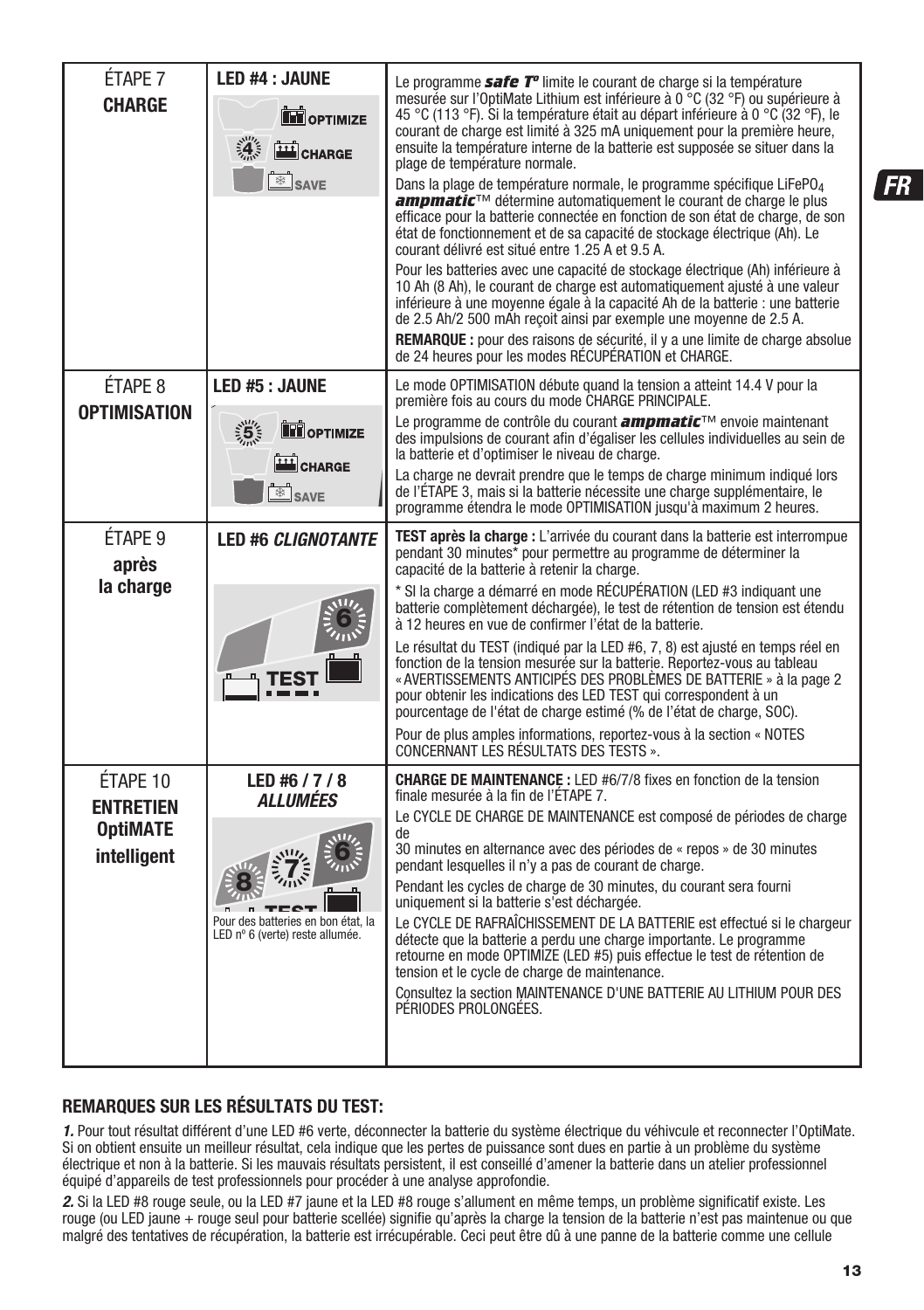| ÉTAPE 7 **CHARGE** | **LED #4 : JAUNE** OPTIMIZE / CHARGE / SAVE | Le programme ***safe Tº*** limite le courant de charge si la température mesurée sur l'OptiMate Lithium est inférieure à 0 °C (32 °F) ou supérieure à 45 °C (113 °F). Si la température était au départ inférieure à 0 °C (32 °F), le courant de charge est limité à 325 mA uniquement pour la première heure, ensuite la température interne de la batterie est supposée se situer dans la plage de température normale.<br><br>Dans la plage de température normale, le programme spécifique $LiFePO_4$ ***ampmatic***™ détermine automatiquement le courant de charge le plus efficace pour la batterie connectée en fonction de son état de charge, de son état de fonctionnement et de sa capacité de stockage électrique (Ah). Le courant délivré est situé entre 1.25 A et 9.5 A.<br><br>Pour les batteries avec une capacité de stockage électrique (Ah) inférieure à 10 Ah (8 Ah), le courant de charge est automatiquement ajusté à une valeur inférieure à une moyenne égale à la capacité Ah de la batterie : une batterie de 2.5 Ah/2 500 mAh reçoit ainsi par exemple une moyenne de 2.5 A.<br><br>**REMARQUE :** pour des raisons de sécurité, il y a une limite de charge absolue de 24 heures pour les modes RÉCUPÉRATION et CHARGE. |
|---|---|---|
| ÉTAPE 8 **OPTIMISATION** | **LED #5 : JAUNE** OPTIMIZE / CHARGE / SAVE | Le mode OPTIMISATION débute quand la tension a atteint 14.4 V pour la première fois au cours du mode CHARGE PRINCIPALE.<br><br>Le programme de contrôle du courant ***ampmatic***™ envoie maintenant des impulsions de courant afin d'égaliser les cellules individuelles au sein de la batterie et d'optimiser le niveau de charge.<br><br>La charge ne devrait prendre que le temps de charge minimum indiqué lors de l'ÉTAPE 3, mais si la batterie nécessite une charge supplémentaire, le programme étendra le mode OPTIMISATION jusqu'à maximum 2 heures. |
| ÉTAPE 9 **après la charge** | **LED #6 *CLIGNOTANTE*** TEST | **TEST après la charge :** L'arrivée du courant dans la batterie est interrompue pendant 30 minutes* pour permettre au programme de déterminer la capacité de la batterie à retenir la charge.<br><br>* Si la charge a démarré en mode RÉCUPÉRATION (LED #3 indiquant une batterie complètement déchargée), le test de rétention de tension est étendu à 12 heures en vue de confirmer l'état de la batterie.<br><br>Le résultat du TEST (indiqué par la LED #6, 7, 8) est ajusté en temps réel en fonction de la tension mesurée sur la batterie. Reportez-vous au tableau « AVERTISSEMENTS ANTICIPÉS DES PROBLÈMES DE BATTERIE » à la page 2 pour obtenir les indications des LED TEST qui correspondent à un pourcentage de l'état de charge estimé (% de l'état de charge, SOC).<br><br>Pour de plus amples informations, reportez-vous à la section « NOTES CONCERNANT LES RÉSULTATS DES TESTS ». |
| ÉTAPE 10 **ENTRETIEN OptiMATE intelligent** | **LED #6 / 7 / 8 *ALLUMÉES*** TEST<br><br>Pour des batteries en bon état, la LED nº 6 (verte) reste allumée. | **CHARGE DE MAINTENANCE :** LED #6/7/8 fixes en fonction de la tension finale mesurée à la fin de l'ÉTAPE 7.<br><br>Le CYCLE DE CHARGE DE MAINTENANCE est composé de périodes de charge de 30 minutes en alternance avec des périodes de « repos » de 30 minutes pendant lesquelles il n'y a pas de courant de charge.<br><br>Pendant les cycles de charge de 30 minutes, du courant sera fourni uniquement si la batterie s'est déchargée.<br><br>Le CYCLE DE RAFRAÎCHISSEMENT DE LA BATTERIE est effectué si le chargeur détecte que la batterie a perdu une charge importante. Le programme retourne en mode OPTIMIZE (LED #5) puis effectue le test de rétention de tension et le cycle de charge de maintenance.<br><br>Consultez la section MAINTENANCE D'UNE BATTERIE AU LITHIUM POUR DES PÉRIODES PROLONGÉES. |

## REMARQUES SUR LES RÉSULTATS DU TEST:

***1.*** Pour tout résultat différent d'une LED #6 verte, déconnecter la batterie du système électrique du véhivcule et reconnecter l'OptiMate. Si on obtient ensuite un meilleur résultat, cela indique que les pertes de puissance sont dues en partie à un problème du système électrique et non à la batterie. Si les mauvais résultats persistent, il est conseillé d'amener la batterie dans un atelier professionnel équipé d'appareils de test professionnels pour procéder à une analyse approfondie.

***2.*** Si la LED #8 rouge seule, ou la LED #7 jaune et la LED #8 rouge s'allument en même temps, un problème significatif existe. Les rouge (ou LED jaune + rouge seul pour batterie scellée) signifie qu'après la charge la tension de la batterie n'est pas maintenue ou que malgré des tentatives de récupération, la batterie est irrécupérable. Ceci peut être dû à une panne de la batterie comme une cellule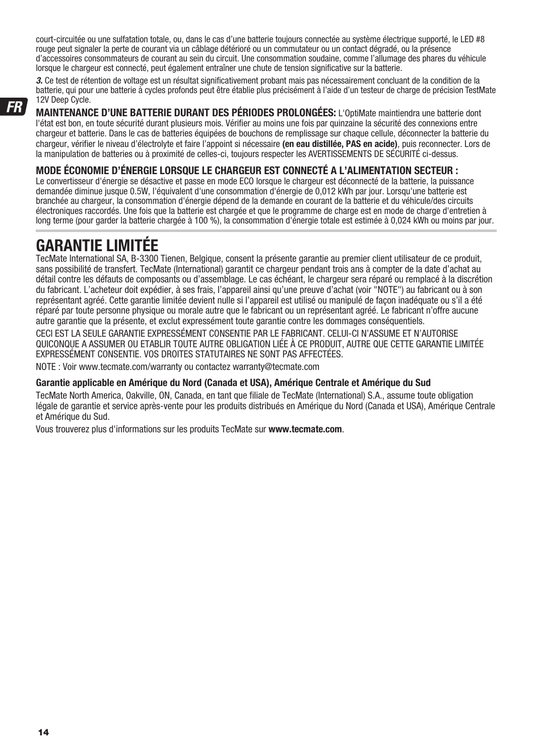court-circuitée ou une sulfatation totale, ou, dans le cas d'une batterie toujours connectée au système électrique supporté, le LED #8 rouge peut signaler la perte de courant via un câblage détérioré ou un commutateur ou un contact dégradé, ou la présence d'accessoires consommateurs de courant au sein du circuit. Une consommation soudaine, comme l'allumage des phares du véhicule lorsque le chargeur est connecté, peut également entraîner une chute de tension significative sur la batterie.

***3.*** Ce test de rétention de voltage est un résultat significativement probant mais pas nécessairement concluant de la condition de la batterie, qui pour une batterie à cycles profonds peut être établie plus précisément à l'aide d'un testeur de charge de précision TestMate 12V Deep Cycle.

**MAINTENANCE D'UNE BATTERIE DURANT DES PÉRIODES PROLONGÉES:** L'OptiMate maintiendra une batterie dont l'état est bon, en toute sécurité durant plusieurs mois. Vérifier au moins une fois par quinzaine la sécurité des connexions entre chargeur et batterie. Dans le cas de batteries équipées de bouchons de remplissage sur chaque cellule, déconnecter la batterie du chargeur, vérifier le niveau d'électrolyte et faire l'appoint si nécessaire **(en eau distillée, PAS en acide)**, puis reconnecter. Lors de la manipulation de batteries ou à proximité de celles-ci, toujours respecter les AVERTISSEMENTS DE SÉCURITÉ ci-dessus.

**MODE ÉCONOMIE D'ÉNERGIE LORSQUE LE CHARGEUR EST CONNECTÉ A L'ALIMENTATION SECTEUR :**
Le convertisseur d'énergie se désactive et passe en mode ECO lorsque le chargeur est déconnecté de la batterie, la puissance demandée diminue jusque 0.5W, l'équivalent d'une consommation d'énergie de 0,012 kWh par jour. Lorsqu'une batterie est branchée au chargeur, la consommation d'énergie dépend de la demande en courant de la batterie et du véhicule/des circuits électroniques raccordés. Une fois que la batterie est chargée et que le programme de charge est en mode de charge d'entretien à long terme (pour garder la batterie chargée à 100 %), la consommation d'énergie totale est estimée à 0,024 kWh ou moins par jour.

# GARANTIE LIMITÉE

TecMate International SA, B-3300 Tienen, Belgique, consent la présente garantie au premier client utilisateur de ce produit, sans possibilité de transfert. TecMate (International) garantit ce chargeur pendant trois ans à compter de la date d'achat au détail contre les défauts de composants ou d'assemblage. Le cas échéant, le chargeur sera réparé ou remplacé à la discrétion du fabricant. L'acheteur doit expédier, à ses frais, l'appareil ainsi qu'une preuve d'achat (voir "NOTE") au fabricant ou à son représentant agréé. Cette garantie limitée devient nulle si l'appareil est utilisé ou manipulé de façon inadéquate ou s'il a été réparé par toute personne physique ou morale autre que le fabricant ou un représentant agréé. Le fabricant n'offre aucune autre garantie que la présente, et exclut expressément toute garantie contre les dommages conséquentiels.

CECI EST LA SEULE GARANTIE EXPRESSÉMENT CONSENTIE PAR LE FABRICANT. CELUI-CI N'ASSUME ET N'AUTORISE QUICONQUE A ASSUMER OU ETABLIR TOUTE AUTRE OBLIGATION LIÉE À CE PRODUIT, AUTRE QUE CETTE GARANTIE LIMITÉE EXPRESSÉMENT CONSENTIE. VOS DROITES STATUTAIRES NE SONT PAS AFFECTÉES.

NOTE : Voir www.tecmate.com/warranty ou contactez warranty@tecmate.com

**Garantie applicable en Amérique du Nord (Canada et USA), Amérique Centrale et Amérique du Sud**

TecMate North America, Oakville, ON, Canada, en tant que filiale de TecMate (International) S.A., assume toute obligation légale de garantie et service après-vente pour les produits distribués en Amérique du Nord (Canada et USA), Amérique Centrale et Amérique du Sud.

Vous trouverez plus d'informations sur les produits TecMate sur **www.tecmate.com**.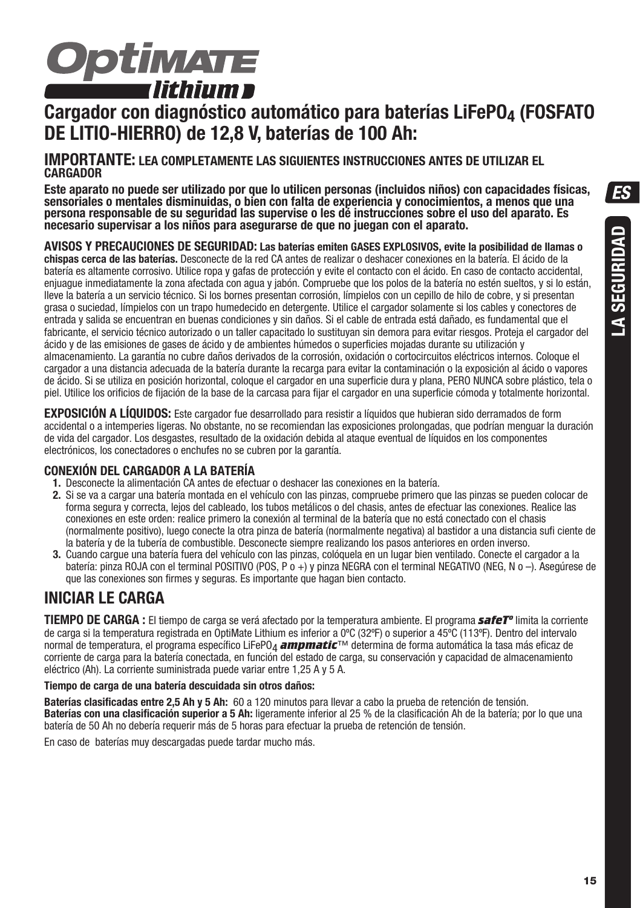# Optimate lithium

## Cargador con diagnóstico automático para baterías $LiFePO_4$ (FOSFATO DE LITIO-HIERRO) de 12,8 V, baterías de 100 Ah:

### IMPORTANTE: LEA COMPLETAMENTE LAS SIGUIENTES INSTRUCCIONES ANTES DE UTILIZAR EL CARGADOR

**Este aparato no puede ser utilizado por que lo utilicen personas (incluidos niños) con capacidades físicas, sensoriales o mentales disminuidas, o bien con falta de experiencia y conocimientos, a menos que una persona responsable de su seguridad las supervise o les dé instrucciones sobre el uso del aparato. Es necesario supervisar a los niños para asegurarse de que no juegan con el aparato.**

**AVISOS Y PRECAUCIONES DE SEGURIDAD: Las baterías emiten GASES EXPLOSIVOS, evite la posibilidad de llamas o chispas cerca de las baterías.** Desconecte de la red CA antes de realizar o deshacer conexiones en la batería. El ácido de la batería es altamente corrosivo. Utilice ropa y gafas de protección y evite el contacto con el ácido. En caso de contacto accidental, enjuague inmediatamente la zona afectada con agua y jabón. Compruebe que los polos de la batería no estén sueltos, y si lo están, lleve la batería a un servicio técnico. Si los bornes presentan corrosión, límpielos con un cepillo de hilo de cobre, y si presentan grasa o suciedad, límpielos con un trapo humedecido en detergente. Utilice el cargador solamente si los cables y conectores de entrada y salida se encuentran en buenas condiciones y sin daños. Si el cable de entrada está dañado, es fundamental que el fabricante, el servicio técnico autorizado o un taller capacitado lo sustituyan sin demora para evitar riesgos. Proteja el cargador del ácido y de las emisiones de gases de ácido y de ambientes húmedos o superficies mojadas durante su utilización y almacenamiento. La garantía no cubre daños derivados de la corrosión, oxidación o cortocircuitos eléctricos internos. Coloque el cargador a una distancia adecuada de la batería durante la recarga para evitar la contaminación o la exposición al ácido o vapores de ácido. Si se utiliza en posición horizontal, coloque el cargador en una superficie dura y plana, PERO NUNCA sobre plástico, tela o piel. Utilice los orificios de fijación de la base de la carcasa para fijar el cargador en una superficie cómoda y totalmente horizontal.

**EXPOSICIÓN A LÍQUIDOS:** Este cargador fue desarrollado para resistir a líquidos que hubieran sido derramados de form accidental o a intemperies ligeras. No obstante, no se recomiendan las exposiciones prolongadas, que podrían menguar la duración de vida del cargador. Los desgastes, resultado de la oxidación debida al ataque eventual de líquidos en los componentes electrónicos, los conectadores o enchufes no se cubren por la garantía.

### CONEXIÓN DEL CARGADOR A LA BATERÍA

1. Desconecte la alimentación CA antes de efectuar o deshacer las conexiones en la batería.
2. Si se va a cargar una batería montada en el vehículo con las pinzas, compruebe primero que las pinzas se pueden colocar de forma segura y correcta, lejos del cableado, los tubos metálicos o del chasis, antes de efectuar las conexiones. Realice las conexiones en este orden: realice primero la conexión al terminal de la batería que no está conectado con el chasis (normalmente positivo), luego conecte la otra pinza de batería (normalmente negativa) al bastidor a una distancia sufi ciente de la batería y de la tubería de combustible. Desconecte siempre realizando los pasos anteriores en orden inverso.
3. Cuando cargue una batería fuera del vehículo con las pinzas, colóquela en un lugar bien ventilado. Conecte el cargador a la batería: pinza ROJA con el terminal POSITIVO (POS, P o +) y pinza NEGRA con el terminal NEGATIVO (NEG, N o –). Asegúrese de que las conexiones son firmes y seguras. Es importante que hagan bien contacto.

## INICIAR LE CARGA

**TIEMPO DE CARGA :** El tiempo de carga se verá afectado por la temperatura ambiente. El programa ***safeTº*** limita la corriente de carga si la temperatura registrada en OptiMate Lithium es inferior a 0ºC (32ºF) o superior a 45ºC (113ºF). Dentro del intervalo normal de temperatura, el programa específico $LiFePO_4$ ***ampmatic***™ determina de forma automática la tasa más eficaz de corriente de carga para la batería conectada, en función del estado de carga, su conservación y capacidad de almacenamiento eléctrico (Ah). La corriente suministrada puede variar entre 1,25 A y 5 A.

**Tiempo de carga de una batería descuidada sin otros daños:**

**Baterías clasificadas entre 2,5 Ah y 5 Ah:** 60 a 120 minutos para llevar a cabo la prueba de retención de tensión.
**Baterías con una clasificación superior a 5 Ah:** ligeramente inferior al 25 % de la clasificación Ah de la batería; por lo que una batería de 50 Ah no debería requerir más de 5 horas para efectuar la prueba de retención de tensión.

En caso de baterías muy descargadas puede tardar mucho más.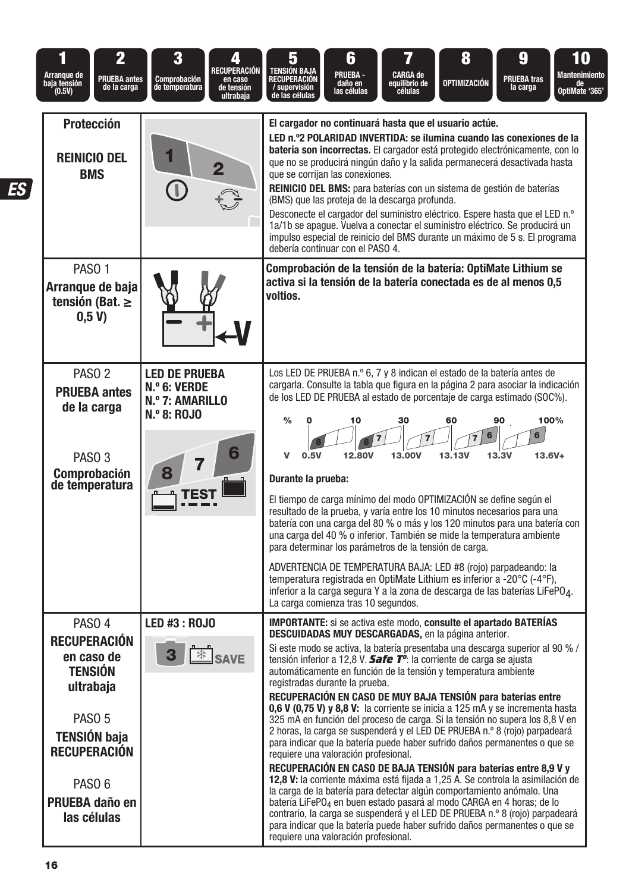| 1 Arranque de baja tensión (0.5V) | 2 PRUEBA antes de la carga | 3 Comprobación de temperatura | 4 RECUPERACIÓN en caso de tensión ultrabaja | 5 TENSIÓN BAJA RECUPERACIÓN / supervisión de las células | 6 PRUEBA - daño en las células | 7 CARGA de equilibrio de células | 8 OPTIMIZACIÓN | 9 PRUEBA tras la carga | 10 Mantenimiento de OptiMate '365' |
|---|---|---|---|---|---|---|---|---|---|

| | | |
|---|---|---|
| **Protección**<br><br>**REINICIO DEL BMS** | 1 2 | **El cargador no continuará hasta que el usuario actúe.**<br>**LED n.º2 POLARIDAD INVERTIDA: se ilumina cuando las conexiones de la batería son incorrectas.** El cargador está protegido electrónicamente, con lo que no se producirá ningún daño y la salida permanecerá desactivada hasta que se corrijan las conexiones.<br>**REINICIO DEL BMS:** para baterías con un sistema de gestión de baterías (BMS) que las proteja de la descarga profunda.<br>Desconecte el cargador del suministro eléctrico. Espere hasta que el LED n.º 1a/1b se apague. Vuelva a conectar el suministro eléctrico. Se producirá un impulso especial de reinicio del BMS durante un máximo de 5 s. El programa debería continuar con el PASO 4. |
| PASO 1<br>**Arranque de baja tensión (Bat. ≥ 0,5 V)** | V | **Comprobación de la tensión de la batería: OptiMate Lithium se activa si la tensión de la batería conectada es de al menos 0,5 voltios.** |
| PASO 2<br>**PRUEBA antes de la carga**<br><br>PASO 3<br>**Comprobación de temperatura** | **LED DE PRUEBA**<br>**N.º 6: VERDE**<br>**N.º 7: AMARILLO**<br>**N.º 8: ROJO**<br><br>8 7 6 TEST | Los LED DE PRUEBA n.º 6, 7 y 8 indican el estado de la batería antes de cargarla. Consulte la tabla que figura en la página 2 para asociar la indicación de los LED DE PRUEBA al estado de porcentaje de carga estimado (SOC%).<br><br>% 0 – 10 – 30 – 60 – 90 – 100%<br>V 0.5V – 12.80V – 13.00V – 13.13V – 13.3V – 13.6V+<br>LED: 8 / 8 7 / 7 / 7 6 / 6<br><br>**Durante la prueba:**<br><br>El tiempo de carga mínimo del modo OPTIMIZACIÓN se define según el resultado de la prueba, y varía entre los 10 minutos necesarios para una batería con una carga del 80 % o más y los 120 minutos para una batería con una carga del 40 % o inferior. También se mide la temperatura ambiente para determinar los parámetros de la tensión de carga.<br><br>ADVERTENCIA DE TEMPERATURA BAJA: LED #8 (rojo) parpadeando: la temperatura registrada en OptiMate Lithium es inferior a -20°C (-4°F), inferior a la carga segura Y a la zona de descarga de las baterías $LiFePO_4$. La carga comienza tras 10 segundos. |
| PASO 4<br>**RECUPERACIÓN en caso de TENSIÓN ultrabaja**<br><br>PASO 5<br>**TENSIÓN baja RECUPERACIÓN**<br><br>PASO 6<br>**PRUEBA daño en las células** | **LED #3 : ROJO**<br><br>3 SAVE | **IMPORTANTE:** si se activa este modo, **consulte el apartado BATERÍAS DESCUIDADAS MUY DESCARGADAS,** en la página anterior.<br>Si este modo se activa, la batería presentaba una descarga superior al 90 % / tensión inferior a 12,8 V. ***Safe Tº***: la corriente de carga se ajusta automáticamente en función de la tensión y temperatura ambiente registradas durante la prueba.<br>**RECUPERACIÓN EN CASO DE MUY BAJA TENSIÓN para baterías entre 0,6 V (0,75 V) y 8,8 V:** la corriente se inicia a 125 mA y se incrementa hasta 325 mA en función del proceso de carga. Si la tensión no supera los 8,8 V en 2 horas, la carga se suspenderá y el LED DE PRUEBA n.º 8 (rojo) parpadeará para indicar que la batería puede haber sufrido daños permanentes o que se requiere una valoración profesional.<br>**RECUPERACIÓN EN CASO DE BAJA TENSIÓN para baterías entre 8,9 V y 12,8 V:** la corriente máxima está fijada a 1,25 A. Se controla la asimilación de la carga de la batería para detectar algún comportamiento anómalo. Una batería $LiFePO_4$ en buen estado pasará al modo CARGA en 4 horas; de lo contrario, la carga se suspenderá y el LED DE PRUEBA n.º 8 (rojo) parpadeará para indicar que la batería puede haber sufrido daños permanentes o que se requiere una valoración profesional. |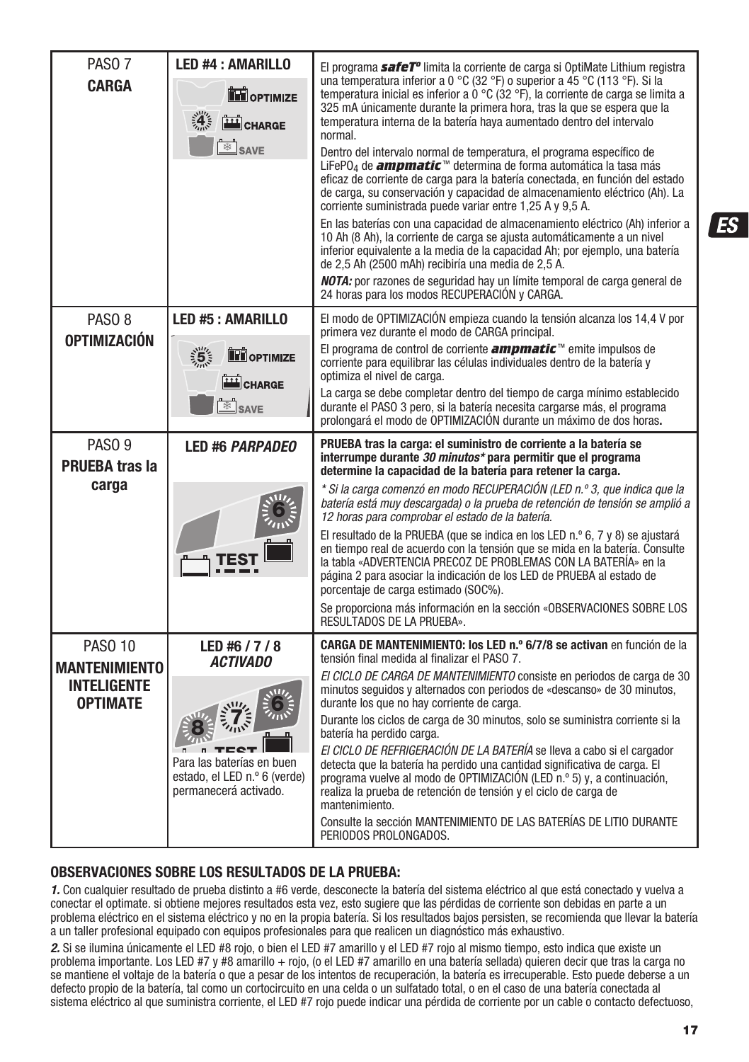| PASO 7 **CARGA** | **LED #4 : AMARILLO** | El programa ***safeT°*** limita la corriente de carga si OptiMate Lithium registra una temperatura inferior a 0 °C (32 °F) o superior a 45 °C (113 °F). Si la temperatura inicial es inferior a 0 °C (32 °F), la corriente de carga se limita a 325 mA únicamente durante la primera hora, tras la que se espera que la temperatura interna de la batería haya aumentado dentro del intervalo normal.<br>Dentro del intervalo normal de temperatura, el programa específico de $LiFePO_4$ de ***ampmatic***™ determina de forma automática la tasa más eficaz de corriente de carga para la batería conectada, en función del estado de carga, su conservación y capacidad de almacenamiento eléctrico (Ah). La corriente suministrada puede variar entre 1,25 A y 9,5 A.<br>En las baterías con una capacidad de almacenamiento eléctrico (Ah) inferior a 10 Ah (8 Ah), la corriente de carga se ajusta automáticamente a un nivel inferior equivalente a la media de la capacidad Ah; por ejemplo, una batería de 2,5 Ah (2500 mAh) recibiría una media de 2,5 A.<br>***NOTA:*** por razones de seguridad hay un límite temporal de carga general de 24 horas para los modos RECUPERACIÓN y CARGA. |
|---|---|---|
| PASO 8 **OPTIMIZACIÓN** | **LED #5 : AMARILLO** | El modo de OPTIMIZACIÓN empieza cuando la tensión alcanza los 14,4 V por primera vez durante el modo de CARGA principal.<br>El programa de control de corriente ***ampmatic***™ emite impulsos de corriente para equilibrar las células individuales dentro de la batería y optimiza el nivel de carga.<br>La carga se debe completar dentro del tiempo de carga mínimo establecido durante el PASO 3 pero, si la batería necesita cargarse más, el programa prolongará el modo de OPTIMIZACIÓN durante un máximo de dos horas**.** |
| PASO 9 **PRUEBA tras la carga** | **LED #6 *PARPADEO*** | **PRUEBA tras la carga: el suministro de corriente a la batería se interrumpe durante *30 minutos** para permitir que el programa determine la capacidad de la batería para retener la carga.**<br>*\* Si la carga comenzó en modo RECUPERACIÓN (LED n.º 3, que indica que la batería está muy descargada) o la prueba de retención de tensión se amplió a 12 horas para comprobar el estado de la batería.*<br>El resultado de la PRUEBA (que se indica en los LED n.º 6, 7 y 8) se ajustará en tiempo real de acuerdo con la tensión que se mida en la batería. Consulte la tabla «ADVERTENCIA PRECOZ DE PROBLEMAS CON LA BATERÍA» en la página 2 para asociar la indicación de los LED de PRUEBA al estado de porcentaje de carga estimado (SOC%).<br>Se proporciona más información en la sección «OBSERVACIONES SOBRE LOS RESULTADOS DE LA PRUEBA». |
| PASO 10 **MANTENIMIENTO INTELIGENTE OPTIMATE** | **LED #6 / 7 / 8 *ACTIVADO***<br>Para las baterías en buen estado, el LED n.º 6 (verde) permanecerá activado. | **CARGA DE MANTENIMIENTO: los LED n.º 6/7/8 se activan** en función de la tensión final medida al finalizar el PASO 7.<br>*EL CICLO DE CARGA DE MANTENIMIENTO* consiste en periodos de carga de 30 minutos seguidos y alternados con periodos de «descanso» de 30 minutos, durante los que no hay corriente de carga.<br>Durante los ciclos de carga de 30 minutos, solo se suministra corriente si la batería ha perdido carga.<br>*EL CICLO DE REFRIGERACIÓN DE LA BATERÍA* se lleva a cabo si el cargador detecta que la batería ha perdido una cantidad significativa de carga. El programa vuelve al modo de OPTIMIZACIÓN (LED n.º 5) y, a continuación, realiza la prueba de retención de tensión y el ciclo de carga de mantenimiento.<br>Consulte la sección MANTENIMIENTO DE LAS BATERÍAS DE LITIO DURANTE PERIODOS PROLONGADOS. |

## OBSERVACIONES SOBRE LOS RESULTADOS DE LA PRUEBA:

***1.*** Con cualquier resultado de prueba distinto a #6 verde, desconecte la batería del sistema eléctrico al que está conectado y vuelva a conectar el optimate. si obtiene mejores resultados esta vez, esto sugiere que las pérdidas de corriente son debidas en parte a un problema eléctrico en el sistema eléctrico y no en la propia batería. Si los resultados bajos persisten, se recomienda que llevar la batería a un taller profesional equipado con equipos profesionales para que realicen un diagnóstico más exhaustivo.

***2.*** Si se ilumina únicamente el LED #8 rojo, o bien el LED #7 amarillo y el LED #7 rojo al mismo tiempo, esto indica que existe un problema importante. Los LED #7 y #8 amarillo + rojo, (o el LED #7 amarillo en una batería sellada) quieren decir que tras la carga no se mantiene el voltaje de la batería o que a pesar de los intentos de recuperación, la batería es irrecuperable. Esto puede deberse a un defecto propio de la batería, tal como un cortocircuito en una celda o un sulfatado total, o en el caso de una batería conectada al sistema eléctrico al que suministra corriente, el LED #7 rojo puede indicar una pérdida de corriente por un cable o contacto defectuoso,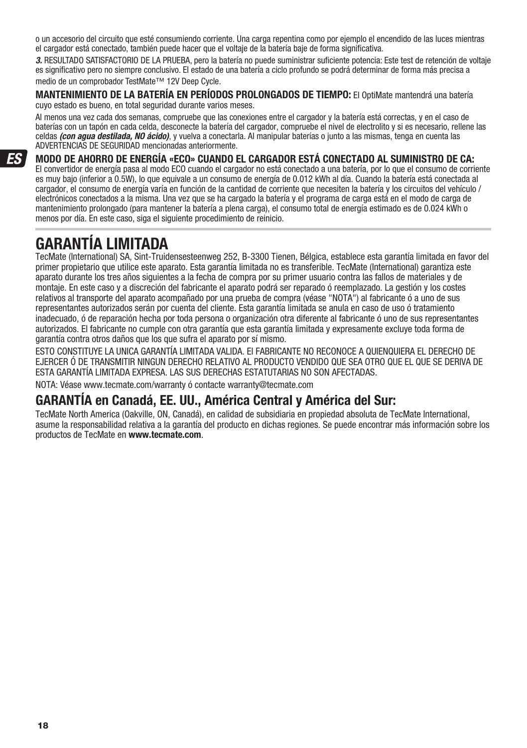o un accesorio del circuito que esté consumiendo corriente. Una carga repentina como por ejemplo el encendido de las luces mientras el cargador está conectado, también puede hacer que el voltaje de la batería baje de forma significativa.

***3.*** RESULTADO SATISFACTORIO DE LA PRUEBA, pero la batería no puede suministrar suficiente potencia: Este test de retención de voltaje es significativo pero no siempre conclusivo. El estado de una batería a ciclo profundo se podrá determinar de forma más precisa a medio de un comprobador TestMate™ 12V Deep Cycle.

**MANTENIMIENTO DE LA BATERÍA EN PERÍODOS PROLONGADOS DE TIEMPO:** El OptiMate mantendrá una batería cuyo estado es bueno, en total seguridad durante varios meses.

Al menos una vez cada dos semanas, compruebe que las conexiones entre el cargador y la batería está correctas, y en el caso de baterías con un tapón en cada celda, desconecte la batería del cargador, compruebe el nivel de electrolito y si es necesario, rellene las celdas ***(con agua destilada, NO ácido)***, y vuelva a conectarla. Al manipular baterías o junto a las mismas, tenga en cuenta las ADVERTENCIAS DE SEGURIDAD mencionadas anteriormente.

**MODO DE AHORRO DE ENERGÍA «ECO» CUANDO EL CARGADOR ESTÁ CONECTADO AL SUMINISTRO DE CA:**
El convertidor de energía pasa al modo ECO cuando el cargador no está conectado a una batería, por lo que el consumo de corriente es muy bajo (inferior a 0.5W), lo que equivale a un consumo de energía de 0.012 kWh al día. Cuando la batería está conectada al cargador, el consumo de energía varía en función de la cantidad de corriente que necesiten la batería y los circuitos del vehículo / electrónicos conectados a la misma. Una vez que se ha cargado la batería y el programa de carga está en el modo de carga de mantenimiento prolongado (para mantener la batería a plena carga), el consumo total de energía estimado es de 0.024 kWh o menos por día. En este caso, siga el siguiente procedimiento de reinicio.

# GARANTÍA LIMITADA

TecMate (International) SA, Sint-Truidensesteenweg 252, B-3300 Tienen, Bélgica, establece esta garantía limitada en favor del primer propietario que utilice este aparato. Esta garantía limitada no es transferible. TecMate (International) garantiza este aparato durante los tres años siguientes a la fecha de compra por su primer usuario contra las fallos de materiales y de montaje. En este caso y a discreción del fabricante el aparato podrá ser reparado ó reemplazado. La gestión y los costes relativos al transporte del aparato acompañado por una prueba de compra (véase "NOTA") al fabricante ó a uno de sus representantes autorizados serán por cuenta del cliente. Esta garantía limitada se anula en caso de uso ó tratamiento inadecuado, ó de reparación hecha por toda persona o organización otra diferente al fabricante ó uno de sus representantes autorizados. El fabricante no cumple con otra garantía que esta garantía limitada y expresamente excluye toda forma de garantía contra otros daños que los que sufra el aparato por sí mismo.

ESTO CONSTITUYE LA UNICA GARANTÍA LIMITADA VALIDA. El FABRICANTE NO RECONOCE A QUIENQUIERA EL DERECHO DE EJERCER Ó DE TRANSMITIR NINGUN DERECHO RELATIVO AL PRODUCTO VENDIDO QUE SEA OTRO QUE EL QUE SE DERIVA DE ESTA GARANTÍA LIMITADA EXPRESA. LAS SUS DERECHAS ESTATUTARIAS NO SON AFECTADAS.

NOTA: Véase www.tecmate.com/warranty ó contacte warranty@tecmate.com

## GARANTÍA en Canadá, EE. UU., América Central y América del Sur:

TecMate North America (Oakville, ON, Canadá), en calidad de subsidiaria en propiedad absoluta de TecMate International, asume la responsabilidad relativa a la garantía del producto en dichas regiones. Se puede encontrar más información sobre los productos de TecMate en **www.tecmate.com**.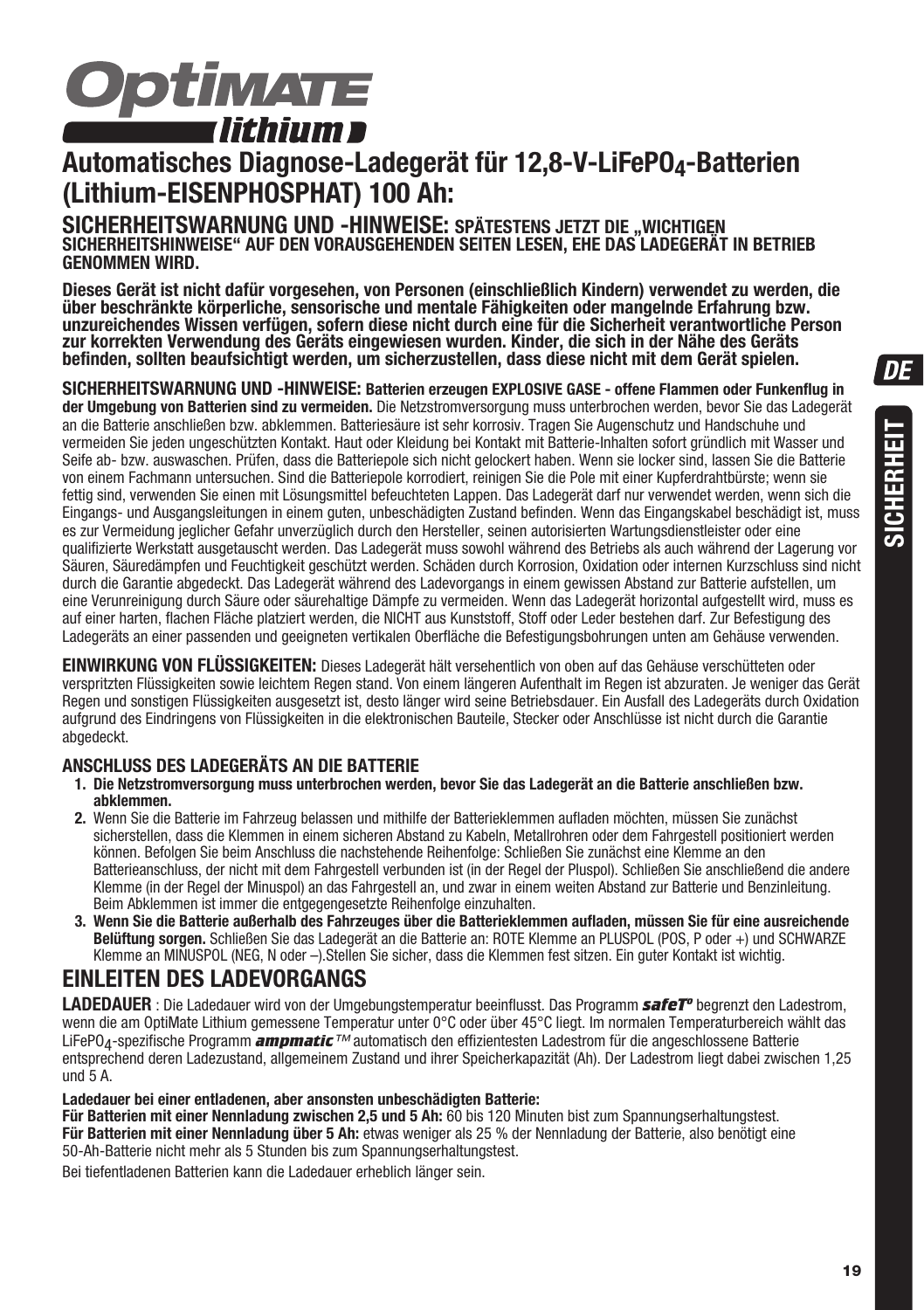# OptiMATE lithium

## Automatisches Diagnose-Ladegerät für 12,8-V-LiFePO$_4$-Batterien (Lithium-EISENPHOSPHAT) 100 Ah:

**SICHERHEITSWARNUNG UND -HINWEISE: SPÄTESTENS JETZT DIE „WICHTIGEN SICHERHEITSHINWEISE" AUF DEN VORAUSGEHENDEN SEITEN LESEN, EHE DAS LADEGERÄT IN BETRIEB GENOMMEN WIRD.**

**Dieses Gerät ist nicht dafür vorgesehen, von Personen (einschließlich Kindern) verwendet zu werden, die über beschränkte körperliche, sensorische und mentale Fähigkeiten oder mangelnde Erfahrung bzw. unzureichendes Wissen verfügen, sofern diese nicht durch eine für die Sicherheit verantwortliche Person zur korrekten Verwendung des Geräts eingewiesen wurden. Kinder, die sich in der Nähe des Geräts befinden, sollten beaufsichtigt werden, um sicherzustellen, dass diese nicht mit dem Gerät spielen.**

**SICHERHEITSWARNUNG UND -HINWEISE: Batterien erzeugen EXPLOSIVE GASE - offene Flammen oder Funkenflug in der Umgebung von Batterien sind zu vermeiden.** Die Netzstromversorgung muss unterbrochen werden, bevor Sie das Ladegerät an die Batterie anschließen bzw. abklemmen. Batteriesäure ist sehr korrosiv. Tragen Sie Augenschutz und Handschuhe und vermeiden Sie jeden ungeschützten Kontakt. Haut oder Kleidung bei Kontakt mit Batterie-Inhalten sofort gründlich mit Wasser und Seife ab- bzw. auswaschen. Prüfen, dass die Batteriepole sich nicht gelockert haben. Wenn sie locker sind, lassen Sie die Batterie von einem Fachmann untersuchen. Sind die Batteriepole korrodiert, reinigen Sie die Pole mit einer Kupferdrahtbürste; wenn sie fettig sind, verwenden Sie einen mit Lösungsmittel befeuchteten Lappen. Das Ladegerät darf nur verwendet werden, wenn sich die Eingangs- und Ausgangsleitungen in einem guten, unbeschädigten Zustand befinden. Wenn das Eingangskabel beschädigt ist, muss es zur Vermeidung jeglicher Gefahr unverzüglich durch den Hersteller, seinen autorisierten Wartungsdienstleister oder eine qualifizierte Werkstatt ausgetauscht werden. Das Ladegerät muss sowohl während des Betriebs als auch während der Lagerung vor Säuren, Säuredämpfen und Feuchtigkeit geschützt werden. Schäden durch Korrosion, Oxidation oder internen Kurzschluss sind nicht durch die Garantie abgedeckt. Das Ladegerät während des Ladevorgangs in einem gewissen Abstand zur Batterie aufstellen, um eine Verunreinigung durch Säure oder säurehaltige Dämpfe zu vermeiden. Wenn das Ladegerät horizontal aufgestellt wird, muss es auf einer harten, flachen Fläche platziert werden, die NICHT aus Kunststoff, Stoff oder Leder bestehen darf. Zur Befestigung des Ladegeräts an einer passenden und geeigneten vertikalen Oberfläche die Befestigungsbohrungen unten am Gehäuse verwenden.

**EINWIRKUNG VON FLÜSSIGKEITEN:** Dieses Ladegerät hält versehentlich von oben auf das Gehäuse verschütteten oder verspritzten Flüssigkeiten sowie leichtem Regen stand. Von einem längeren Aufenthalt im Regen ist abzuraten. Je weniger das Gerät Regen und sonstigen Flüssigkeiten ausgesetzt ist, desto länger wird seine Betriebsdauer. Ein Ausfall des Ladegeräts durch Oxidation aufgrund des Eindringens von Flüssigkeiten in die elektronischen Bauteile, Stecker oder Anschlüsse ist nicht durch die Garantie abgedeckt.

### ANSCHLUSS DES LADEGERÄTS AN DIE BATTERIE

1. **Die Netzstromversorgung muss unterbrochen werden, bevor Sie das Ladegerät an die Batterie anschließen bzw. abklemmen.**
2. Wenn Sie die Batterie im Fahrzeug belassen und mithilfe der Batterieklemmen aufladen möchten, müssen Sie zunächst sicherstellen, dass die Klemmen in einem sicheren Abstand zu Kabeln, Metallrohren oder dem Fahrgestell positioniert werden können. Befolgen Sie beim Anschluss die nachstehende Reihenfolge: Schließen Sie zunächst eine Klemme an den Batterieanschluss, der nicht mit dem Fahrgestell verbunden ist (in der Regel der Pluspol). Schließen Sie anschließend die andere Klemme (in der Regel der Minuspol) an das Fahrgestell an, und zwar in einem weiten Abstand zur Batterie und Benzinleitung. Beim Abklemmen ist immer die entgegengesetzte Reihenfolge einzuhalten.
3. **Wenn Sie die Batterie außerhalb des Fahrzeuges über die Batterieklemmen aufladen, müssen Sie für eine ausreichende Belüftung sorgen.** Schließen Sie das Ladegerät an die Batterie an: ROTE Klemme an PLUSPOL (POS, P oder +) und SCHWARZE Klemme an MINUSPOL (NEG, N oder –).Stellen Sie sicher, dass die Klemmen fest sitzen. Ein guter Kontakt ist wichtig.

## EINLEITEN DES LADEVORGANGS

**LADEDAUER** : Die Ladedauer wird von der Umgebungstemperatur beeinflusst. Das Programm ***safeT°*** begrenzt den Ladestrom, wenn die am OptiMate Lithium gemessene Temperatur unter 0°C oder über 45°C liegt. Im normalen Temperaturbereich wählt das LiFePO$_4$-spezifische Programm ***ampmatic***™ automatisch den effizientesten Ladestrom für die angeschlossene Batterie entsprechend deren Ladezustand, allgemeinem Zustand und ihrer Speicherkapazität (Ah). Der Ladestrom liegt dabei zwischen 1,25 und 5 A.

**Ladedauer bei einer entladenen, aber ansonsten unbeschädigten Batterie:**
**Für Batterien mit einer Nennladung zwischen 2,5 und 5 Ah:** 60 bis 120 Minuten bist zum Spannungserhaltungstest.
**Für Batterien mit einer Nennladung über 5 Ah:** etwas weniger als 25 % der Nennladung der Batterie, also benötigt eine 50-Ah-Batterie nicht mehr als 5 Stunden bis zum Spannungserhaltungstest.

Bei tiefentladenen Batterien kann die Ladedauer erheblich länger sein.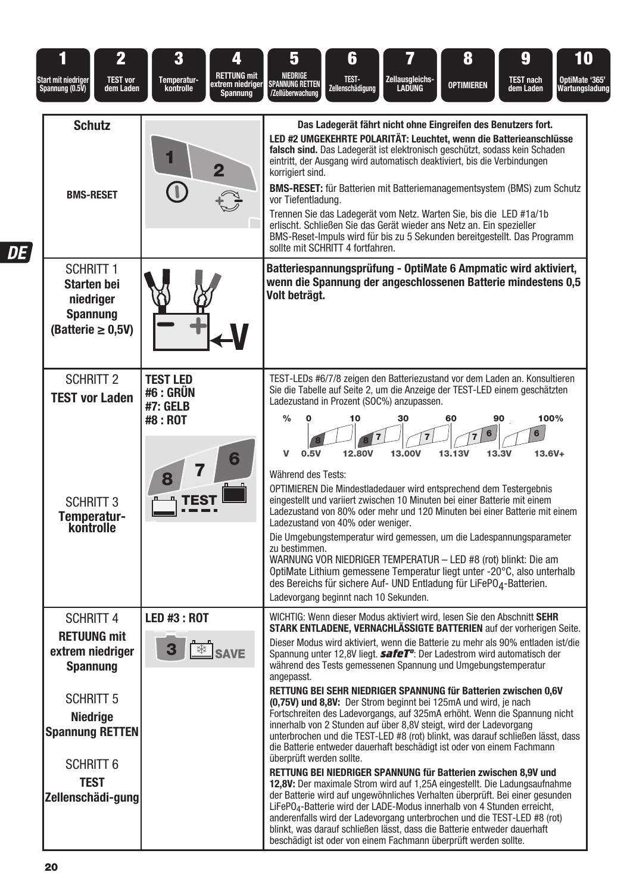| 1 | 2 | 3 | 4 | 5 | 6 | 7 | 8 | 9 | 10 |
|---|---|---|---|---|---|---|---|---|---|
| Start mit niedriger Spannung (0.5V) | TEST vor dem Laden | Temperatur-kontrolle | RETTUNG mit extrem niedriger Spannung | NIEDRIGE SPANNUNG RETTEN /Zellüberwachung | TEST-Zellenschädigung | Zellausgleichs-LADUNG | OPTIMIEREN | TEST nach dem Laden | OptiMate '365' Wartungsladung |

| | | |
|---|---|---|
| **Schutz** | | **Das Ladegerät fährt nicht ohne Eingreifen des Benutzers fort.** **LED #2 UMGEKEHRTE POLARITÄT: Leuchtet, wenn die Batterieanschlüsse falsch sind.** Das Ladegerät ist elektronisch geschützt, sodass kein Schaden eintritt, der Ausgang wird automatisch deaktiviert, bis die Verbindungen korrigiert sind. |
| **BMS-RESET** | | **BMS-RESET:** für Batterien mit Batteriemanagementsystem (BMS) zum Schutz vor Tiefentladung. Trennen Sie das Ladegerät vom Netz. Warten Sie, bis die LED #1a/1b erlischt. Schließen Sie das Gerät wieder ans Netz an. Ein spezieller BMS-Reset-Impuls wird für bis zu 5 Sekunden bereitgestellt. Das Programm sollte mit SCHRITT 4 fortfahren. |
| SCHRITT 1 **Starten bei niedriger Spannung (Batterie ≥ 0,5V)** | | **Batteriespannungsprüfung - OptiMate 6 Ampmatic wird aktiviert, wenn die Spannung der angeschlossenen Batterie mindestens 0,5 Volt beträgt.** |
| SCHRITT 2 **TEST vor Laden** | **TEST LED #6 : GRÜN #7: GELB #8 : ROT** | TEST-LEDs #6/7/8 zeigen den Batteriezustand vor dem Laden an. Konsultieren Sie die Tabelle auf Seite 2, um die Anzeige der TEST-LED einem geschätzten Ladezustand in Prozent (SOC%) anzupassen. % 0 / 10 / 30 / 60 / 90 / 100%; V 0.5V / 12.80V / 13.00V / 13.13V / 13.3V / 13.6V+. Während des Tests: OPTIMIEREN Die Mindestladedauer wird entsprechend dem Testergebnis eingestellt und variiert zwischen 10 Minuten bei einer Batterie mit einem Ladezustand von 80% oder mehr und 120 Minuten bei einer Batterie mit einem Ladezustand von 40% oder weniger. |
| SCHRITT 3 **Temperatur-kontrolle** | | Die Umgebungstemperatur wird gemessen, um die Ladespannungsparameter zu bestimmen. WARNUNG VOR NIEDRIGER TEMPERATUR – LED #8 (rot) blinkt: Die am OptiMate Lithium gemessene Temperatur liegt unter -20°C, also unterhalb des Bereichs für sichere Auf- UND Entladung für $LiFePO_4$-Batterien. Ladevorgang beginnt nach 10 Sekunden. |
| SCHRITT 4 **RETUUNG mit extrem niedriger Spannung** | **LED #3 : ROT** | WICHTIG: Wenn dieser Modus aktiviert wird, lesen Sie den Abschnitt **SEHR STARK ENTLADENE, VERNACHLÄSSIGTE BATTERIEN** auf der vorherigen Seite. Dieser Modus wird aktiviert, wenn die Batterie zu mehr als 90% entladen ist/die Spannung unter 12,8V liegt. ***safeT°***: Der Ladestrom wird automatisch der während des Tests gemessenen Spannung und Umgebungstemperatur angepasst. |
| SCHRITT 5 **Niedrige Spannung RETTEN** | | **RETTUNG BEI SEHR NIEDRIGER SPANNUNG für Batterien zwischen 0,6V (0,75V) und 8,8V:** Der Strom beginnt bei 125mA und wird, je nach Fortschreiten des Ladevorgangs, auf 325mA erhöht. Wenn die Spannung nicht innerhalb von 2 Stunden auf über 8,8V steigt, wird der Ladevorgang unterbrochen und die TEST-LED #8 (rot) blinkt, was darauf schließen lässt, dass die Batterie entweder dauerhaft beschädigt ist oder von einem Fachmann überprüft werden sollte. |
| SCHRITT 6 **TEST Zellenschädi-gung** | | **RETTUNG BEI NIEDRIGER SPANNUNG für Batterien zwischen 8,9V und 12,8V:** Der maximale Strom wird auf 1,25A eingestellt. Die Ladungsaufnahme der Batterie wird auf ungewöhnliches Verhalten überprüft. Bei einer gesunden $LiFePO_4$-Batterie wird der LADE-Modus innerhalb von 4 Stunden erreicht, anderenfalls wird der Ladevorgang unterbrochen und die TEST-LED #8 (rot) blinkt, was darauf schließen lässt, dass die Batterie entweder dauerhaft beschädigt ist oder von einem Fachmann überprüft werden sollte. |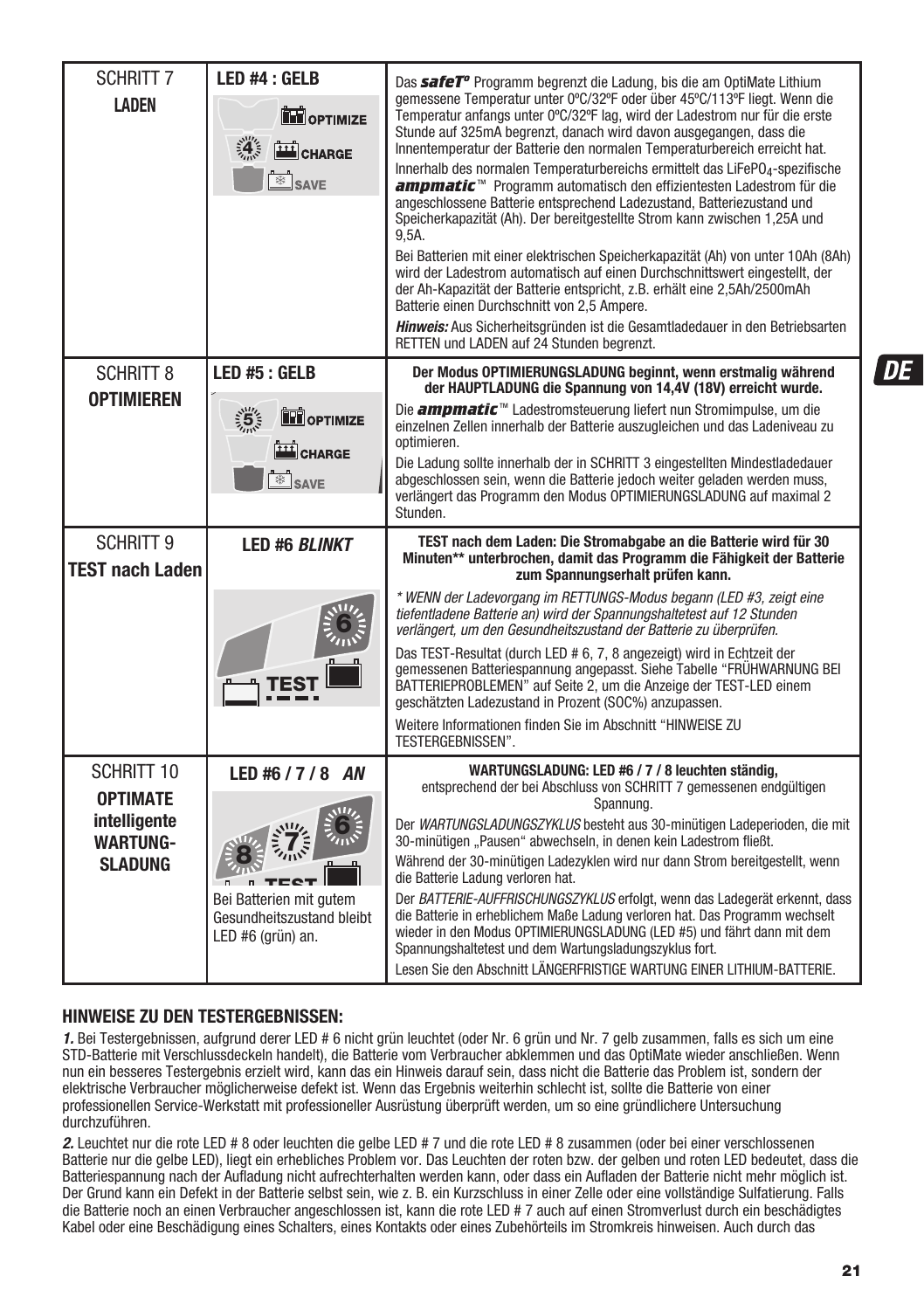| SCHRITT 7 **LADEN** | **LED #4 : GELB** | Das ***safeT°*** Programm begrenzt die Ladung, bis die am OptiMate Lithium gemessene Temperatur unter 0ºC/32ºF oder über 45ºC/113ºF liegt. Wenn die Temperatur anfangs unter 0ºC/32ºF lag, wird der Ladestrom nur für die erste Stunde auf 325mA begrenzt, danach wird davon ausgegangen, dass die Innentemperatur der Batterie den normalen Temperaturbereich erreicht hat.<br>Innerhalb des normalen Temperaturbereichs ermittelt das $LiFePO_4$-spezifische ***ampmatic***™ Programm automatisch den effizientesten Ladestrom für die angeschlossene Batterie entsprechend Ladezustand, Batteriezustand und Speicherkapazität (Ah). Der bereitgestellte Strom kann zwischen 1,25A und 9,5A.<br>Bei Batterien mit einer elektrischen Speicherkapazität (Ah) von unter 10Ah (8Ah) wird der Ladestrom automatisch auf einen Durchschnittswert eingestellt, der der Ah-Kapazität der Batterie entspricht, z.B. erhält eine 2,5Ah/2500mAh Batterie einen Durchschnitt von 2,5 Ampere.<br>***Hinweis:*** Aus Sicherheitsgründen ist die Gesamtladedauer in den Betriebsarten RETTEN und LADEN auf 24 Stunden begrenzt. |
|---|---|---|
| SCHRITT 8 **OPTIMIEREN** | **LED #5 : GELB** | **Der Modus OPTIMIERUNGSLADUNG beginnt, wenn erstmalig während der HAUPTLADUNG die Spannung von 14,4V (18V) erreicht wurde.**<br>Die ***ampmatic***™ Ladestromsteuerung liefert nun Stromimpulse, um die einzelnen Zellen innerhalb der Batterie auszugleichen und das Ladeniveau zu optimieren.<br>Die Ladung sollte innerhalb der in SCHRITT 3 eingestellten Mindestladedauer abgeschlossen sein, wenn die Batterie jedoch weiter geladen werden muss, verlängert das Programm den Modus OPTIMIERUNGSLADUNG auf maximal 2 Stunden. |
| SCHRITT 9 **TEST nach Laden** | **LED #6 *BLINKT*** | **TEST nach dem Laden: Die Stromabgabe an die Batterie wird für 30 Minuten\*\* unterbrochen, damit das Programm die Fähigkeit der Batterie zum Spannungserhalt prüfen kann.**<br>*\* WENN der Ladevorgang im RETTUNGS-Modus begann (LED #3, zeigt eine tiefentladene Batterie an) wird der Spannungshaltetest auf 12 Stunden verlängert, um den Gesundheitszustand der Batterie zu überprüfen.*<br>Das TEST-Resultat (durch LED # 6, 7, 8 angezeigt) wird in Echtzeit der gemessenen Batteriespannung angepasst. Siehe Tabelle "FRÜHWARNUNG BEI BATTERIEPROBLEMEN" auf Seite 2, um die Anzeige der TEST-LED einem geschätzten Ladezustand in Prozent (SOC%) anzupassen.<br>Weitere Informationen finden Sie im Abschnitt "HINWEISE ZU TESTERGEBNISSEN". |
| SCHRITT 10 **OPTIMATE intelligente WARTUNG-SLADUNG** | **LED #6 / 7 / 8 *AN***<br>Bei Batterien mit gutem Gesundheitszustand bleibt LED #6 (grün) an. | **WARTUNGSLADUNG: LED #6 / 7 / 8 leuchten ständig,** entsprechend der bei Abschluss von SCHRITT 7 gemessenen endgültigen Spannung.<br>Der *WARTUNGSLADUNGSZYKLUS* besteht aus 30-minütigen Ladeperioden, die mit 30-minütigen „Pausen" abwechseln, in denen kein Ladestrom fließt.<br>Während der 30-minütigen Ladezyklen wird nur dann Strom bereitgestellt, wenn die Batterie Ladung verloren hat.<br>Der *BATTERIE-AUFFRISCHUNGSZYKLUS* erfolgt, wenn das Ladegerät erkennt, dass die Batterie in erheblichem Maße Ladung verloren hat. Das Programm wechselt wieder in den Modus OPTIMIERUNGSLADUNG (LED #5) und fährt dann mit dem Spannungshaltetest und dem Wartungsladungszyklus fort.<br>Lesen Sie den Abschnitt LÄNGERFRISTIGE WARTUNG EINER LITHIUM-BATTERIE. |

## HINWEISE ZU DEN TESTERGEBNISSEN:

***1.*** Bei Testergebnissen, aufgrund derer LED # 6 nicht grün leuchtet (oder Nr. 6 grün und Nr. 7 gelb zusammen, falls es sich um eine STD-Batterie mit Verschlussdeckeln handelt), die Batterie vom Verbraucher abklemmen und das OptiMate wieder anschließen. Wenn nun ein besseres Testergebnis erzielt wird, kann das ein Hinweis darauf sein, dass nicht die Batterie das Problem ist, sondern der elektrische Verbraucher möglicherweise defekt ist. Wenn das Ergebnis weiterhin schlecht ist, sollte die Batterie von einer professionellen Service-Werkstatt mit professioneller Ausrüstung überprüft werden, um so eine gründlichere Untersuchung durchzuführen.

***2.*** Leuchtet nur die rote LED # 8 oder leuchten die gelbe LED # 7 und die rote LED # 8 zusammen (oder bei einer verschlossenen Batterie nur die gelbe LED), liegt ein erhebliches Problem vor. Das Leuchten der roten bzw. der gelben und roten LED bedeutet, dass die Batteriespannung nach der Aufladung nicht aufrechterhalten werden kann, oder dass ein Aufladen der Batterie nicht mehr möglich ist. Der Grund kann ein Defekt in der Batterie selbst sein, wie z. B. ein Kurzschluss in einer Zelle oder eine vollständige Sulfatierung. Falls die Batterie noch an einen Verbraucher angeschlossen ist, kann die rote LED # 7 auch auf einen Stromverlust durch ein beschädigtes Kabel oder eine Beschädigung eines Schalters, eines Kontakts oder eines Zubehörteils im Stromkreis hinweisen. Auch durch das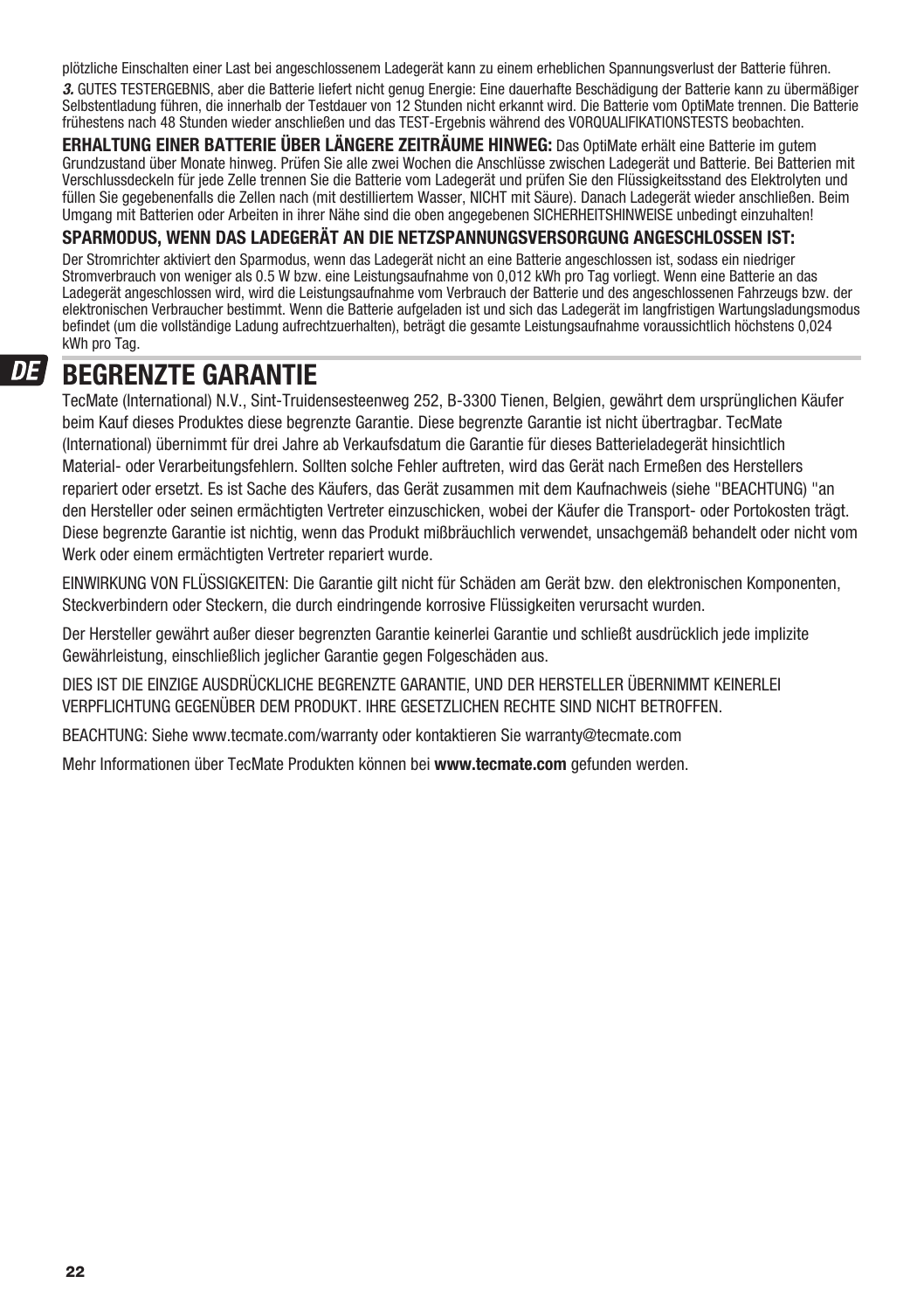plötzliche Einschalten einer Last bei angeschlossenem Ladegerät kann zu einem erheblichen Spannungsverlust der Batterie führen.

***3.*** GUTES TESTERGEBNIS, aber die Batterie liefert nicht genug Energie: Eine dauerhafte Beschädigung der Batterie kann zu übermäßiger Selbstentladung führen, die innerhalb der Testdauer von 12 Stunden nicht erkannt wird. Die Batterie vom OptiMate trennen. Die Batterie frühestens nach 48 Stunden wieder anschließen und das TEST-Ergebnis während des VORQUALIFIKATIONSTESTS beobachten.

**ERHALTUNG EINER BATTERIE ÜBER LÄNGERE ZEITRÄUME HINWEG:** Das OptiMate erhält eine Batterie im gutem Grundzustand über Monate hinweg. Prüfen Sie alle zwei Wochen die Anschlüsse zwischen Ladegerät und Batterie. Bei Batterien mit Verschlussdeckeln für jede Zelle trennen Sie die Batterie vom Ladegerät und prüfen Sie den Flüssigkeitsstand des Elektrolyten und füllen Sie gegebenenfalls die Zellen nach (mit destilliertem Wasser, NICHT mit Säure). Danach Ladegerät wieder anschließen. Beim Umgang mit Batterien oder Arbeiten in ihrer Nähe sind die oben angegebenen SICHERHEITSHINWEISE unbedingt einzuhalten!

**SPARMODUS, WENN DAS LADEGERÄT AN DIE NETZSPANNUNGSVERSORGUNG ANGESCHLOSSEN IST:**

Der Stromrichter aktiviert den Sparmodus, wenn das Ladegerät nicht an eine Batterie angeschlossen ist, sodass ein niedriger Stromverbrauch von weniger als 0.5 W bzw. eine Leistungsaufnahme von 0,012 kWh pro Tag vorliegt. Wenn eine Batterie an das Ladegerät angeschlossen wird, wird die Leistungsaufnahme vom Verbrauch der Batterie und des angeschlossenen Fahrzeugs bzw. der elektronischen Verbraucher bestimmt. Wenn die Batterie aufgeladen ist und sich das Ladegerät im langfristigen Wartungsladungsmodus befindet (um die vollständige Ladung aufrechtzuerhalten), beträgt die gesamte Leistungsaufnahme voraussichtlich höchstens 0,024 kWh pro Tag.

# BEGRENZTE GARANTIE

TecMate (International) N.V., Sint-Truidensesteenweg 252, B-3300 Tienen, Belgien, gewährt dem ursprünglichen Käufer beim Kauf dieses Produktes diese begrenzte Garantie. Diese begrenzte Garantie ist nicht übertragbar. TecMate (International) übernimmt für drei Jahre ab Verkaufsdatum die Garantie für dieses Batterieladegerät hinsichtlich Material- oder Verarbeitungsfehlern. Sollten solche Fehler auftreten, wird das Gerät nach Ermeßen des Herstellers repariert oder ersetzt. Es ist Sache des Käufers, das Gerät zusammen mit dem Kaufnachweis (siehe "BEACHTUNG) "an den Hersteller oder seinen ermächtigten Vertreter einzuschicken, wobei der Käufer die Transport- oder Portokosten trägt. Diese begrenzte Garantie ist nichtig, wenn das Produkt mißbräuchlich verwendet, unsachgemäß behandelt oder nicht vom Werk oder einem ermächtigten Vertreter repariert wurde.

EINWIRKUNG VON FLÜSSIGKEITEN: Die Garantie gilt nicht für Schäden am Gerät bzw. den elektronischen Komponenten, Steckverbindern oder Steckern, die durch eindringende korrosive Flüssigkeiten verursacht wurden.

Der Hersteller gewährt außer dieser begrenzten Garantie keinerlei Garantie und schließt ausdrücklich jede implizite Gewährleistung, einschließlich jeglicher Garantie gegen Folgeschäden aus.

DIES IST DIE EINZIGE AUSDRÜCKLICHE BEGRENZTE GARANTIE, UND DER HERSTELLER ÜBERNIMMT KEINERLEI VERPFLICHTUNG GEGENÜBER DEM PRODUKT. IHRE GESETZLICHEN RECHTE SIND NICHT BETROFFEN.

BEACHTUNG: Siehe www.tecmate.com/warranty oder kontaktieren Sie warranty@tecmate.com

Mehr Informationen über TecMate Produkten können bei **www.tecmate.com** gefunden werden.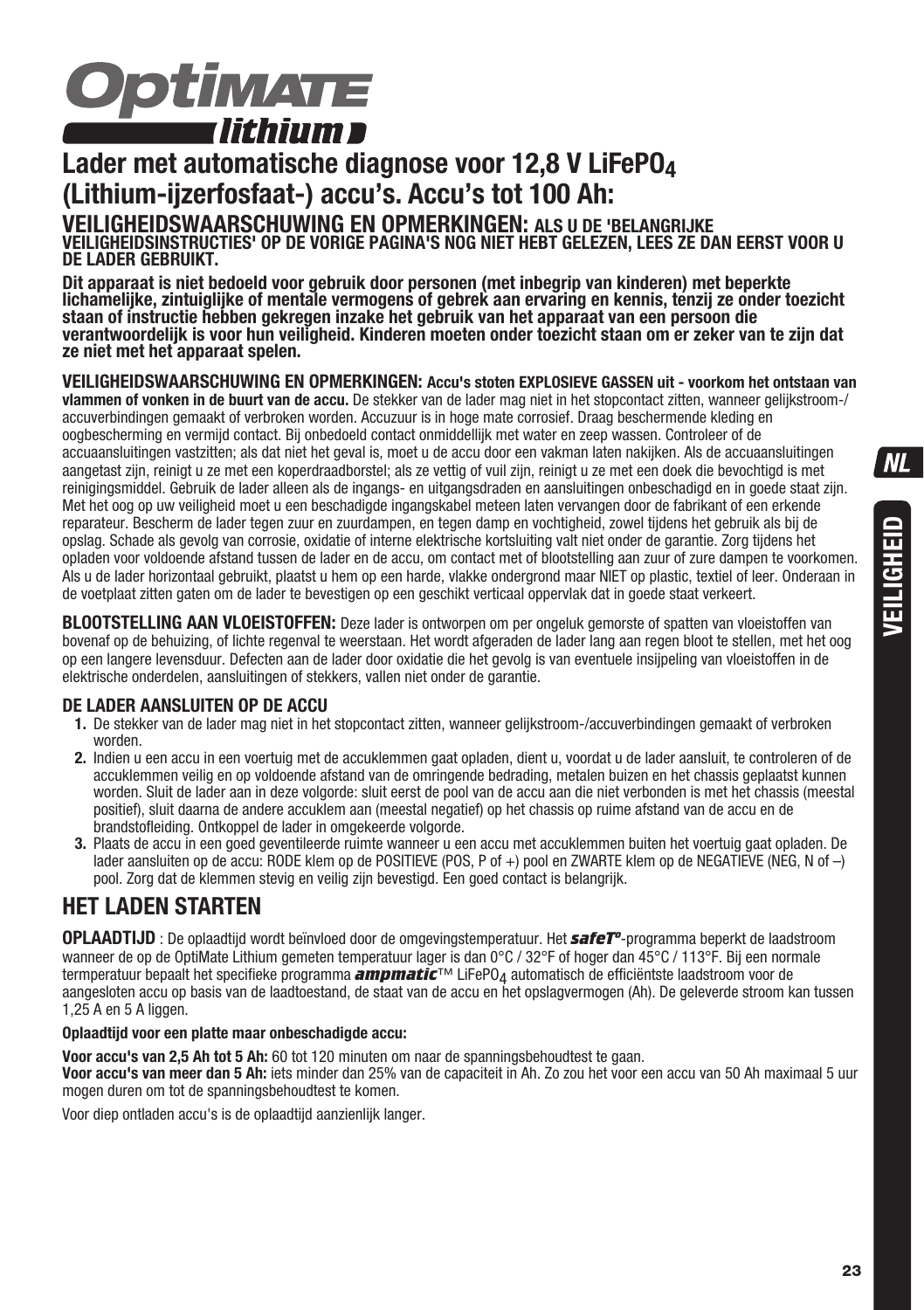# Optimate lithium

## Lader met automatische diagnose voor 12,8 V $LiFePO_4$ (Lithium-ijzerfosfaat-) accu's. Accu's tot 100 Ah:

### VEILIGHEIDSWAARSCHUWING EN OPMERKINGEN: ALS U DE 'BELANGRIJKE VEILIGHEIDSINSTRUCTIES' OP DE VORIGE PAGINA'S NOG NIET HEBT GELEZEN, LEES ZE DAN EERST VOOR U DE LADER GEBRUIKT.

**Dit apparaat is niet bedoeld voor gebruik door personen (met inbegrip van kinderen) met beperkte lichamelijke, zintuiglijke of mentale vermogens of gebrek aan ervaring en kennis, tenzij ze onder toezicht staan of instructie hebben gekregen inzake het gebruik van het apparaat van een persoon die verantwoordelijk is voor hun veiligheid. Kinderen moeten onder toezicht staan om er zeker van te zijn dat ze niet met het apparaat spelen.**

**VEILIGHEIDSWAARSCHUWING EN OPMERKINGEN: Accu's stoten EXPLOSIEVE GASSEN uit - voorkom het ontstaan van vlammen of vonken in de buurt van de accu.** De stekker van de lader mag niet in het stopcontact zitten, wanneer gelijkstroom-/accuverbindingen gemaakt of verbroken worden. Accuzuur is in hoge mate corrosief. Draag beschermende kleding en oogbescherming en vermijd contact. Bij onbedoeld contact onmiddellijk met water en zeep wassen. Controleer of de accuaansluitingen vastzitten; als dat niet het geval is, moet u de accu door een vakman laten nakijken. Als de accuaansluitingen aangetast zijn, reinigt u ze met een koperdraadborstel; als ze vettig of vuil zijn, reinigt u ze met een doek die bevochtigd is met reinigingsmiddel. Gebruik de lader alleen als de ingangs- en uitgangsdraden en aansluitingen onbeschadigd en in goede staat zijn. Met het oog op uw veiligheid moet u een beschadigde ingangskabel meteen laten vervangen door de fabrikant of een erkende reparateur. Bescherm de lader tegen zuur en zuurdampen, en tegen damp en vochtigheid, zowel tijdens het gebruik als bij de opslag. Schade als gevolg van corrosie, oxidatie of interne elektrische kortsluiting valt niet onder de garantie. Zorg tijdens het opladen voor voldoende afstand tussen de lader en de accu, om contact met of blootstelling aan zuur of zure dampen te voorkomen. Als u de lader horizontaal gebruikt, plaatst u hem op een harde, vlakke ondergrond maar NIET op plastic, textiel of leer. Onderaan in de voetplaat zitten gaten om de lader te bevestigen op een geschikt verticaal oppervlak dat in goede staat verkeert.

**BLOOTSTELLING AAN VLOEISTOFFEN:** Deze lader is ontworpen om per ongeluk gemorste of spatten van vloeistoffen van bovenaf op de behuizing, of lichte regenval te weerstaan. Het wordt afgeraden de lader lang aan regen bloot te stellen, met het oog op een langere levensduur. Defecten aan de lader door oxidatie die het gevolg is van eventuele insijpeling van vloeistoffen in de elektrische onderdelen, aansluitingen of stekkers, vallen niet onder de garantie.

### DE LADER AANSLUITEN OP DE ACCU

1. De stekker van de lader mag niet in het stopcontact zitten, wanneer gelijkstroom-/accuverbindingen gemaakt of verbroken worden.
2. Indien u een accu in een voertuig met de accuklemmen gaat opladen, dient u, voordat u de lader aansluit, te controleren of de accuklemmen veilig en op voldoende afstand van de omringende bedrading, metalen buizen en het chassis geplaatst kunnen worden. Sluit de lader aan in deze volgorde: sluit eerst de pool van de accu aan die niet verbonden is met het chassis (meestal positief), sluit daarna de andere accuklem aan (meestal negatief) op het chassis op ruime afstand van de accu en de brandstofleiding. Ontkoppel de lader in omgekeerde volgorde.
3. Plaats de accu in een goed geventileerde ruimte wanneer u een accu met accuklemmen buiten het voertuig gaat opladen. De lader aansluiten op de accu: RODE klem op de POSITIEVE (POS, P of +) pool en ZWARTE klem op de NEGATIEVE (NEG, N of –) pool. Zorg dat de klemmen stevig en veilig zijn bevestigd. Een goed contact is belangrijk.

## HET LADEN STARTEN

**OPLAADTIJD** : De oplaadtijd wordt beïnvloed door de omgevingstemperatuur. Het ***safeT°***-programma beperkt de laadstroom wanneer de op de OptiMate Lithium gemeten temperatuur lager is dan 0°C / 32°F of hoger dan 45°C / 113°F. Bij een normale termperatuur bepaalt het specifieke programma ***ampmatic***™ $LiFePO_4$ automatisch de efficiëntste laadstroom voor de aangesloten accu op basis van de laadtoestand, de staat van de accu en het opslagvermogen (Ah). De geleverde stroom kan tussen 1,25 A en 5 A liggen.

**Oplaadtijd voor een platte maar onbeschadigde accu:**

**Voor accu's van 2,5 Ah tot 5 Ah:** 60 tot 120 minuten om naar de spanningsbehoudtest te gaan.
**Voor accu's van meer dan 5 Ah:** iets minder dan 25% van de capaciteit in Ah. Zo zou het voor een accu van 50 Ah maximaal 5 uur mogen duren om tot de spanningsbehoudtest te komen.

Voor diep ontladen accu's is de oplaadtijd aanzienlijk langer.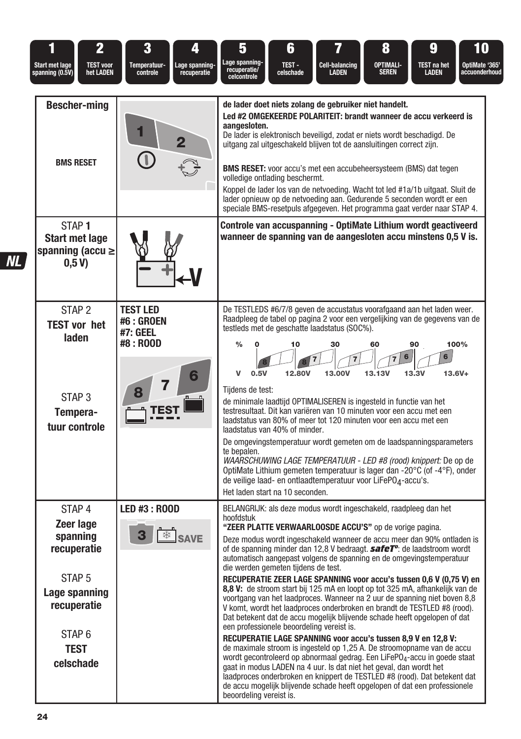| 1 | 2 | 3 | 4 | 5 | 6 | 7 | 8 | 9 | 10 |
|---|---|---|---|---|---|---|---|---|---|
| Start met lage spanning (0.5V) | TEST voor het LADEN | Temperatuur-controle | Lage spanning-recuperatie | Lage spanning-recuperatie/ celcontrole | TEST - celschade | Cell-balancing LADEN | OPTIMALI-SEREN | TEST na het LADEN | OptiMate '365' accuonderhoud |

| | | |
|---|---|---|
| **Bescher-ming**<br><br>**BMS RESET** | 1 2 | **de lader doet niets zolang de gebruiker niet handelt.**<br>**Led #2 OMGEKEERDE POLARITEIT: brandt wanneer de accu verkeerd is aangesloten.**<br>De lader is elektronisch beveiligd, zodat er niets wordt beschadigd. De uitgang zal uitgeschakeld blijven tot de aansluitingen correct zijn.<br><br>**BMS RESET:** voor accu's met een accubeheersysteem (BMS) dat tegen volledige ontlading beschermt.<br>Koppel de lader los van de netvoeding. Wacht tot led #1a/1b uitgaat. Sluit de lader opnieuw op de netvoeding aan. Gedurende 5 seconden wordt er een speciale BMS-resetpuls afgegeven. Het programma gaat verder naar STAP 4. |
| STAP **1**<br>**Start met lage spanning (accu ≥ 0,5 V)** | V | **Controle van accuspanning - OptiMate Lithium wordt geactiveerd wanneer de spanning van de aangesloten accu minstens 0,5 V is.** |
| STAP 2<br>**TEST vor het laden**<br><br>STAP 3<br>**Tempera-tuur controle** | **TEST LED**<br>**#6 : GROEN**<br>**#7: GEEL**<br>**#8 : ROOD**<br><br>8 7 6 TEST | De TESTLEDS #6/7/8 geven de accustatus voorafgaand aan het laden weer. Raadpleeg de tabel op pagina 2 voor een vergelijking van de gegevens van de testleds met de geschatte laadstatus (SOC%).<br>% 0 – 10 – 30 – 60 – 90 – 100%<br>V 0.5V – 12.80V – 13.00V – 13.13V – 13.3V – 13.6V+<br>Tijdens de test:<br>de minimale laadtijd OPTIMALISEREN is ingesteld in functie van het testresultaat. Dit kan variëren van 10 minuten voor een accu met een laadstatus van 80% of meer tot 120 minuten voor een accu met een laadstatus van 40% of minder.<br>De omgevingstemperatuur wordt gemeten om de laadspanningsparameters te bepalen.<br>*WAARSCHUWING LAGE TEMPERATUUR - LED #8 (rood) knippert:* De op de OptiMate Lithium gemeten temperatuur is lager dan -20°C (of -4°F), onder de veilige laad- en ontlaadtemperatuur voor $LiFePO_4$-accu's.<br>Het laden start na 10 seconden. |
| STAP 4<br>**Zeer lage spanning recuperatie**<br><br>STAP 5<br>**Lage spanning recuperatie**<br><br>STAP 6<br>**TEST celschade** | **LED #3 : ROOD**<br><br>3 SAVE | BELANGRIJK: als deze modus wordt ingeschakeld, raadpleeg dan het hoofdstuk<br>**"ZEER PLATTE VERWAARLOOSDE ACCU'S"** op de vorige pagina.<br>Deze modus wordt ingeschakeld wanneer de accu meer dan 90% ontladen is of de spanning minder dan 12,8 V bedraagt. ***safeT°***: de laadstroom wordt automatisch aangepast volgens de spanning en de omgevingstemperatuur die werden gemeten tijdens de test.<br>**RECUPERATIE ZEER LAGE SPANNING voor accu's tussen 0,6 V (0,75 V) en 8,8 V:** de stroom start bij 125 mA en loopt op tot 325 mA, afhankelijk van de voortgang van het laadproces. Wanneer na 2 uur de spanning niet boven 8,8 V komt, wordt het laadproces onderbroken en brandt de TESTLED #8 (rood). Dat betekent dat de accu mogelijk blijvende schade heeft opgelopen of dat een professionele beoordeling vereist is.<br>**RECUPERATIE LAGE SPANNING voor accu's tussen 8,9 V en 12,8 V:**<br>de maximale stroom is ingesteld op 1,25 A. De stroomopname van de accu wordt gecontroleerd op abnormaal gedrag. Een $LiFePO_4$-accu in goede staat gaat in modus LADEN na 4 uur. Is dat niet het geval, dan wordt het laadproces onderbroken en knippert de TESTLED #8 (rood). Dat betekent dat de accu mogelijk blijvende schade heeft opgelopen of dat een professionele beoordeling vereist is. |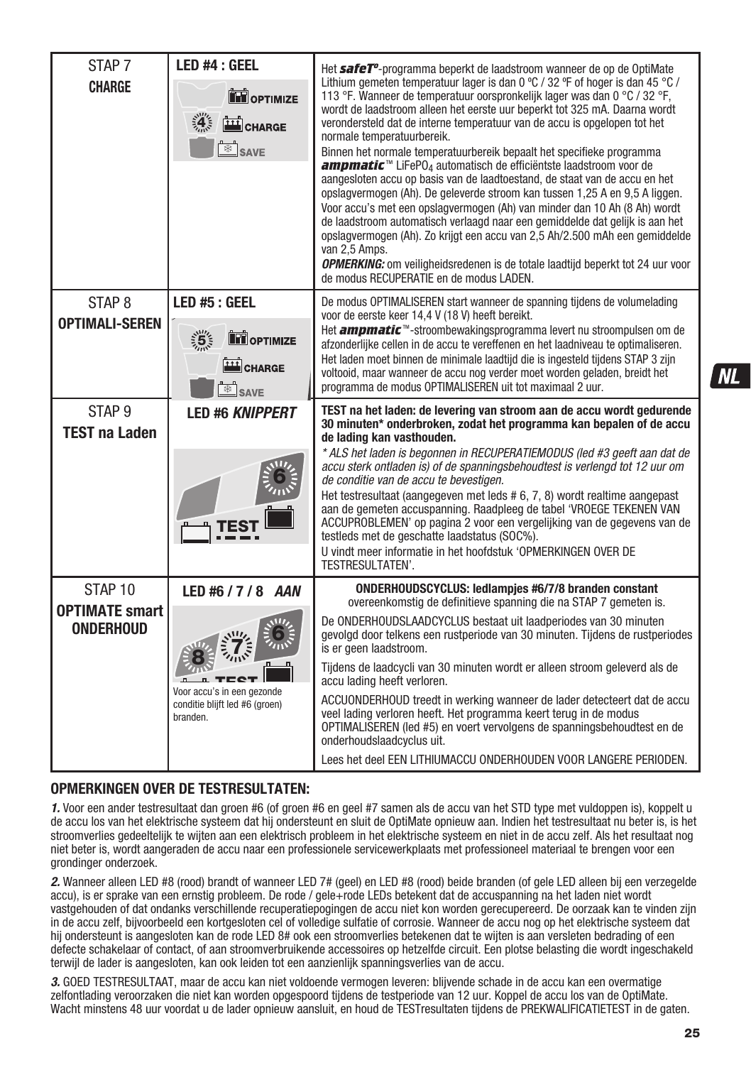| | | |
|---|---|---|
| STAP 7 **CHARGE** | **LED #4 : GEEL** | Het ***safeT°***-programma beperkt de laadstroom wanneer de op de OptiMate Lithium gemeten temperatuur lager is dan 0 ºC / 32 ºF of hoger is dan 45 °C / 113 °F. Wanneer de temperatuur oorspronkelijk lager was dan 0 °C / 32 °F, wordt de laadstroom alleen het eerste uur beperkt tot 325 mA. Daarna wordt verondersteld dat de interne temperatuur van de accu is opgelopen tot het normale temperatuurbereik.<br>Binnen het normale temperatuurbereik bepaalt het specifieke programma ***ampmatic***™ $LiFePO_4$ automatisch de efficiëntste laadstroom voor de aangesloten accu op basis van de laadtoestand, de staat van de accu en het opslagvermogen (Ah). De geleverde stroom kan tussen 1,25 A en 9,5 A liggen. Voor accu's met een opslagvermogen (Ah) van minder dan 10 Ah (8 Ah) wordt de laadstroom automatisch verlaagd naar een gemiddelde dat gelijk is aan het opslagvermogen (Ah). Zo krijgt een accu van 2,5 Ah/2.500 mAh een gemiddelde van 2,5 Amps.<br>***OPMERKING:*** om veiligheidsredenen is de totale laadtijd beperkt tot 24 uur voor de modus RECUPERATIE en de modus LADEN. |
| STAP 8 **OPTIMALI-SEREN** | **LED #5 : GEEL** | De modus OPTIMALISEREN start wanneer de spanning tijdens de volumelading voor de eerste keer 14,4 V (18 V) heeft bereikt.<br>Het ***ampmatic***™-stroombewakingsprogramma levert nu stroompulsen om de afzonderlijke cellen in de accu te vereffenen en het laadniveau te optimaliseren. Het laden moet binnen de minimale laadtijd die is ingesteld tijdens STAP 3 zijn voltooid, maar wanneer de accu nog verder moet worden geladen, breidt het programma de modus OPTIMALISEREN uit tot maximaal 2 uur. |
| STAP 9 **TEST na Laden** | **LED #6 *KNIPPERT*** | **TEST na het laden: de levering van stroom aan de accu wordt gedurende 30 minuten\* onderbroken, zodat het programma kan bepalen of de accu de lading kan vasthouden.**<br>*\* ALS het laden is begonnen in RECUPERATIEMODUS (led #3 geeft aan dat de accu sterk ontladen is) of de spanningsbehoudtest is verlengd tot 12 uur om de conditie van de accu te bevestigen.*<br>Het testresultaat (aangegeven met leds # 6, 7, 8) wordt realtime aangepast aan de gemeten accuspanning. Raadpleeg de tabel 'VROEGE TEKENEN VAN ACCUPROBLEMEN' op pagina 2 voor een vergelijking van de gegevens van de testleds met de geschatte laadstatus (SOC%).<br>U vindt meer informatie in het hoofdstuk 'OPMERKINGEN OVER DE TESTRESULTATEN'. |
| STAP 10 **OPTIMATE smart ONDERHOUD** | **LED #6 / 7 / 8 *AAN***<br>Voor accu's in een gezonde conditie blijft led #6 (groen) branden. | **ONDERHOUDSCYCLUS: ledlampjes #6/7/8 branden constant** overeenkomstig de definitieve spanning die na STAP 7 gemeten is.<br>De ONDERHOUDSLAADCYCLUS bestaat uit laadperiodes van 30 minuten gevolgd door telkens een rustperiode van 30 minuten. Tijdens de rustperiodes is er geen laadstroom.<br>Tijdens de laadcycli van 30 minuten wordt er alleen stroom geleverd als de accu lading heeft verloren.<br>ACCUONDERHOUD treedt in werking wanneer de lader detecteert dat de accu veel lading verloren heeft. Het programma keert terug in de modus OPTIMALISEREN (led #5) en voert vervolgens de spanningsbehoudtest en de onderhoudslaadcyclus uit.<br>Lees het deel EEN LITHIUMACCU ONDERHOUDEN VOOR LANGERE PERIODEN. |

## OPMERKINGEN OVER DE TESTRESULTATEN:

***1.*** Voor een ander testresultaat dan groen #6 (of groen #6 en geel #7 samen als de accu van het STD type met vuldoppen is), koppelt u de accu los van het elektrische systeem dat hij ondersteunt en sluit de OptiMate opnieuw aan. Indien het testresultaat nu beter is, is het stroomverlies gedeeltelijk te wijten aan een elektrisch probleem in het elektrische systeem en niet in de accu zelf. Als het resultaat nog niet beter is, wordt aangeraden de accu naar een professionele servicewerkplaats met professioneel materiaal te brengen voor een grondinger onderzoek.

***2.*** Wanneer alleen LED #8 (rood) brandt of wanneer LED 7# (geel) en LED #8 (rood) beide branden (of gele LED alleen bij een verzegelde accu), is er sprake van een ernstig probleem. De rode / gele+rode LEDs betekent dat de accuspanning na het laden niet wordt vastgehouden of dat ondanks verschillende recuperatiepogingen de accu niet kon worden gerecupereerd. De oorzaak kan te vinden zijn in de accu zelf, bijvoorbeeld een kortgesloten cel of volledige sulfatie of corrosie. Wanneer de accu nog op het elektrische systeem dat hij ondersteunt is aangesloten kan de rode LED 8# ook een stroomverlies betekenen dat te wijten is aan versleten bedrading of een defecte schakelaar of contact, of aan stroomverbruikende accessoires op hetzelfde circuit. Een plotse belasting die wordt ingeschakeld terwijl de lader is aangesloten, kan ook leiden tot een aanzienlijk spanningsverlies van de accu.

***3.*** GOED TESTRESULTAAT, maar de accu kan niet voldoende vermogen leveren: blijvende schade in de accu kan een overmatige zelfontlading veroorzaken die niet kan worden opgespoord tijdens de testperiode van 12 uur. Koppel de accu los van de OptiMate. Wacht minstens 48 uur voordat u de lader opnieuw aansluit, en houd de TESTresultaten tijdens de PREKWALIFICATIETEST in de gaten.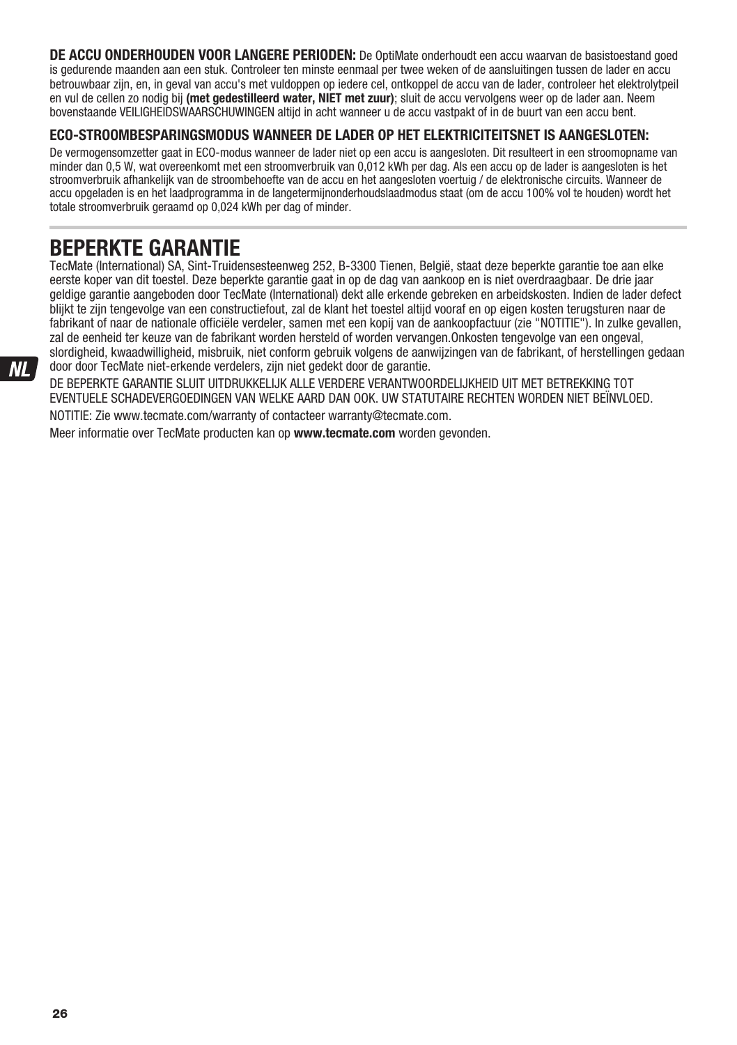**DE ACCU ONDERHOUDEN VOOR LANGERE PERIODEN:** De OptiMate onderhoudt een accu waarvan de basistoestand goed is gedurende maanden aan een stuk. Controleer ten minste eenmaal per twee weken of de aansluitingen tussen de lader en accu betrouwbaar zijn, en, in geval van accu's met vuldoppen op iedere cel, ontkoppel de accu van de lader, controleer het elektrolytpeil en vul de cellen zo nodig bij **(met gedestilleerd water, NIET met zuur)**; sluit de accu vervolgens weer op de lader aan. Neem bovenstaande VEILIGHEIDSWAARSCHUWINGEN altijd in acht wanneer u de accu vastpakt of in de buurt van een accu bent.

**ECO-STROOMBESPARINGSMODUS WANNEER DE LADER OP HET ELEKTRICITEITSNET IS AANGESLOTEN:**

De vermogensomzetter gaat in ECO-modus wanneer de lader niet op een accu is aangesloten. Dit resulteert in een stroomopname van minder dan 0,5 W, wat overeenkomt met een stroomverbruik van 0,012 kWh per dag. Als een accu op de lader is aangesloten is het stroomverbruik afhankelijk van de stroombehoefte van de accu en het aangesloten voertuig / de elektronische circuits. Wanneer de accu opgeladen is en het laadprogramma in de langetermijnonderhoudslaadmodus staat (om de accu 100% vol te houden) wordt het totale stroomverbruik geraamd op 0,024 kWh per dag of minder.

# BEPERKTE GARANTIE

TecMate (International) SA, Sint-Truidensesteenweg 252, B-3300 Tienen, België, staat deze beperkte garantie toe aan elke eerste koper van dit toestel. Deze beperkte garantie gaat in op de dag van aankoop en is niet overdraagbaar. De drie jaar geldige garantie aangeboden door TecMate (International) dekt alle erkende gebreken en arbeidskosten. Indien de lader defect blijkt te zijn tengevolge van een constructiefout, zal de klant het toestel altijd vooraf en op eigen kosten terugsturen naar de fabrikant of naar de nationale officiële verdeler, samen met een kopij van de aankoopfactuur (zie "NOTITIE"). In zulke gevallen, zal de eenheid ter keuze van de fabrikant worden hersteld of worden vervangen.Onkosten tengevolge van een ongeval, slordigheid, kwaadwilligheid, misbruik, niet conform gebruik volgens de aanwijzingen van de fabrikant, of herstellingen gedaan door door TecMate niet-erkende verdelers, zijn niet gedekt door de garantie.

DE BEPERKTE GARANTIE SLUIT UITDRUKKELIJK ALLE VERDERE VERANTWOORDELIJKHEID UIT MET BETREKKING TOT EVENTUELE SCHADEVERGOEDINGEN VAN WELKE AARD DAN OOK. UW STATUTAIRE RECHTEN WORDEN NIET BEÏNVLOED.

NOTITIE: Zie www.tecmate.com/warranty of contacteer warranty@tecmate.com.

Meer informatie over TecMate producten kan op **www.tecmate.com** worden gevonden.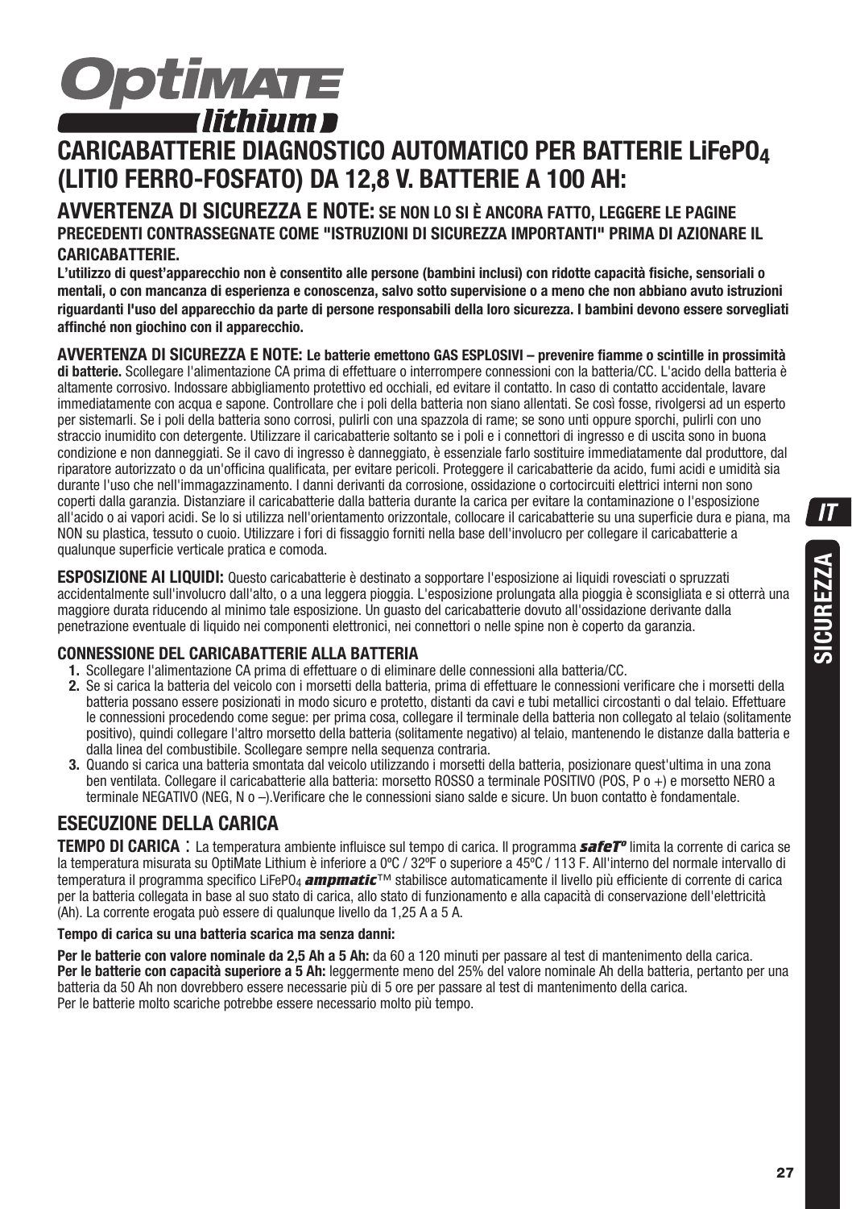# OptiMATE lithium

## CARICABATTERIE DIAGNOSTICO AUTOMATICO PER BATTERIE $LiFePO_4$ (LITIO FERRO-FOSFATO) DA 12,8 V. BATTERIE A 100 AH:

### AVVERTENZA DI SICUREZZA E NOTE: SE NON LO SI È ANCORA FATTO, LEGGERE LE PAGINE PRECEDENTI CONTRASSEGNATE COME "ISTRUZIONI DI SICUREZZA IMPORTANTI" PRIMA DI AZIONARE IL CARICABATTERIE.

**L'utilizzo di quest'apparecchio non è consentito alle persone (bambini inclusi) con ridotte capacità fisiche, sensoriali o mentali, o con mancanza di esperienza e conoscenza, salvo sotto supervisione o a meno che non abbiano avuto istruzioni riguardanti l'uso del apparecchio da parte di persone responsabili della loro sicurezza. I bambini devono essere sorvegliati affinché non giochino con il apparecchio.**

**AVVERTENZA DI SICUREZZA E NOTE: Le batterie emettono GAS ESPLOSIVI – prevenire fiamme o scintille in prossimità di batterie.** Scollegare l'alimentazione CA prima di effettuare o interrompere connessioni con la batteria/CC. L'acido della batteria è altamente corrosivo. Indossare abbigliamento protettivo ed occhiali, ed evitare il contatto. In caso di contatto accidentale, lavare immediatamente con acqua e sapone. Controllare che i poli della batteria non siano allentati. Se così fosse, rivolgersi ad un esperto per sistemarli. Se i poli della batteria sono corrosi, pulirli con una spazzola di rame; se sono unti oppure sporchi, pulirli con uno straccio inumidito con detergente. Utilizzare il caricabatterie soltanto se i poli e i connettori di ingresso e di uscita sono in buona condizione e non danneggiati. Se il cavo di ingresso è danneggiato, è essenziale farlo sostituire immediatamente dal produttore, dal riparatore autorizzato o da un'officina qualificata, per evitare pericoli. Proteggere il caricabatterie da acido, fumi acidi e umidità sia durante l'uso che nell'immagazzinamento. I danni derivanti da corrosione, ossidazione o cortocircuiti elettrici interni non sono coperti dalla garanzia. Distanziare il caricabatterie dalla batteria durante la carica per evitare la contaminazione o l'esposizione all'acido o ai vapori acidi. Se lo si utilizza nell'orientamento orizzontale, collocare il caricabatterie su una superficie dura e piana, ma NON su plastica, tessuto o cuoio. Utilizzare i fori di fissaggio forniti nella base dell'involucro per collegare il caricabatterie a qualunque superficie verticale pratica e comoda.

**ESPOSIZIONE AI LIQUIDI:** Questo caricabatterie è destinato a sopportare l'esposizione ai liquidi rovesciati o spruzzati accidentalmente sull'involucro dall'alto, o a una leggera pioggia. L'esposizione prolungata alla pioggia è sconsigliata e si otterrà una maggiore durata riducendo al minimo tale esposizione. Un guasto del caricabatterie dovuto all'ossidazione derivante dalla penetrazione eventuale di liquido nei componenti elettronici, nei connettori o nelle spine non è coperto da garanzia.

### CONNESSIONE DEL CARICABATTERIE ALLA BATTERIA

1. Scollegare l'alimentazione CA prima di effettuare o di eliminare delle connessioni alla batteria/CC.
2. Se si carica la batteria del veicolo con i morsetti della batteria, prima di effettuare le connessioni verificare che i morsetti della batteria possano essere posizionati in modo sicuro e protetto, distanti da cavi e tubi metallici circostanti o dal telaio. Effettuare le connessioni procedendo come segue: per prima cosa, collegare il terminale della batteria non collegato al telaio (solitamente positivo), quindi collegare l'altro morsetto della batteria (solitamente negativo) al telaio, mantenendo le distanze dalla batteria e dalla linea del combustibile. Scollegare sempre nella sequenza contraria.
3. Quando si carica una batteria smontata dal veicolo utilizzando i morsetti della batteria, posizionare quest'ultima in una zona ben ventilata. Collegare il caricabatterie alla batteria: morsetto ROSSO a terminale POSITIVO (POS, P o +) e morsetto NERO a terminale NEGATIVO (NEG, N o –).Verificare che le connessioni siano salde e sicure. Un buon contatto è fondamentale.

## ESECUZIONE DELLA CARICA

**TEMPO DI CARICA** : La temperatura ambiente influisce sul tempo di carica. Il programma ***safeTº*** limita la corrente di carica se la temperatura misurata su OptiMate Lithium è inferiore a 0ºC / 32ºF o superiore a 45ºC / 113 F. All'interno del normale intervallo di temperatura il programma specifico $LiFePO_4$ ***ampmatic***™ stabilisce automaticamente il livello più efficiente di corrente di carica per la batteria collegata in base al suo stato di carica, allo stato di funzionamento e alla capacità di conservazione dell'elettricità (Ah). La corrente erogata può essere di qualunque livello da 1,25 A a 5 A.

**Tempo di carica su una batteria scarica ma senza danni:**

**Per le batterie con valore nominale da 2,5 Ah a 5 Ah:** da 60 a 120 minuti per passare al test di mantenimento della carica.
**Per le batterie con capacità superiore a 5 Ah:** leggermente meno del 25% del valore nominale Ah della batteria, pertanto per una batteria da 50 Ah non dovrebbero essere necessarie più di 5 ore per passare al test di mantenimento della carica.
Per le batterie molto scariche potrebbe essere necessario molto più tempo.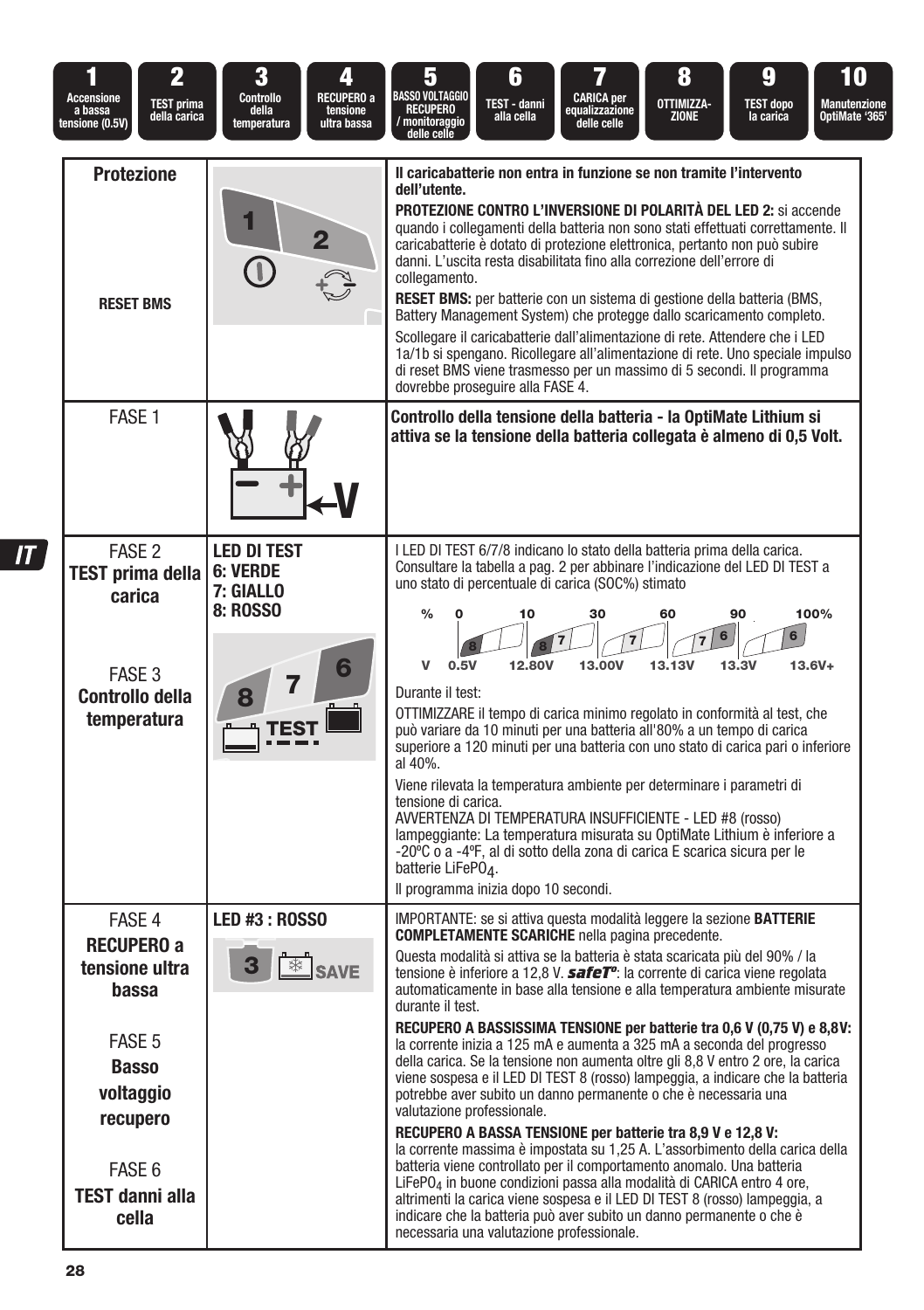| 1 | 2 | 3 | 4 | 5 | 6 | 7 | 8 | 9 | 10 |
|---|---|---|---|---|---|---|---|---|---|
| Accensione a bassa tensione (0.5V) | TEST prima della carica | Controllo della temperatura | RECUPERO a tensione ultra bassa | BASSO VOLTAGGIO RECUPERO / monitoraggio delle celle | TEST - danni alla cella | CARICA per equalizzazione delle celle | OTTIMIZZA-ZIONE | TEST dopo la carica | Manutenzione OptiMate '365' |

| | | |
|---|---|---|
| **Protezione**<br><br>**RESET BMS** | 1 2 | **Il caricabatterie non entra in funzione se non tramite l'intervento dell'utente.**<br>**PROTEZIONE CONTRO L'INVERSIONE DI POLARITÀ DEL LED 2:** si accende quando i collegamenti della batteria non sono stati effettuati correttamente. Il caricabatterie è dotato di protezione elettronica, pertanto non può subire danni. L'uscita resta disabilitata fino alla correzione dell'errore di collegamento.<br>**RESET BMS:** per batterie con un sistema di gestione della batteria (BMS, Battery Management System) che protegge dallo scaricamento completo.<br>Scollegare il caricabatterie dall'alimentazione di rete. Attendere che i LED 1a/1b si spengano. Ricollegare all'alimentazione di rete. Uno speciale impulso di reset BMS viene trasmesso per un massimo di 5 secondi. Il programma dovrebbe proseguire alla FASE 4. |
| FASE 1 | | **Controllo della tensione della batteria - la OptiMate Lithium si attiva se la tensione della batteria collegata è almeno di 0,5 Volt.** |
| FASE 2<br>**TEST prima della carica**<br><br>FASE 3<br>**Controllo della temperatura** | **LED DI TEST**<br>**6: VERDE**<br>**7: GIALLO**<br>**8: ROSSO**<br><br>8 7 6 TEST | I LED DI TEST 6/7/8 indicano lo stato della batteria prima della carica. Consultare la tabella a pag. 2 per abbinare l'indicazione del LED DI TEST a uno stato di percentuale di carica (SOC%) stimato<br>% 0 – 10 – 30 – 60 – 90 – 100%<br>V 0.5V – 12.80V – 13.00V – 13.13V – 13.3V – 13.6V+<br>Durante il test:<br>OTTIMIZZARE il tempo di carica minimo regolato in conformità al test, che può variare da 10 minuti per una batteria all'80% a un tempo di carica superiore a 120 minuti per una batteria con uno stato di carica pari o inferiore al 40%.<br>Viene rilevata la temperatura ambiente per determinare i parametri di tensione di carica.<br>AVVERTENZA DI TEMPERATURA INSUFFICIENTE - LED #8 (rosso) lampeggiante: La temperatura misurata su OptiMate Lithium è inferiore a -20ºC o a -4ºF, al di sotto della zona di carica E scarica sicura per le batterie $LiFePO_4$.<br>Il programma inizia dopo 10 secondi. |
| FASE 4<br>**RECUPERO a tensione ultra bassa**<br><br>FASE 5<br>**Basso voltaggio recupero**<br><br>FASE 6<br>**TEST danni alla cella** | **LED #3 : ROSSO**<br>3 SAVE | IMPORTANTE: se si attiva questa modalità leggere la sezione **BATTERIE COMPLETAMENTE SCARICHE** nella pagina precedente.<br>Questa modalità si attiva se la batteria è stata scaricata più del 90% / la tensione è inferiore a 12,8 V. ***safeT°***: la corrente di carica viene regolata automaticamente in base alla tensione e alla temperatura ambiente misurate durante il test.<br>**RECUPERO A BASSISSIMA TENSIONE per batterie tra 0,6 V (0,75 V) e 8,8V:** la corrente inizia a 125 mA e aumenta a 325 mA a seconda del progresso della carica. Se la tensione non aumenta oltre gli 8,8 V entro 2 ore, la carica viene sospesa e il LED DI TEST 8 (rosso) lampeggia, a indicare che la batteria potrebbe aver subito un danno permanente o che è necessaria una valutazione professionale.<br>**RECUPERO A BASSA TENSIONE per batterie tra 8,9 V e 12,8 V:** la corrente massima è impostata su 1,25 A. L'assorbimento della carica della batteria viene controllato per il comportamento anomalo. Una batteria $LiFePO_4$ in buone condizioni passa alla modalità di CARICA entro 4 ore, altrimenti la carica viene sospesa e il LED DI TEST 8 (rosso) lampeggia, a indicare che la batteria può aver subito un danno permanente o che è necessaria una valutazione professionale. |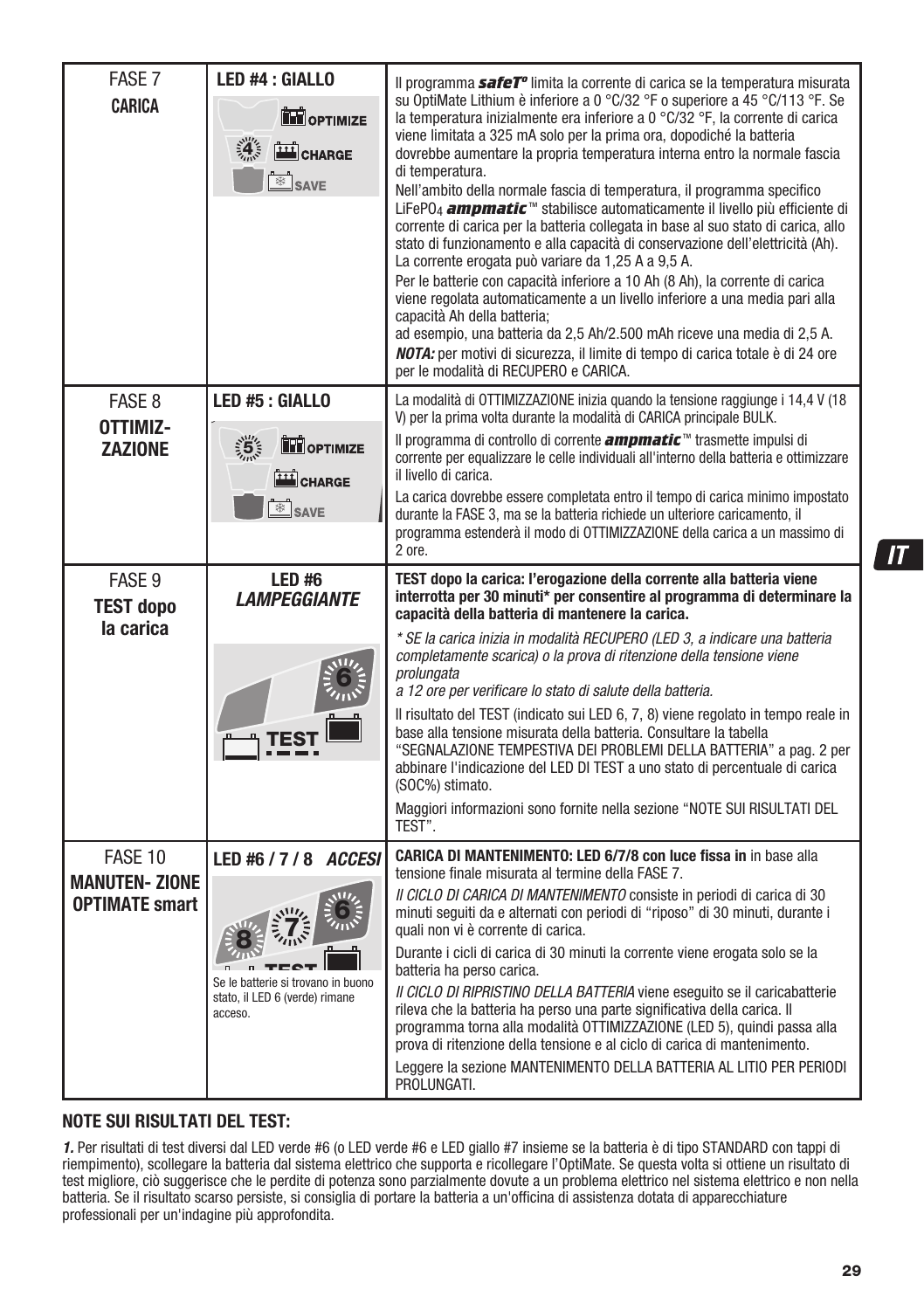| | | |
|---|---|---|
| FASE 7<br>**CARICA** | **LED #4 : GIALLO**<br>OPTIMIZE<br>CHARGE<br>SAVE | Il programma ***safeT°*** limita la corrente di carica se la temperatura misurata su OptiMate Lithium è inferiore a 0 °C/32 °F o superiore a 45 °C/113 °F. Se la temperatura inizialmente era inferiore a 0 °C/32 °F, la corrente di carica viene limitata a 325 mA solo per la prima ora, dopodiché la batteria dovrebbe aumentare la propria temperatura interna entro la normale fascia di temperatura.<br>Nell'ambito della normale fascia di temperatura, il programma specifico $LiFePO_4$ ***ampmatic***™ stabilisce automaticamente il livello più efficiente di corrente di carica per la batteria collegata in base al suo stato di carica, allo stato di funzionamento e alla capacità di conservazione dell'elettricità (Ah). La corrente erogata può variare da 1,25 A a 9,5 A.<br>Per le batterie con capacità inferiore a 10 Ah (8 Ah), la corrente di carica viene regolata automaticamente a un livello inferiore a una media pari alla capacità Ah della batteria;<br>ad esempio, una batteria da 2,5 Ah/2.500 mAh riceve una media di 2,5 A.<br>***NOTA:*** per motivi di sicurezza, il limite di tempo di carica totale è di 24 ore per le modalità di RECUPERO e CARICA. |
| FASE 8<br>**OTTIMIZ-ZAZIONE** | **LED #5 : GIALLO**<br>OPTIMIZE<br>CHARGE<br>SAVE | La modalità di OTTIMIZZAZIONE inizia quando la tensione raggiunge i 14,4 V (18 V) per la prima volta durante la modalità di CARICA principale BULK.<br>Il programma di controllo di corrente ***ampmatic***™ trasmette impulsi di corrente per equalizzare le celle individuali all'interno della batteria e ottimizzare il livello di carica.<br>La carica dovrebbe essere completata entro il tempo di carica minimo impostato durante la FASE 3, ma se la batteria richiede un ulteriore caricamento, il programma estenderà il modo di OTTIMIZZAZIONE della carica a un massimo di 2 ore. |
| FASE 9<br>**TEST dopo la carica** | **LED #6**<br>***LAMPEGGIANTE***<br>TEST | **TEST dopo la carica: l'erogazione della corrente alla batteria viene interrotta per 30 minuti* per consentire al programma di determinare la capacità della batteria di mantenere la carica.**<br>*\* SE la carica inizia in modalità RECUPERO (LED 3, a indicare una batteria completamente scarica) o la prova di ritenzione della tensione viene prolungata a 12 ore per verificare lo stato di salute della batteria.*<br>Il risultato del TEST (indicato sui LED 6, 7, 8) viene regolato in tempo reale in base alla tensione misurata della batteria. Consultare la tabella “SEGNALAZIONE TEMPESTIVA DEI PROBLEMI DELLA BATTERIA” a pag. 2 per abbinare l'indicazione del LED DI TEST a uno stato di percentuale di carica (SOC%) stimato.<br>Maggiori informazioni sono fornite nella sezione “NOTE SUI RISULTATI DEL TEST”. |
| FASE 10<br>**MANUTEN- ZIONE OPTIMATE smart** | **LED #6 / 7 / 8** ***ACCESI***<br>Se le batterie si trovano in buono stato, il LED 6 (verde) rimane acceso. | **CARICA DI MANTENIMENTO: LED 6/7/8 con luce fissa in** in base alla tensione finale misurata al termine della FASE 7.<br>*Il CICLO DI CARICA DI MANTENIMENTO* consiste in periodi di carica di 30 minuti seguiti da e alternati con periodi di “riposo” di 30 minuti, durante i quali non vi è corrente di carica.<br>Durante i cicli di carica di 30 minuti la corrente viene erogata solo se la batteria ha perso carica.<br>*Il CICLO DI RIPRISTINO DELLA BATTERIA* viene eseguito se il caricabatterie rileva che la batteria ha perso una parte significativa della carica. Il programma torna alla modalità OTTIMIZZAZIONE (LED 5), quindi passa alla prova di ritenzione della tensione e al ciclo di carica di mantenimento.<br>Leggere la sezione MANTENIMENTO DELLA BATTERIA AL LITIO PER PERIODI PROLUNGATI. |

## NOTE SUI RISULTATI DEL TEST:

***1.*** Per risultati di test diversi dal LED verde #6 (o LED verde #6 e LED giallo #7 insieme se la batteria è di tipo STANDARD con tappi di riempimento), scollegare la batteria dal sistema elettrico che supporta e ricollegare l'OptiMate. Se questa volta si ottiene un risultato di test migliore, ciò suggerisce che le perdite di potenza sono parzialmente dovute a un problema elettrico nel sistema elettrico e non nella batteria. Se il risultato scarso persiste, si consiglia di portare la batteria a un'officina di assistenza dotata di apparecchiature professionali per un'indagine più approfondita.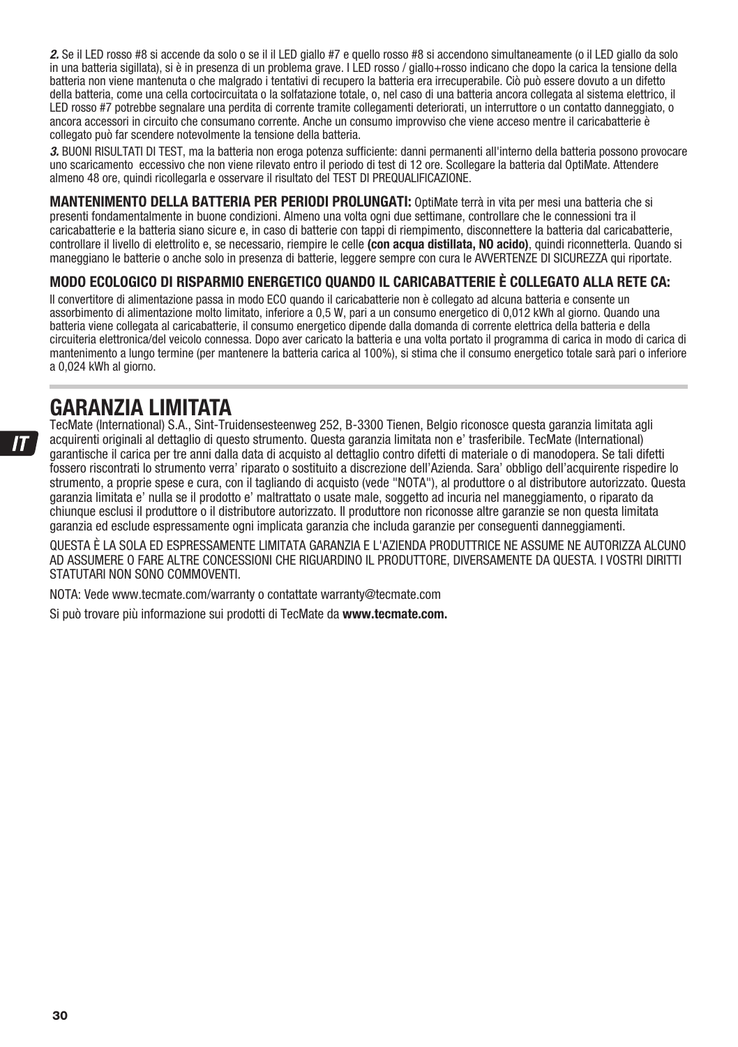***2.*** Se il LED rosso #8 si accende da solo o se il il LED giallo #7 e quello rosso #8 si accendono simultaneamente (o il LED giallo da solo in una batteria sigillata), si è in presenza di un problema grave. I LED rosso / giallo+rosso indicano che dopo la carica la tensione della batteria non viene mantenuta o che malgrado i tentativi di recupero la batteria era irrecuperabile. Ciò può essere dovuto a un difetto della batteria, come una cella cortocircuitata o la solfatazione totale, o, nel caso di una batteria ancora collegata al sistema elettrico, il LED rosso #7 potrebbe segnalare una perdita di corrente tramite collegamenti deteriorati, un interruttore o un contatto danneggiato, o ancora accessori in circuito che consumano corrente. Anche un consumo improvviso che viene acceso mentre il caricabatterie è collegato può far scendere notevolmente la tensione della batteria.

***3.*** BUONI RISULTATI DI TEST, ma la batteria non eroga potenza sufficiente: danni permanenti all'interno della batteria possono provocare uno scaricamento eccessivo che non viene rilevato entro il periodo di test di 12 ore. Scollegare la batteria dal OptiMate. Attendere almeno 48 ore, quindi ricollegarla e osservare il risultato del TEST DI PREQUALIFICAZIONE.

**MANTENIMENTO DELLA BATTERIA PER PERIODI PROLUNGATI:** OptiMate terrà in vita per mesi una batteria che si presenti fondamentalmente in buone condizioni. Almeno una volta ogni due settimane, controllare che le connessioni tra il caricabatterie e la batteria siano sicure e, in caso di batterie con tappi di riempimento, disconnettere la batteria dal caricabatterie, controllare il livello di elettrolito e, se necessario, riempire le celle **(con acqua distillata, NO acido)**, quindi riconnetterla. Quando si maneggiano le batterie o anche solo in presenza di batterie, leggere sempre con cura le AVVERTENZE DI SICUREZZA qui riportate.

**MODO ECOLOGICO DI RISPARMIO ENERGETICO QUANDO IL CARICABATTERIE È COLLEGATO ALLA RETE CA:**

Il convertitore di alimentazione passa in modo ECO quando il caricabatterie non è collegato ad alcuna batteria e consente un assorbimento di alimentazione molto limitato, inferiore a 0,5 W, pari a un consumo energetico di 0,012 kWh al giorno. Quando una batteria viene collegata al caricabatterie, il consumo energetico dipende dalla domanda di corrente elettrica della batteria e della circuiteria elettronica/del veicolo connessa. Dopo aver caricato la batteria e una volta portato il programma di carica in modo di carica di mantenimento a lungo termine (per mantenere la batteria carica al 100%), si stima che il consumo energetico totale sarà pari o inferiore a 0,024 kWh al giorno.

# GARANZIA LIMITATA

TecMate (International) S.A., Sint-Truidensesteenweg 252, B-3300 Tienen, Belgio riconosce questa garanzia limitata agli acquirenti originali al dettaglio di questo strumento. Questa garanzia limitata non e' trasferibile. TecMate (International) garantische il carica per tre anni dalla data di acquisto al dettaglio contro difetti di materiale o di manodopera. Se tali difetti fossero riscontrati lo strumento verra' riparato o sostituito a discrezione dell'Azienda. Sara' obbligo dell'acquirente rispedire lo strumento, a proprie spese e cura, con il tagliando di acquisto (vede "NOTA"), al produttore o al distributore autorizzato. Questa garanzia limitata e' nulla se il prodotto e' maltrattato o usate male, soggetto ad incuria nel maneggiamento, o riparato da chiunque esclusi il produttore o il distributore autorizzato. Il produttore non riconosse altre garanzie se non questa limitata garanzia ed esclude espressamente ogni implicata garanzia che includa garanzie per conseguenti danneggiamenti.

QUESTA È LA SOLA ED ESPRESSAMENTE LIMITATA GARANZIA E L'AZIENDA PRODUTTRICE NE ASSUME NE AUTORIZZA ALCUNO AD ASSUMERE O FARE ALTRE CONCESSIONI CHE RIGUARDINO IL PRODUTTORE, DIVERSAMENTE DA QUESTA. I VOSTRI DIRITTI STATUTARI NON SONO COMMOVENTI.

NOTA: Vede www.tecmate.com/warranty o contattate warranty@tecmate.com

Si può trovare più informazione sui prodotti di TecMate da **www.tecmate.com.**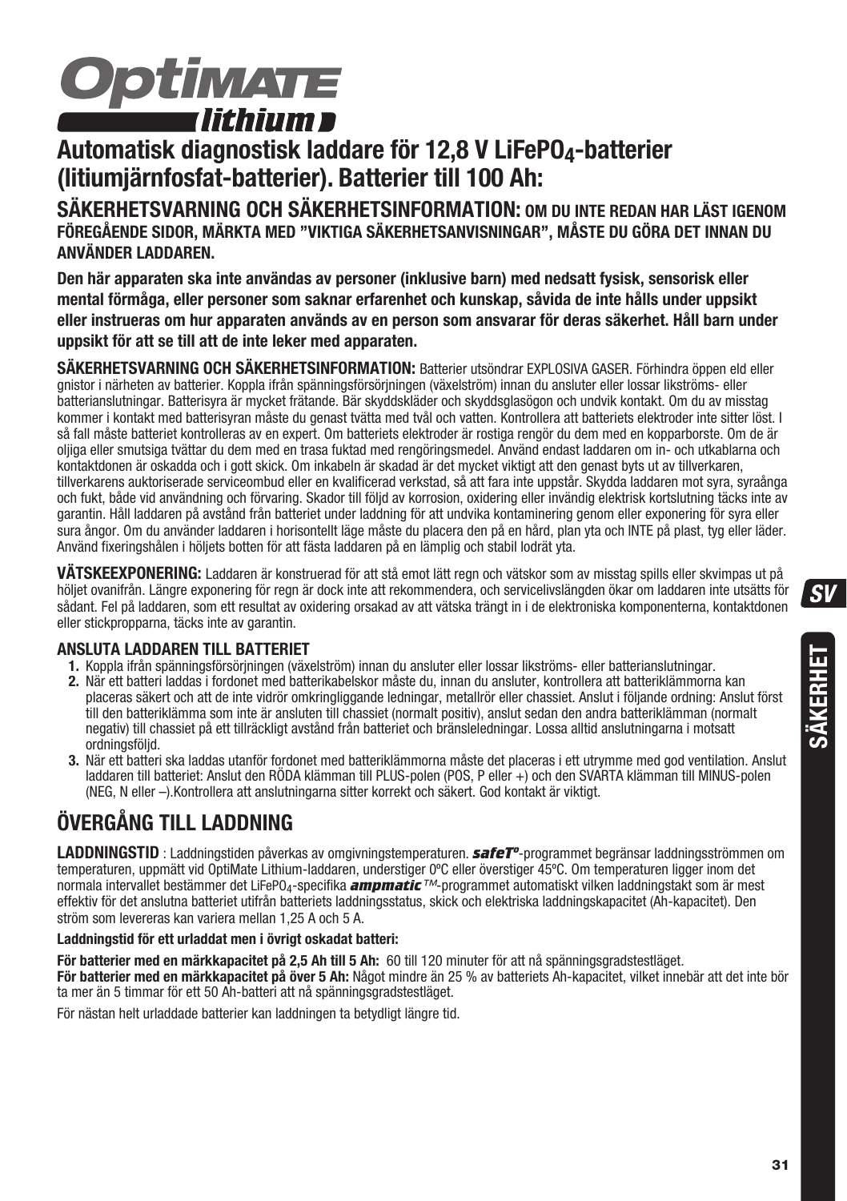# OptiMATE lithium

## Automatisk diagnostisk laddare för 12,8 V $LiFePO_4$-batterier (litiumjärnfosfat-batterier). Batterier till 100 Ah:

**SÄKERHETSVARNING OCH SÄKERHETSINFORMATION: OM DU INTE REDAN HAR LÄST IGENOM FÖREGÅENDE SIDOR, MÄRKTA MED ”VIKTIGA SÄKERHETSANVISNINGAR”, MÅSTE DU GÖRA DET INNAN DU ANVÄNDER LADDAREN.**

**Den här apparaten ska inte användas av personer (inklusive barn) med nedsatt fysisk, sensorisk eller mental förmåga, eller personer som saknar erfarenhet och kunskap, såvida de inte hålls under uppsikt eller instrueras om hur apparaten används av en person som ansvarar för deras säkerhet. Håll barn under uppsikt för att se till att de inte leker med apparaten.**

**SÄKERHETSVARNING OCH SÄKERHETSINFORMATION:** Batterier utsöndrar EXPLOSIVA GASER. Förhindra öppen eld eller gnistor i närheten av batterier. Koppla ifrån spänningsförsörjningen (växelström) innan du ansluter eller lossar likströms- eller batterianslutningar. Batterisyra är mycket frätande. Bär skyddskläder och skyddsglasögon och undvik kontakt. Om du av misstag kommer i kontakt med batterisyran måste du genast tvätta med tvål och vatten. Kontrollera att batteriets elektroder inte sitter löst. I så fall måste batteriet kontrolleras av en expert. Om batteriets elektroder är rostiga rengör du dem med en kopparborste. Om de är oljiga eller smutsiga tvättar du dem med en trasa fuktad med rengöringsmedel. Använd endast laddaren om in- och utkablarna och kontaktdonen är oskadda och i gott skick. Om inkabeln är skadad är det mycket viktigt att den genast byts ut av tillverkaren, tillverkarens auktoriserade serviceombud eller en kvalificerad verkstad, så att fara inte uppstår. Skydda laddaren mot syra, syraånga och fukt, både vid användning och förvaring. Skador till följd av korrosion, oxidering eller invändig elektrisk kortslutning täcks inte av garantin. Håll laddaren på avstånd från batteriet under laddning för att undvika kontaminering genom eller exponering för syra eller sura ångor. Om du använder laddaren i horisontellt läge måste du placera den på en hård, plan yta och INTE på plast, tyg eller läder. Använd fixeringshålen i höljets botten för att fästa laddaren på en lämplig och stabil lodrät yta.

**VÄTSKEEXPONERING:** Laddaren är konstruerad för att stå emot lätt regn och vätskor som av misstag spills eller skvimpas ut på höljet ovanifrån. Längre exponering för regn är dock inte att rekommendera, och servicelivslängden ökar om laddaren inte utsätts för sådant. Fel på laddaren, som ett resultat av oxidering orsakad av att vätska trängt in i de elektroniska komponenterna, kontaktdonen eller stickpropparna, täcks inte av garantin.

### ANSLUTA LADDAREN TILL BATTERIET

1. Koppla ifrån spänningsförsörjningen (växelström) innan du ansluter eller lossar likströms- eller batterianslutningar.
2. När ett batteri laddas i fordonet med batterikabelskor måste du, innan du ansluter, kontrollera att batteriklämmorna kan placeras säkert och att de inte vidrör omkringliggande ledningar, metallrör eller chassiet. Anslut i följande ordning: Anslut först till den batteriklämma som inte är ansluten till chassiet (normalt positiv), anslut sedan den andra batteriklämman (normalt negativ) till chassiet på ett tillräckligt avstånd från batteriet och bränsleledningar. Lossa alltid anslutningarna i motsatt ordningsföljd.
3. När ett batteri ska laddas utanför fordonet med batteriklämmorna måste det placeras i ett utrymme med god ventilation. Anslut laddaren till batteriet: Anslut den RÖDA klämman till PLUS-polen (POS, P eller +) och den SVARTA klämman till MINUS-polen (NEG, N eller –).Kontrollera att anslutningarna sitter korrekt och säkert. God kontakt är viktigt.

## ÖVERGÅNG TILL LADDNING

**LADDNINGSTID** : Laddningstiden påverkas av omgivningstemperaturen. ***safeT°***-programmet begränsar laddningsströmmen om temperaturen, uppmätt vid OptiMate Lithium-laddaren, understiger 0ºC eller överstiger 45ºC. Om temperaturen ligger inom det normala intervallet bestämmer det $LiFePO_4$-specifika ***ampmatic*** ™-programmet automatiskt vilken laddningstakt som är mest effektiv för det anslutna batteriet utifrån batteriets laddningsstatus, skick och elektriska laddningskapacitet (Ah-kapacitet). Den ström som levereras kan variera mellan 1,25 A och 5 A.

**Laddningstid för ett urladdat men i övrigt oskadat batteri:**

**För batterier med en märkkapacitet på 2,5 Ah till 5 Ah:** 60 till 120 minuter för att nå spänningsgradstestläget.
**För batterier med en märkkapacitet på över 5 Ah:** Något mindre än 25 % av batteriets Ah-kapacitet, vilket innebär att det inte bör ta mer än 5 timmar för ett 50 Ah-batteri att nå spänningsgradstestläget.

För nästan helt urladdade batterier kan laddningen ta betydligt längre tid.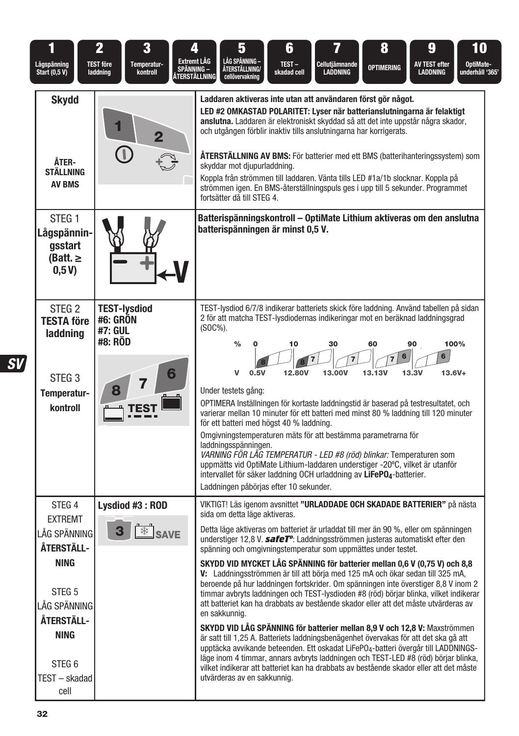| 1 | 2 | 3 | 4 | 5 | 6 | 7 | 8 | 9 | 10 |
|---|---|---|---|---|---|---|---|---|---|
| Lågspänning Start (0,5 V) | TEST före laddning | Temperatur-kontroll | Extremt LÅG SPÄNNING – ÅTERSTÄLLNING | LÅG SPÄNNING – ÅTERSTÄLLNING/ cellövervakning | TEST – skadad cell | Cellutjämnande LADDNING | OPTIMERING | AV TEST efter LADDNING | OptiMate-underhåll '365' |

| | | |
|---|---|---|
| **Skydd**<br><br>**ÅTER-STÄLLNING AV BMS** | | **Laddaren aktiveras inte utan att användaren först gör något.**<br><br>**LED #2 OMKASTAD POLARITET: Lyser när batterianslutningarna är felaktigt anslutna.** Laddaren är elektroniskt skyddad så att det inte uppstår några skador, och utgången förblir inaktiv tills anslutningarna har korrigerats.<br><br>**ÅTERSTÄLLNING AV BMS:** För batterier med ett BMS (batterihanteringssystem) som skyddar mot djupurladdning.<br><br>Koppla från strömmen till laddaren. Vänta tills LED #1a/1b slocknar. Koppla på strömmen igen. En BMS-återställningspuls ges i upp till 5 sekunder. Programmet fortsätter då till STEG 4. |
| STEG 1<br>**Lågspänningsstart (Batt. ≥ 0,5 V)** | | **Batterispänningskontroll – OptiMate Lithium aktiveras om den anslutna batterispänningen är minst 0,5 V.** |
| STEG 2<br>**TESTA före laddning**<br><br>STEG 3<br>**Temperatur-kontroll** | **TEST-lysdiod**<br>**#6: GRÖN**<br>**#7: GUL**<br>**#8: RÖD** | TEST-lysdiod 6/7/8 indikerar batteriets skick före laddning. Använd tabellen på sidan 2 för att matcha TEST-lysdiodernas indikeringar mot en beräknad laddningsgrad (SOC%).<br><br>% : 0 – 10 – 30 – 60 – 90 – 100%<br>V : 0.5V – 12.80V – 13.00V – 13.13V – 13.3V – 13.6V+<br><br>Under testets gång:<br><br>OPTIMERA Inställningen för kortaste laddningstid är baserad på testresultatet, och varierar mellan 10 minuter för ett batteri med minst 80 % laddning till 120 minuter för ett batteri med högst 40 % laddning.<br><br>Omgivningstemperaturen mäts för att bestämma parametrarna för laddningsspänningen.<br>*VARNING FÖR LÅG TEMPERATUR - LED #8 (röd) blinkar:* Temperaturen som uppmätts vid OptiMate Lithium-laddaren understiger -20ºC, vilket är utanför intervallet för säker laddning OCH urladdning av **$LiFePO_4$**-batterier.<br><br>Laddningen påbörjas efter 10 sekunder. |
| STEG 4<br>EXTREMT LÅG SPÄNNING<br>**ÅTERSTÄLL-NING**<br><br>STEG 5<br>LÅG SPÄNNING<br>**ÅTERSTÄLL-NING**<br><br>STEG 6<br>TEST – skadad cell | **Lysdiod #3 : ROD** | VIKTIGT! Läs igenom avsnittet **"URLADDADE OCH SKADADE BATTERIER"** på nästa sida om detta läge aktiveras.<br><br>Detta läge aktiveras om batteriet är urladdat till mer än 90 %, eller om spänningen understiger 12,8 V. ***safeT°***: Laddningsströmmen justeras automatiskt efter den spänning och omgivningstemperatur som uppmättes under testet.<br><br>**SKYDD VID MYCKET LÅG SPÄNNING för batterier mellan 0,6 V (0,75 V) och 8,8 V:** Laddningsströmmen är till att börja med 125 mA och ökar sedan till 325 mA, beroende på hur laddningen fortskrider. Om spänningen inte överstiger 8,8 V inom 2 timmar avbryts laddningen och TEST-lysdioden #8 (röd) börjar blinka, vilket indikerar att batteriet kan ha drabbats av bestående skador eller att det måste utvärderas av en sakkunnig.<br><br>**SKYDD VID LÅG SPÄNNING för batterier mellan 8,9 V och 12,8 V:** Maxströmmen är satt till 1,25 A. Batteriets laddningsbenägenhet övervakas för att det ska gå att upptäcka avvikande beteenden. Ett oskadat $LiFePO_4$-batteri övergår till LADDNINGS-läge inom 4 timmar, annars avbryts laddningen och TEST-LED #8 (röd) börjar blinka, vilket indikerar att batteriet kan ha drabbats av bestående skador eller att det måste utvärderas av en sakkunnig. |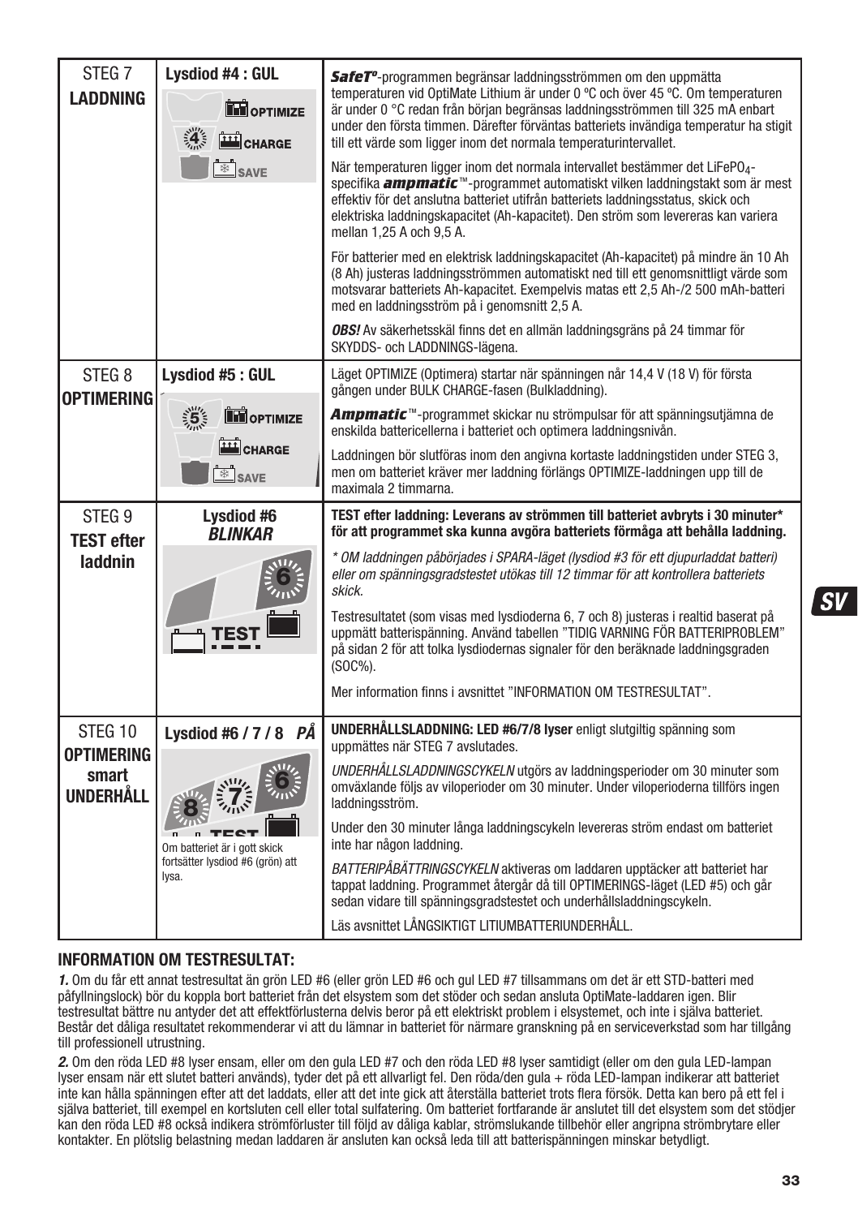| STEG | Lysdiod | Beskrivning |
|---|---|---|
| STEG 7 **LADDNING** | **Lysdiod #4 : GUL** OPTIMIZE CHARGE SAVE | ***SafeT***-programmen begränsar laddningsströmmen om den uppmätta temperaturen vid OptiMate Lithium är under 0 ºC och över 45 ºC. Om temperaturen är under 0 °C redan från början begränsas laddningsströmmen till 325 mA enbart under den första timmen. Därefter förväntas batteriets invändiga temperatur ha stigit till ett värde som ligger inom det normala temperaturintervallet.<br><br>När temperaturen ligger inom det normala intervallet bestämmer det $LiFePO_4$-specifika ***ampmatic***™-programmet automatiskt vilken laddningstakt som är mest effektiv för det anslutna batteriet utifrån batteriets laddningsstatus, skick och elektriska laddningskapacitet (Ah-kapacitet). Den ström som levereras kan variera mellan 1,25 A och 9,5 A.<br><br>För batterier med en elektrisk laddningskapacitet (Ah-kapacitet) på mindre än 10 Ah (8 Ah) justeras laddningsströmmen automatiskt ned till ett genomsnittligt värde som motsvarar batteriets Ah-kapacitet. Exempelvis matas ett 2,5 Ah-/2 500 mAh-batteri med en laddningsström på i genomsnitt 2,5 A.<br><br>***OBS!*** Av säkerhetsskäl finns det en allmän laddningsgräns på 24 timmar för SKYDDS- och LADDNINGS-lägena. |
| STEG 8 **OPTIMERING** | **Lysdiod #5 : GUL** OPTIMIZE CHARGE SAVE | Läget OPTIMIZE (Optimera) startar när spänningen når 14,4 V (18 V) för första gången under BULK CHARGE-fasen (Bulkladdning).<br><br>***Ampmatic***™-programmet skickar nu strömpulsar för att spänningsutjämna de enskilda battericellerna i batteriet och optimera laddningsnivån.<br><br>Laddningen bör slutföras inom den angivna kortaste laddningstiden under STEG 3, men om batteriet kräver mer laddning förlängs OPTIMIZE-laddningen upp till de maximala 2 timmarna. |
| STEG 9 **TEST efter laddnin** | **Lysdiod #6** ***BLINKAR*** TEST | **TEST efter laddning: Leverans av strömmen till batteriet avbryts i 30 minuter\* för att programmet ska kunna avgöra batteriets förmåga att behålla laddning.**<br><br>*\* OM laddningen påbörjades i SPARA-läget (lysdiod #3 för ett djupurladdat batteri) eller om spänningsgradstestet utökas till 12 timmar för att kontrollera batteriets skick.*<br><br>Testresultatet (som visas med lysdioderna 6, 7 och 8) justeras i realtid baserat på uppmätt batterispänning. Använd tabellen ”TIDIG VARNING FÖR BATTERIPROBLEM” på sidan 2 för att tolka lysdiodernas signaler för den beräknade laddningsgraden (SOC%).<br><br>Mer information finns i avsnittet ”INFORMATION OM TESTRESULTAT”. |
| STEG 10 **OPTIMERING smart UNDERHÅLL** | **Lysdiod #6 / 7 / 8** ***PÅ*** TEST<br>Om batteriet är i gott skick fortsätter lysdiod #6 (grön) att lysa. | **UNDERHÅLLSLADDNING: LED #6/7/8 lyser** enligt slutgiltig spänning som uppmättes när STEG 7 avslutades.<br><br>*UNDERHÅLLSLADDNINGSCYKELN* utgörs av laddningsperioder om 30 minuter som omväxlande följs av viloperioder om 30 minuter. Under viloperioderna tillförs ingen laddningsström.<br><br>Under den 30 minuter långa laddningscykeln levereras ström endast om batteriet inte har någon laddning.<br><br>*BATTERIPÅBÄTTRINGSCYKELN* aktiveras om laddaren upptäcker att batteriet har tappat laddning. Programmet återgår då till OPTIMERINGS-läget (LED #5) och går sedan vidare till spänningsgradstestet och underhållsladdningscykeln.<br><br>Läs avsnittet LÅNGSIKTIGT LITIUMBATTERIUNDERHÅLL. |

### INFORMATION OM TESTRESULTAT:

***1.*** Om du får ett annat testresultat än grön LED #6 (eller grön LED #6 och gul LED #7 tillsammans om det är ett STD-batteri med påfyllningslock) bör du koppla bort batteriet från det elsystem som det stöder och sedan ansluta OptiMate-laddaren igen. Blir testresultat bättre nu antyder det att effektförlusterna delvis beror på ett elektriskt problem i elsystemet, och inte i själva batteriet. Består det dåliga resultatet rekommenderar vi att du lämnar in batteriet för närmare granskning på en serviceverkstad som har tillgång till professionell utrustning.

***2.*** Om den röda LED #8 lyser ensam, eller om den gula LED #7 och den röda LED #8 lyser samtidigt (eller om den gula LED-lampan lyser ensam när ett slutet batteri används), tyder det på ett allvarligt fel. Den röda/den gula + röda LED-lampan indikerar att batteriet inte kan hålla spänningen efter att det laddats, eller att det inte gick att återställa batteriet trots flera försök. Detta kan bero på ett fel i själva batteriet, till exempel en kortsluten cell eller total sulfatering. Om batteriet fortfarande är anslutet till det elsystem som det stödjer kan den röda LED #8 också indikera strömförluster till följd av dåliga kablar, strömslukande tillbehör eller angripna strömbrytare eller kontakter. En plötslig belastning medan laddaren är ansluten kan också leda till att batterispänningen minskar betydligt.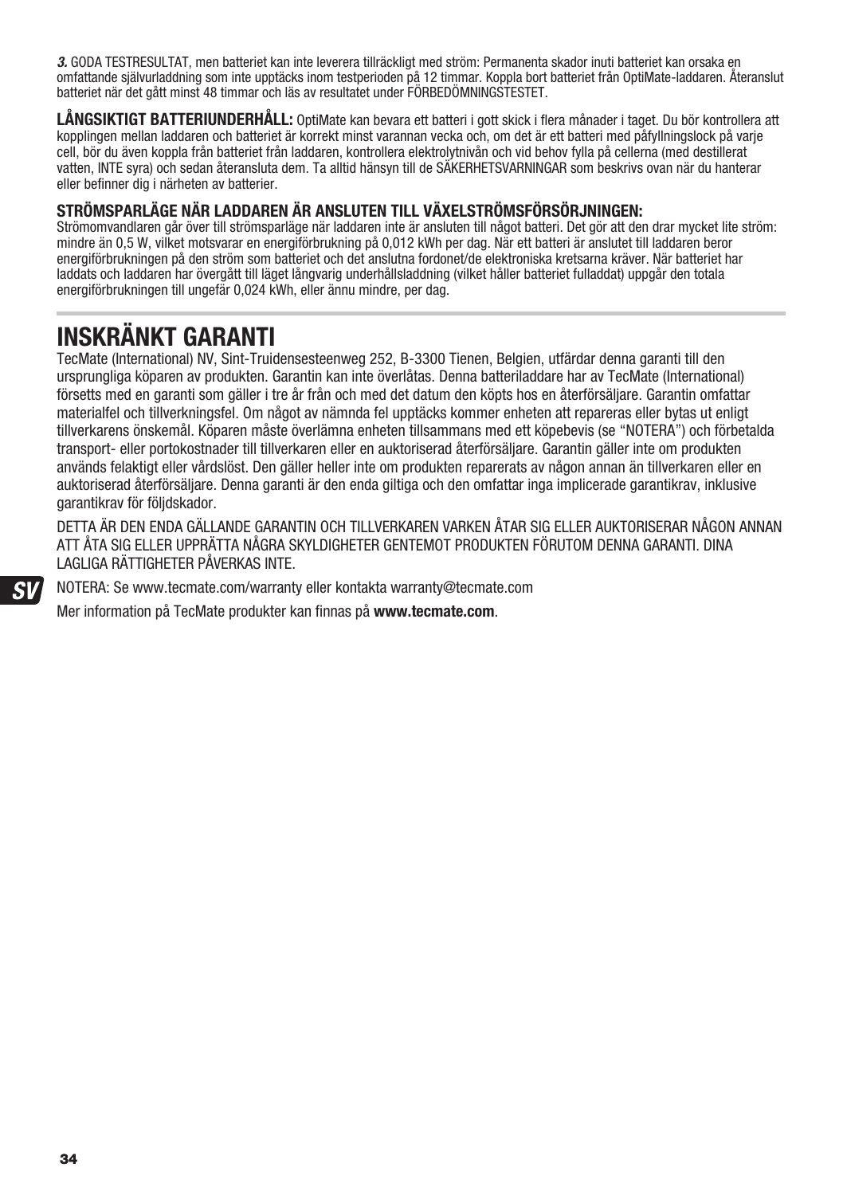***3.*** GODA TESTRESULTAT, men batteriet kan inte leverera tillräckligt med ström: Permanenta skador inuti batteriet kan orsaka en omfattande självurladdning som inte upptäcks inom testperioden på 12 timmar. Koppla bort batteriet från OptiMate-laddaren. Återanslut batteriet när det gått minst 48 timmar och läs av resultatet under FÖRBEDÖMNINGSTESTET.

**LÅNGSIKTIGT BATTERIUNDERHÅLL:** OptiMate kan bevara ett batteri i gott skick i flera månader i taget. Du bör kontrollera att kopplingen mellan laddaren och batteriet är korrekt minst varannan vecka och, om det är ett batteri med påfyllningslock på varje cell, bör du även koppla från batteriet från laddaren, kontrollera elektrolytnivån och vid behov fylla på cellerna (med destillerat vatten, INTE syra) och sedan återansluta dem. Ta alltid hänsyn till de SÄKERHETSVARNINGAR som beskrivs ovan när du hanterar eller befinner dig i närheten av batterier.

**STRÖMSPARLÄGE NÄR LADDAREN ÄR ANSLUTEN TILL VÄXELSTRÖMSFÖRSÖRJNINGEN:**
Strömomvandlaren går över till strömsparläge när laddaren inte är ansluten till något batteri. Det gör att den drar mycket lite ström: mindre än 0,5 W, vilket motsvarar en energiförbrukning på 0,012 kWh per dag. När ett batteri är anslutet till laddaren beror energiförbrukningen på den ström som batteriet och det anslutna fordonet/de elektroniska kretsarna kräver. När batteriet har laddats och laddaren har övergått till läget långvarig underhållsladdning (vilket håller batteriet fulladdat) uppgår den totala energiförbrukningen till ungefär 0,024 kWh, eller ännu mindre, per dag.

# INSKRÄNKT GARANTI

TecMate (International) NV, Sint-Truidensesteenweg 252, B-3300 Tienen, Belgien, utfärdar denna garanti till den ursprungliga köparen av produkten. Garantin kan inte överlåtas. Denna batteriladdare har av TecMate (International) försetts med en garanti som gäller i tre år från och med det datum den köpts hos en återförsäljare. Garantin omfattar materialfel och tillverkningsfel. Om något av nämnda fel upptäcks kommer enheten att repareras eller bytas ut enligt tillverkarens önskemål. Köparen måste överlämna enheten tillsammans med ett köpebevis (se "NOTERA") och förbetalda transport- eller portokostnader till tillverkaren eller en auktoriserad återförsäljare. Garantin gäller inte om produkten används felaktigt eller vårdslöst. Den gäller heller inte om produkten reparerats av någon annan än tillverkaren eller en auktoriserad återförsäljare. Denna garanti är den enda giltiga och den omfattar inga implicerade garantikrav, inklusive garantikrav för följdskador.

DETTA ÄR DEN ENDA GÄLLANDE GARANTIN OCH TILLVERKAREN VARKEN ÅTAR SIG ELLER AUKTORISERAR NÅGON ANNAN ATT ÅTA SIG ELLER UPPRÄTTA NÅGRA SKYLDIGHETER GENTEMOT PRODUKTEN FÖRUTOM DENNA GARANTI. DINA LAGLIGA RÄTTIGHETER PÅVERKAS INTE.

NOTERA: Se www.tecmate.com/warranty eller kontakta warranty@tecmate.com

Mer information på TecMate produkter kan finnas på **www.tecmate.com**.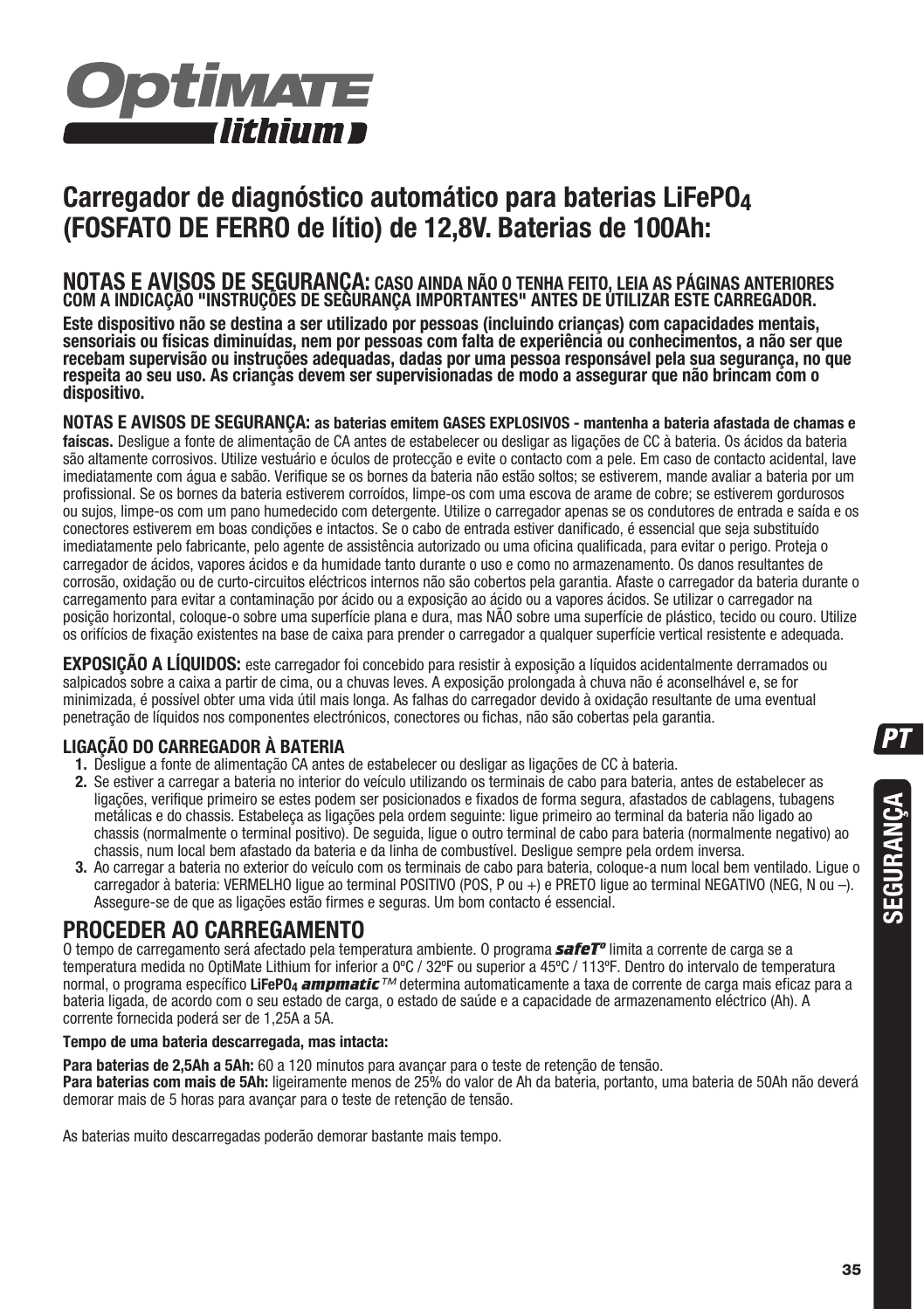# OptiMATE lithium

## Carregador de diagnóstico automático para baterias $LiFePO_4$ (FOSFATO DE FERRO de lítio) de 12,8V. Baterias de 100Ah:

### NOTAS E AVISOS DE SEGURANÇA: CASO AINDA NÃO O TENHA FEITO, LEIA AS PÁGINAS ANTERIORES COM A INDICAÇÃO "INSTRUÇÕES DE SEGURANÇA IMPORTANTES" ANTES DE UTILIZAR ESTE CARREGADOR.

**Este dispositivo não se destina a ser utilizado por pessoas (incluindo crianças) com capacidades mentais, sensoriais ou físicas diminuídas, nem por pessoas com falta de experiência ou conhecimentos, a não ser que recebam supervisão ou instruções adequadas, dadas por uma pessoa responsável pela sua segurança, no que respeita ao seu uso. As crianças devem ser supervisionadas de modo a assegurar que não brincam com o dispositivo.**

**NOTAS E AVISOS DE SEGURANÇA: as baterias emitem GASES EXPLOSIVOS - mantenha a bateria afastada de chamas e faíscas.** Desligue a fonte de alimentação de CA antes de estabelecer ou desligar as ligações de CC à bateria. Os ácidos da bateria são altamente corrosivos. Utilize vestuário e óculos de protecção e evite o contacto com a pele. Em caso de contacto acidental, lave imediatamente com água e sabão. Verifique se os bornes da bateria não estão soltos; se estiverem, mande avaliar a bateria por um profissional. Se os bornes da bateria estiverem corroídos, limpe-os com uma escova de arame de cobre; se estiverem gordurosos ou sujos, limpe-os com um pano humedecido com detergente. Utilize o carregador apenas se os condutores de entrada e saída e os conectores estiverem em boas condições e intactos. Se o cabo de entrada estiver danificado, é essencial que seja substituído imediatamente pelo fabricante, pelo agente de assistência autorizado ou uma oficina qualificada, para evitar o perigo. Proteja o carregador de ácidos, vapores ácidos e da humidade tanto durante o uso e como no armazenamento. Os danos resultantes de corrosão, oxidação ou de curto-circuitos eléctricos internos não são cobertos pela garantia. Afaste o carregador da bateria durante o carregamento para evitar a contaminação por ácido ou a exposição ao ácido ou a vapores ácidos. Se utilizar o carregador na posição horizontal, coloque-o sobre uma superfície plana e dura, mas NÃO sobre uma superfície de plástico, tecido ou couro. Utilize os orifícios de fixação existentes na base de caixa para prender o carregador a qualquer superfície vertical resistente e adequada.

**EXPOSIÇÃO A LÍQUIDOS:** este carregador foi concebido para resistir à exposição a líquidos acidentalmente derramados ou salpicados sobre a caixa a partir de cima, ou a chuvas leves. A exposição prolongada à chuva não é aconselhável e, se for minimizada, é possível obter uma vida útil mais longa. As falhas do carregador devido à oxidação resultante de uma eventual penetração de líquidos nos componentes electrónicos, conectores ou fichas, não são cobertas pela garantia.

### LIGAÇÃO DO CARREGADOR À BATERIA

1. Desligue a fonte de alimentação CA antes de estabelecer ou desligar as ligações de CC à bateria.
2. Se estiver a carregar a bateria no interior do veículo utilizando os terminais de cabo para bateria, antes de estabelecer as ligações, verifique primeiro se estes podem ser posicionados e fixados de forma segura, afastados de cablagens, tubagens metálicas e do chassis. Estabeleça as ligações pela ordem seguinte: ligue primeiro ao terminal da bateria não ligado ao chassis (normalmente o terminal positivo). De seguida, ligue o outro terminal de cabo para bateria (normalmente negativo) ao chassis, num local bem afastado da bateria e da linha de combustível. Desligue sempre pela ordem inversa.
3. Ao carregar a bateria no exterior do veículo com os terminais de cabo para bateria, coloque-a num local bem ventilado. Ligue o carregador à bateria: VERMELHO ligue ao terminal POSITIVO (POS, P ou +) e PRETO ligue ao terminal NEGATIVO (NEG, N ou –). Assegure-se de que as ligações estão firmes e seguras. Um bom contacto é essencial.

## PROCEDER AO CARREGAMENTO

O tempo de carregamento será afectado pela temperatura ambiente. O programa ***safeT°*** limita a corrente de carga se a temperatura medida no OptiMate Lithium for inferior a 0ºC / 32ºF ou superior a 45ºC / 113ºF. Dentro do intervalo de temperatura normal, o programa específico **$LiFePO_4$ *ampmatic*** ™ determina automaticamente a taxa de corrente de carga mais eficaz para a bateria ligada, de acordo com o seu estado de carga, o estado de saúde e a capacidade de armazenamento eléctrico (Ah). A corrente fornecida poderá ser de 1,25A a 5A.

**Tempo de uma bateria descarregada, mas intacta:**

**Para baterias de 2,5Ah a 5Ah:** 60 a 120 minutos para avançar para o teste de retenção de tensão.
**Para baterias com mais de 5Ah:** ligeiramente menos de 25% do valor de Ah da bateria, portanto, uma bateria de 50Ah não deverá demorar mais de 5 horas para avançar para o teste de retenção de tensão.

As baterias muito descarregadas poderão demorar bastante mais tempo.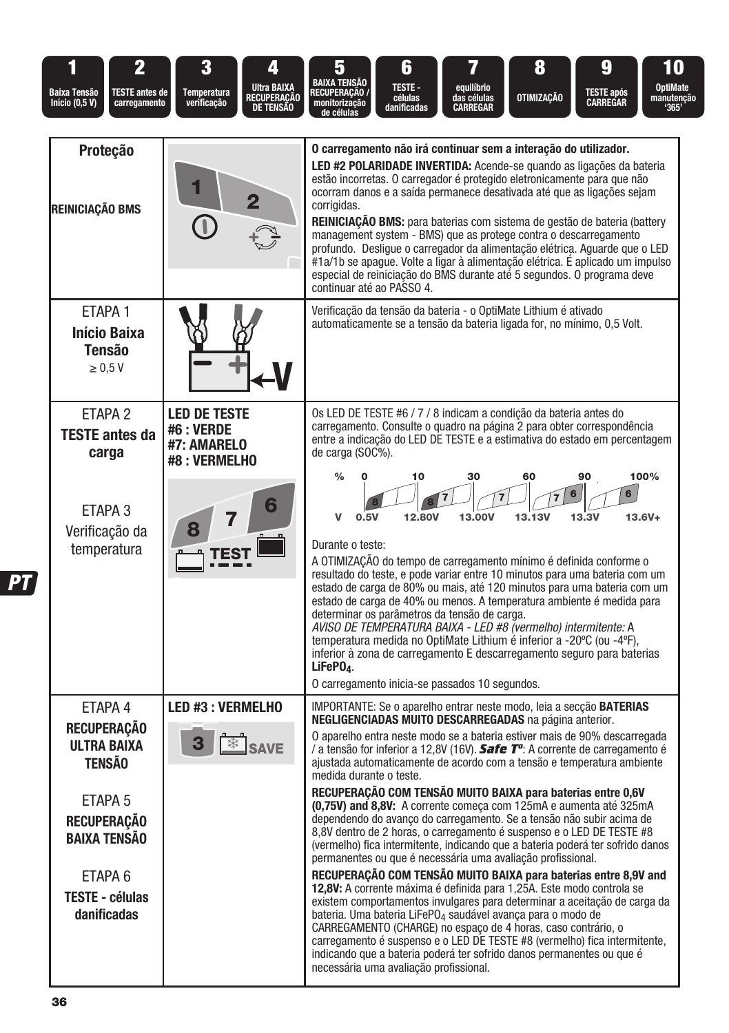| 1 | 2 | 3 | 4 | 5 | 6 | 7 | 8 | 9 | 10 |
|---|---|---|---|---|---|---|---|---|---|
| Baixa Tensão Início (0,5 V) | TESTE antes de carregamento | Temperatura verificação | Ultra BAIXA RECUPERAÇÃO DE TENSÃO | BAIXA TENSÃO RECUPERAÇÃO / monitorização de células | TESTE - células danificadas | equilíbrio das células CARREGAR | OTIMIZAÇÃO | TESTE após CARREGAR | OptiMate manutenção '365' |

| | | |
|---|---|---|
| **Proteção**<br><br>**REINICIAÇÃO BMS** | 1 2 | **O carregamento não irá continuar sem a interação do utilizador.**<br>**LED #2 POLARIDADE INVERTIDA:** Acende-se quando as ligações da bateria estão incorretas. O carregador é protegido eletronicamente para que não ocorram danos e a saída permanece desativada até que as ligações sejam corrigidas.<br>**REINICIAÇÃO BMS:** para baterias com sistema de gestão de bateria (battery management system - BMS) que as protege contra o descarregamento profundo. Desligue o carregador da alimentação elétrica. Aguarde que o LED #1a/1b se apague. Volte a ligar à alimentação elétrica. É aplicado um impulso especial de reiniciação do BMS durante até 5 segundos. O programa deve continuar até ao PASSO 4. |
| ETAPA 1<br>**Início Baixa Tensão**<br>≥ 0,5 V | V | Verificação da tensão da bateria - o OptiMate Lithium é ativado automaticamente se a tensão da bateria ligada for, no mínimo, 0,5 Volt. |
| ETAPA 2<br>**TESTE antes da carga**<br><br>ETAPA 3<br>Verificação da temperatura | **LED DE TESTE**<br>**#6 : VERDE**<br>**#7: AMARELO**<br>**#8 : VERMELHO**<br><br>8 7 6 TEST | Os LED DE TESTE #6 / 7 / 8 indicam a condição da bateria antes do carregamento. Consulte o quadro na página 2 para obter correspondência entre a indicação do LED DE TESTE e a estimativa do estado em percentagem de carga (SOC%).<br><br>% 0 (8) 10 (8 7) 30 (7) 60 (7 6) 90 (6) 100%<br>V 0.5V 12.80V 13.00V 13.13V 13.3V 13.6V+<br><br>Durante o teste:<br>A OTIMIZAÇÃO do tempo de carregamento mínimo é definida conforme o resultado do teste, e pode variar entre 10 minutos para uma bateria com um estado de carga de 80% ou mais, até 120 minutos para uma bateria com um estado de carga de 40% ou menos. A temperatura ambiente é medida para determinar os parâmetros da tensão de carga.<br>*AVISO DE TEMPERATURA BAIXA - LED #8 (vermelho) intermitente:* A temperatura medida no OptiMate Lithium é inferior a -20ºC (ou -4ºF), inferior à zona de carregamento E descarregamento seguro para baterias **$LiFePO_4$**.<br>O carregamento inicia-se passados 10 segundos. |
| ETAPA 4<br>**RECUPERAÇÃO ULTRA BAIXA TENSÃO**<br><br>ETAPA 5<br>**RECUPERAÇÃO BAIXA TENSÃO**<br><br>ETAPA 6<br>**TESTE - células danificadas** | **LED #3 : VERMELHO**<br><br>3 SAVE | IMPORTANTE: Se o aparelho entrar neste modo, leia a secção **BATERIAS NEGLIGENCIADAS MUITO DESCARREGADAS** na página anterior.<br>O aparelho entra neste modo se a bateria estiver mais de 90% descarregada / a tensão for inferior a 12,8V (16V). ***Safe Tº***: A corrente de carregamento é ajustada automaticamente de acordo com a tensão e temperatura ambiente medida durante o teste.<br>**RECUPERAÇÃO COM TENSÃO MUITO BAIXA para baterias entre 0,6V (0,75V) and 8,8V:** A corrente começa com 125mA e aumenta até 325mA dependendo do avanço do carregamento. Se a tensão não subir acima de 8,8V dentro de 2 horas, o carregamento é suspenso e o LED DE TESTE #8 (vermelho) fica intermitente, indicando que a bateria poderá ter sofrido danos permanentes ou que é necessária uma avaliação profissional.<br>**RECUPERAÇÃO COM TENSÃO MUITO BAIXA para baterias entre 8,9V and 12,8V:** A corrente máxima é definida para 1,25A. Este modo controla se existem comportamentos invulgares para determinar a aceitação de carga da bateria. Uma bateria $LiFePO_4$ saudável avança para o modo de CARREGAMENTO (CHARGE) no espaço de 4 horas, caso contrário, o carregamento é suspenso e o LED DE TESTE #8 (vermelho) fica intermitente, indicando que a bateria poderá ter sofrido danos permanentes ou que é necessária uma avaliação profissional. |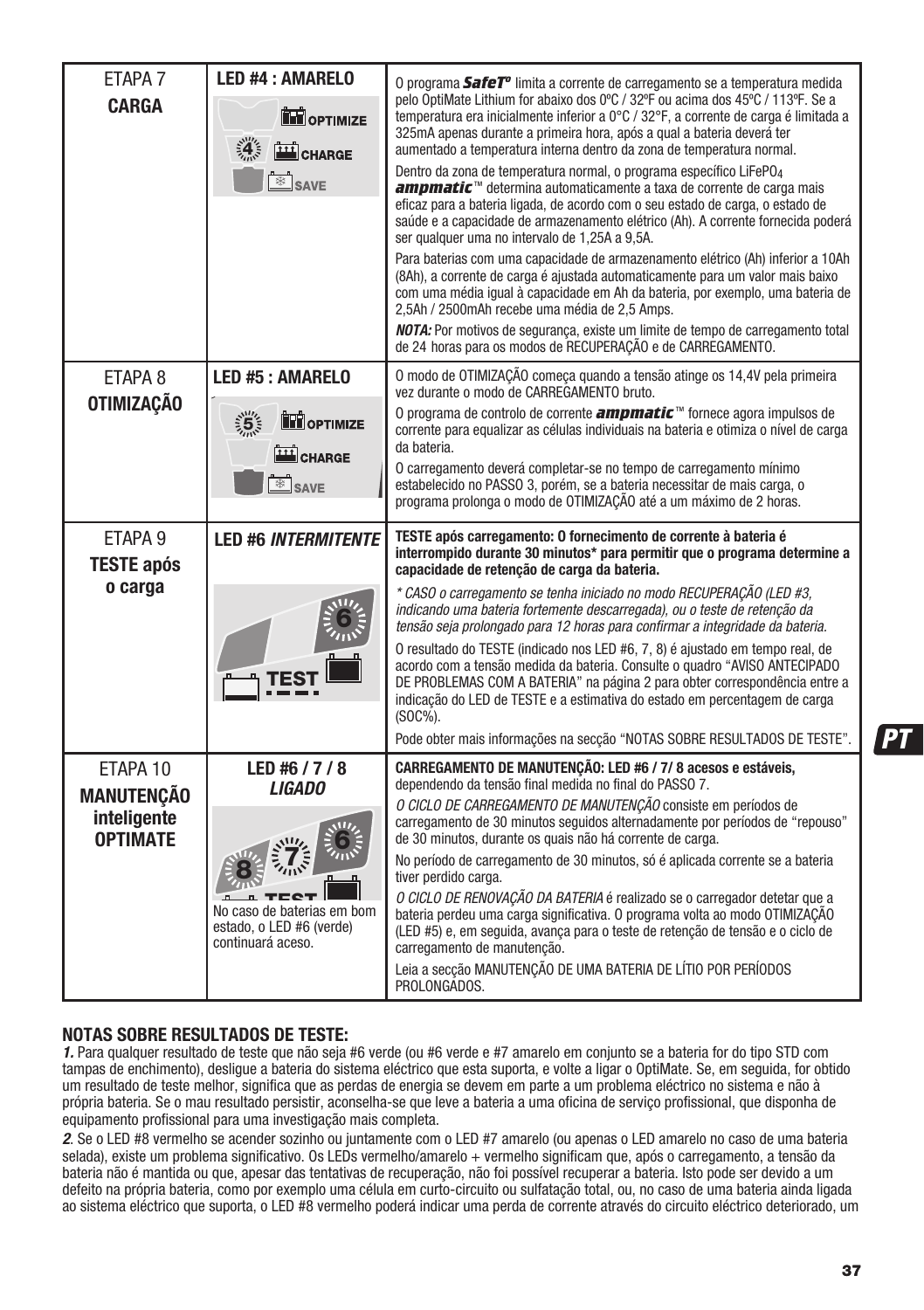| | | |
|---|---|---|
| ETAPA 7 **CARGA** | **LED #4 : AMARELO** OPTIMIZE CHARGE SAVE | O programa ***SafeT°*** limita a corrente de carregamento se a temperatura medida pelo OptiMate Lithium for abaixo dos 0ºC / 32ºF ou acima dos 45ºC / 113ºF. Se a temperatura era inicialmente inferior a 0°C / 32°F, a corrente de carga é limitada a 325mA apenas durante a primeira hora, após a qual a bateria deverá ter aumentado a temperatura interna dentro da zona de temperatura normal.<br><br>Dentro da zona de temperatura normal, o programa específico $LiFePO_4$ ***ampmatic***™ determina automaticamente a taxa de corrente de carga mais eficaz para a bateria ligada, de acordo com o seu estado de carga, o estado de saúde e a capacidade de armazenamento elétrico (Ah). A corrente fornecida poderá ser qualquer uma no intervalo de 1,25A a 9,5A.<br><br>Para baterias com uma capacidade de armazenamento elétrico (Ah) inferior a 10Ah (8Ah), a corrente de carga é ajustada automaticamente para um valor mais baixo com uma média igual à capacidade em Ah da bateria, por exemplo, uma bateria de 2,5Ah / 2500mAh recebe uma média de 2,5 Amps.<br><br>***NOTA:*** Por motivos de segurança, existe um limite de tempo de carregamento total de 24 horas para os modos de RECUPERAÇÃO e de CARREGAMENTO. |
| ETAPA 8 **OTIMIZAÇÃO** | **LED #5 : AMARELO** OPTIMIZE CHARGE SAVE | O modo de OTIMIZAÇÃO começa quando a tensão atinge os 14,4V pela primeira vez durante o modo de CARREGAMENTO bruto.<br><br>O programa de controlo de corrente ***ampmatic***™ fornece agora impulsos de corrente para equalizar as células individuais na bateria e otimiza o nível de carga da bateria.<br><br>O carregamento deverá completar-se no tempo de carregamento mínimo estabelecido no PASSO 3, porém, se a bateria necessitar de mais carga, o programa prolonga o modo de OTIMIZAÇÃO até a um máximo de 2 horas. |
| ETAPA 9 **TESTE após o carga** | **LED #6 *INTERMITENTE*** TEST | **TESTE após carregamento: O fornecimento de corrente à bateria é interrompido durante 30 minutos\* para permitir que o programa determine a capacidade de retenção de carga da bateria.**<br><br>*\* CASO o carregamento se tenha iniciado no modo RECUPERAÇÃO (LED #3, indicando uma bateria fortemente descarregada), ou o teste de retenção da tensão seja prolongado para 12 horas para confirmar a integridade da bateria.*<br><br>O resultado do TESTE (indicado nos LED #6, 7, 8) é ajustado em tempo real, de acordo com a tensão medida da bateria. Consulte o quadro "AVISO ANTECIPADO DE PROBLEMAS COM A BATERIA" na página 2 para obter correspondência entre a indicação do LED de TESTE e a estimativa do estado em percentagem de carga (SOC%).<br><br>Pode obter mais informações na secção "NOTAS SOBRE RESULTADOS DE TESTE". |
| ETAPA 10 **MANUTENÇÃO inteligente OPTIMATE** | **LED #6 / 7 / 8 *LIGADO*** TEST No caso de baterias em bom estado, o LED #6 (verde) continuará aceso. | **CARREGAMENTO DE MANUTENÇÃO: LED #6 / 7/ 8 acesos e estáveis,** dependendo da tensão final medida no final do PASSO 7.<br><br>*O CICLO DE CARREGAMENTO DE MANUTENÇÃO* consiste em períodos de carregamento de 30 minutos seguidos alternadamente por períodos de "repouso" de 30 minutos, durante os quais não há corrente de carga.<br><br>No período de carregamento de 30 minutos, só é aplicada corrente se a bateria tiver perdido carga.<br><br>*O CICLO DE RENOVAÇÃO DA BATERIA* é realizado se o carregador detetar que a bateria perdeu uma carga significativa. O programa volta ao modo OTIMIZAÇÃO (LED #5) e, em seguida, avança para o teste de retenção de tensão e o ciclo de carregamento de manutenção.<br><br>Leia a secção MANUTENÇÃO DE UMA BATERIA DE LÍTIO POR PERÍODOS PROLONGADOS. |

**NOTAS SOBRE RESULTADOS DE TESTE:**

***1.*** Para qualquer resultado de teste que não seja #6 verde (ou #6 verde e #7 amarelo em conjunto se a bateria for do tipo STD com tampas de enchimento), desligue a bateria do sistema eléctrico que esta suporta, e volte a ligar o OptiMate. Se, em seguida, for obtido um resultado de teste melhor, significa que as perdas de energia se devem em parte a um problema eléctrico no sistema e não à própria bateria. Se o mau resultado persistir, aconselha-se que leve a bateria a uma oficina de serviço profissional, que disponha de equipamento profissional para uma investigação mais completa.

***2***. Se o LED #8 vermelho se acender sozinho ou juntamente com o LED #7 amarelo (ou apenas o LED amarelo no caso de uma bateria selada), existe um problema significativo. Os LEDs vermelho/amarelo + vermelho significam que, após o carregamento, a tensão da bateria não é mantida ou que, apesar das tentativas de recuperação, não foi possível recuperar a bateria. Isto pode ser devido a um defeito na própria bateria, como por exemplo uma célula em curto-circuito ou sulfatação total, ou, no caso de uma bateria ainda ligada ao sistema eléctrico que suporta, o LED #8 vermelho poderá indicar uma perda de corrente através do circuito eléctrico deteriorado, um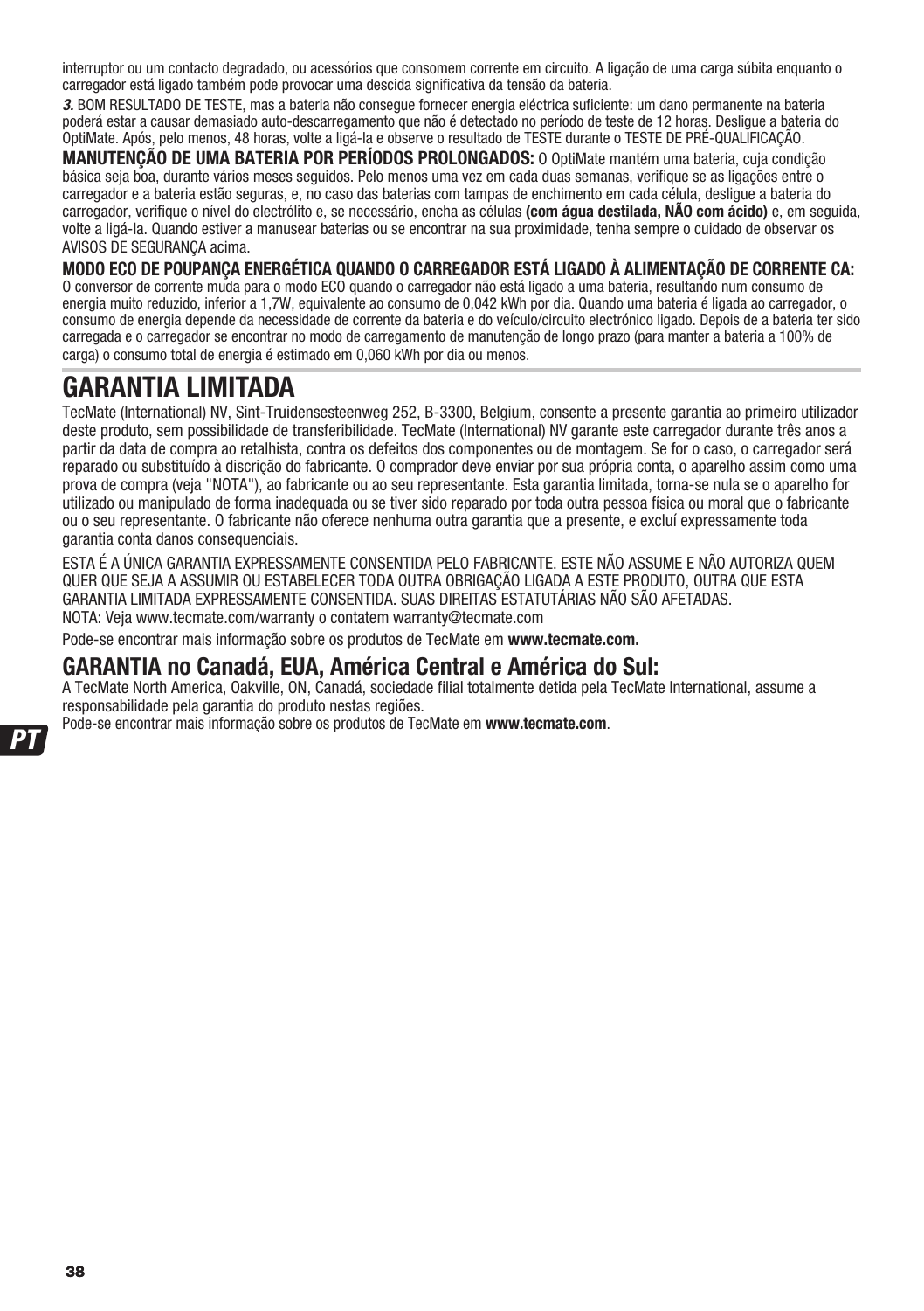interruptor ou um contacto degradado, ou acessórios que consomem corrente em circuito. A ligação de uma carga súbita enquanto o carregador está ligado também pode provocar uma descida significativa da tensão da bateria.

***3.*** BOM RESULTADO DE TESTE, mas a bateria não consegue fornecer energia eléctrica suficiente: um dano permanente na bateria poderá estar a causar demasiado auto-descarregamento que não é detectado no período de teste de 12 horas. Desligue a bateria do OptiMate. Após, pelo menos, 48 horas, volte a ligá-la e observe o resultado de TESTE durante o TESTE DE PRÉ-QUALIFICAÇÃO.

**MANUTENÇÃO DE UMA BATERIA POR PERÍODOS PROLONGADOS:** O OptiMate mantém uma bateria, cuja condição básica seja boa, durante vários meses seguidos. Pelo menos uma vez em cada duas semanas, verifique se as ligações entre o carregador e a bateria estão seguras, e, no caso das baterias com tampas de enchimento em cada célula, desligue a bateria do carregador, verifique o nível do electrólito e, se necessário, encha as células **(com água destilada, NÃO com ácido)** e, em seguida, volte a ligá-la. Quando estiver a manusear baterias ou se encontrar na sua proximidade, tenha sempre o cuidado de observar os AVISOS DE SEGURANÇA acima.

**MODO ECO DE POUPANÇA ENERGÉTICA QUANDO O CARREGADOR ESTÁ LIGADO À ALIMENTAÇÃO DE CORRENTE CA:**
O conversor de corrente muda para o modo ECO quando o carregador não está ligado a uma bateria, resultando num consumo de energia muito reduzido, inferior a 1,7W, equivalente ao consumo de 0,042 kWh por dia. Quando uma bateria é ligada ao carregador, o consumo de energia depende da necessidade de corrente da bateria e do veículo/circuito electrónico ligado. Depois de a bateria ter sido carregada e o carregador se encontrar no modo de carregamento de manutenção de longo prazo (para manter a bateria a 100% de carga) o consumo total de energia é estimado em 0,060 kWh por dia ou menos.

# GARANTIA LIMITADA

TecMate (International) NV, Sint-Truidensesteenweg 252, B-3300, Belgium, consente a presente garantia ao primeiro utilizador deste produto, sem possibilidade de transferibilidade. TecMate (International) NV garante este carregador durante três anos a partir da data de compra ao retalhista, contra os defeitos dos componentes ou de montagem. Se for o caso, o carregador será reparado ou substituído à discrição do fabricante. O comprador deve enviar por sua própria conta, o aparelho assim como uma prova de compra (veja "NOTA"), ao fabricante ou ao seu representante. Esta garantia limitada, torna-se nula se o aparelho for utilizado ou manipulado de forma inadequada ou se tiver sido reparado por toda outra pessoa física ou moral que o fabricante ou o seu representante. O fabricante não oferece nenhuma outra garantia que a presente, e excluí expressamente toda garantia conta danos consequenciais.

ESTA É A ÚNICA GARANTIA EXPRESSAMENTE CONSENTIDA PELO FABRICANTE. ESTE NÃO ASSUME E NÃO AUTORIZA QUEM QUER QUE SEJA A ASSUMIR OU ESTABELECER TODA OUTRA OBRIGAÇÃO LIGADA A ESTE PRODUTO, OUTRA QUE ESTA GARANTIA LIMITADA EXPRESSAMENTE CONSENTIDA. SUAS DIREITAS ESTATUTÁRIAS NÃO SÃO AFETADAS.
NOTA: Veja www.tecmate.com/warranty o contatem warranty@tecmate.com

Pode-se encontrar mais informação sobre os produtos de TecMate em **www.tecmate.com.**

## GARANTIA no Canadá, EUA, América Central e América do Sul:

A TecMate North America, Oakville, ON, Canadá, sociedade filial totalmente detida pela TecMate International, assume a responsabilidade pela garantia do produto nestas regiões.
Pode-se encontrar mais informação sobre os produtos de TecMate em **www.tecmate.com**.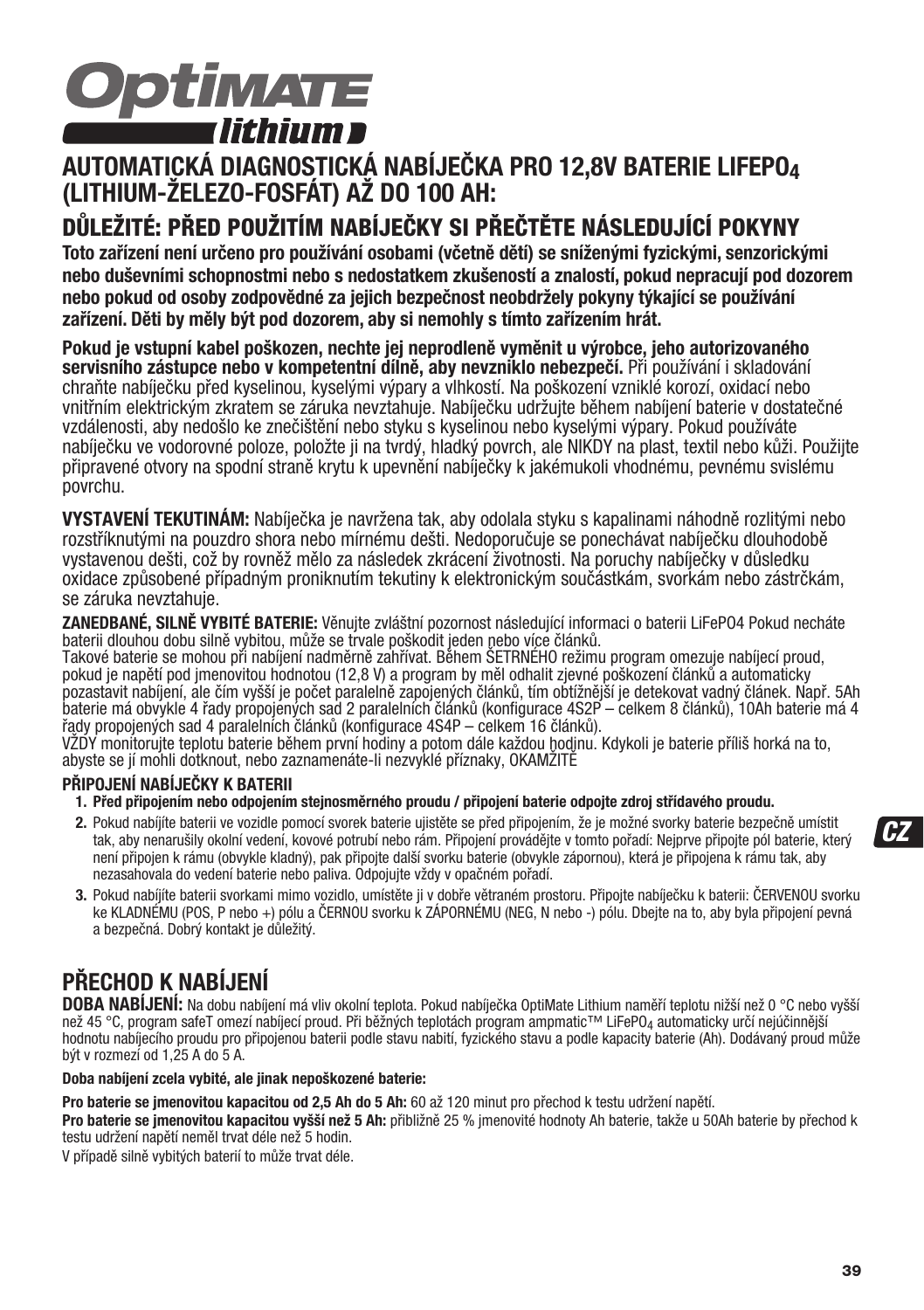# OptiMATE lithium

## AUTOMATICKÁ DIAGNOSTICKÁ NABÍJEČKA PRO 12,8V BATERIE LIFEPO$_4$ (LITHIUM-ŽELEZO-FOSFÁT) AŽ DO 100 AH:

## DŮLEŽITÉ: PŘED POUŽITÍM NABÍJEČKY SI PŘEČTĚTE NÁSLEDUJÍCÍ POKYNY

**Toto zařízení není určeno pro používání osobami (včetně dětí) se sníženými fyzickými, senzorickými nebo duševními schopnostmi nebo s nedostatkem zkušeností a znalostí, pokud nepracují pod dozorem nebo pokud od osoby zodpovědné za jejich bezpečnost neobdržely pokyny týkající se používání zařízení. Děti by měly být pod dozorem, aby si nemohly s tímto zařízením hrát.**

**Pokud je vstupní kabel poškozen, nechte jej neprodleně vyměnit u výrobce, jeho autorizovaného servisního zástupce nebo v kompetentní dílně, aby nevzniklo nebezpečí.** Při používání i skladování chraňte nabíječku před kyselinou, kyselými výpary a vlhkostí. Na poškození vzniklé korozí, oxidací nebo vnitřním elektrickým zkratem se záruka nevztahuje. Nabíječku udržujte během nabíjení baterie v dostatečné vzdálenosti, aby nedošlo ke znečištění nebo styku s kyselinou nebo kyselými výpary. Pokud používáte nabíječku ve vodorovné poloze, položte ji na tvrdý, hladký povrch, ale NIKDY na plast, textil nebo kůži. Použijte připravené otvory na spodní straně krytu k upevnění nabíječky k jakémukoli vhodnému, pevnému svislému povrchu.

**VYSTAVENÍ TEKUTINÁM:** Nabíječka je navržena tak, aby odolala styku s kapalinami náhodně rozlitými nebo rozstříknutými na pouzdro shora nebo mírnému dešti. Nedoporučuje se ponechávat nabíječku dlouhodobě vystavenou dešti, což by rovněž mělo za následek zkrácení životnosti. Na poruchy nabíječky v důsledku oxidace způsobené případným proniknutím tekutiny k elektronickým součástkám, svorkám nebo zástrčkám, se záruka nevztahuje.

**ZANEDBANÉ, SILNĚ VYBITÉ BATERIE:** Věnujte zvláštní pozornost následující informaci o baterii LiFePO4 Pokud necháte baterii dlouhou dobu silně vybitou, může se trvale poškodit jeden nebo více článků.
Takové baterie se mohou při nabíjení nadměrně zahřívat. Během ŠETRNÉHO režimu program omezuje nabíjecí proud, pokud je napětí pod jmenovitou hodnotou (12,8 V) a program by měl odhalit zjevné poškození článků a automaticky pozastavit nabíjení, ale čím vyšší je počet paralelně zapojených článků, tím obtížnější je detekovat vadný článek. Např. 5Ah baterie má obvykle 4 řady propojených sad 2 paralelních článků (konfigurace 4S2P – celkem 8 článků), 10Ah baterie má 4 řady propojených sad 4 paralelních článků (konfigurace 4S4P – celkem 16 článků).
VŽDY monitorujte teplotu baterie během první hodiny a potom dále každou hodinu. Kdykoli je baterie příliš horká na to, abyste se jí mohli dotknout, nebo zaznamenáte-li nezvyklé příznaky, OKAMŽITĚ

**PŘIPOJENÍ NABÍJEČKY K BATERII**

1. **Před připojením nebo odpojením stejnosměrného proudu / připojení baterie odpojte zdroj střídavého proudu.**
2. Pokud nabíjíte baterii ve vozidle pomocí svorek baterie ujistěte se před připojením, že je možné svorky baterie bezpečně umístit tak, aby nenarušily okolní vedení, kovové potrubí nebo rám. Připojení provádějte v tomto pořadí: Nejprve připojte pól baterie, který není připojen k rámu (obvykle kladný), pak připojte další svorku baterie (obvykle zápornou), která je připojena k rámu tak, aby nezasahovala do vedení baterie nebo paliva. Odpojujte vždy v opačném pořadí.
3. Pokud nabíjíte baterii svorkami mimo vozidlo, umístěte ji v dobře větraném prostoru. Připojte nabíječku k baterii: ČERVENOU svorku ke KLADNÉMU (POS, P nebo +) pólu a ČERNOU svorku k ZÁPORNÉMU (NEG, N nebo -) pólu. Dbejte na to, aby byla připojení pevná a bezpečná. Dobrý kontakt je důležitý.

CZ

## PŘECHOD K NABÍJENÍ

**DOBA NABÍJENÍ:** Na dobu nabíjení má vliv okolní teplota. Pokud nabíječka OptiMate Lithium naměří teplotu nižší než 0 °C nebo vyšší než 45 °C, program safeT omezí nabíjecí proud. Při běžných teplotách program ampmatic™ LiFePO$_4$ automaticky určí nejúčinnější hodnotu nabíjecího proudu pro připojenou baterii podle stavu nabití, fyzického stavu a podle kapacity baterie (Ah). Dodávaný proud může být v rozmezí od 1,25 A do 5 A.

**Doba nabíjení zcela vybité, ale jinak nepoškozené baterie:**

**Pro baterie se jmenovitou kapacitou od 2,5 Ah do 5 Ah:** 60 až 120 minut pro přechod k testu udržení napětí.
**Pro baterie se jmenovitou kapacitou vyšší než 5 Ah:** přibližně 25 % jmenovité hodnoty Ah baterie, takže u 50Ah baterie by přechod k testu udržení napětí neměl trvat déle než 5 hodin.
V případě silně vybitých baterií to může trvat déle.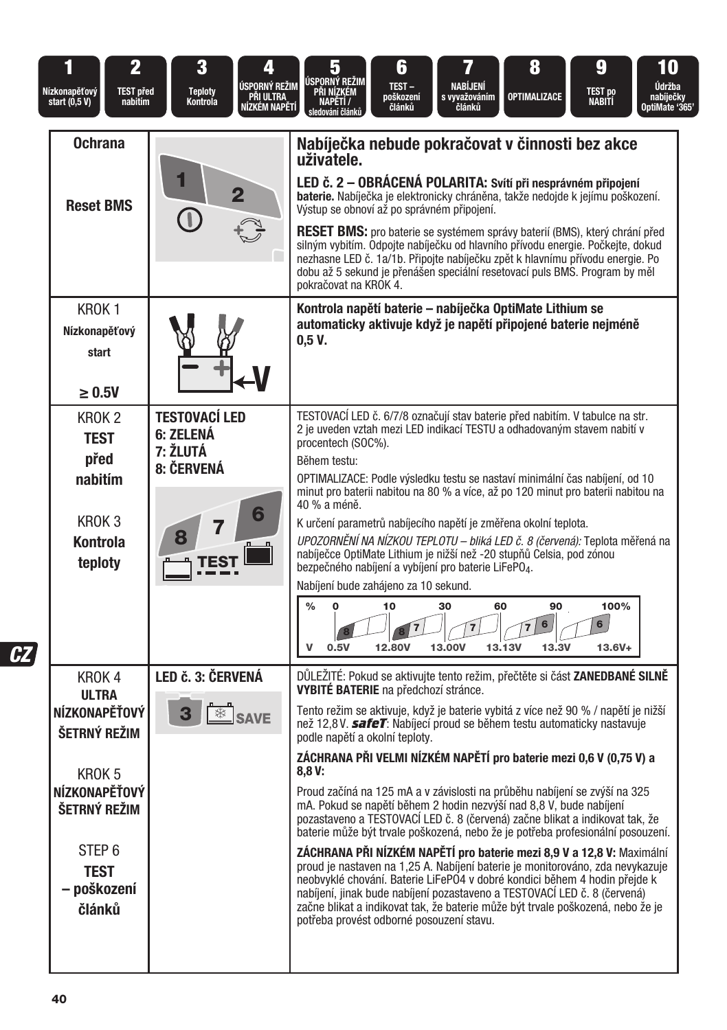| 1 Nízkonapěťový start (0,5 V) | 2 TEST před nabitím | 3 Teploty Kontrola | 4 ÚSPORNÝ REŽIM PŘI ULTRA NÍZKÉM NAPĚTÍ | 5 ÚSPORNÝ REŽIM PŘI NÍZKÉM NAPĚTÍ / sledování článků | 6 TEST – poškození článků | 7 NABÍJENÍ s vyvažováním článků | 8 OPTIMALIZACE | 9 TEST po NABITÍ | 10 Údržba nabíječky OptiMate '365' |
|---|---|---|---|---|---|---|---|---|---|

| | | |
|---|---|---|
| **Ochrana**<br><br>**Reset BMS** | 1 2 | **Nabíječka nebude pokračovat v činnosti bez akce uživatele.**<br><br>**LED č. 2 – OBRÁCENÁ POLARITA: Svítí při nesprávném připojení baterie.** Nabíječka je elektronicky chráněna, takže nedojde k jejímu poškození. Výstup se obnoví až po správném připojení.<br><br>**RESET BMS:** pro baterie se systémem správy baterií (BMS), který chrání před silným vybitím. Odpojte nabíječku od hlavního přívodu energie. Počkejte, dokud nezhasne LED č. 1a/1b. Připojte nabíječku zpět k hlavnímu přívodu energie. Po dobu až 5 sekund je přenášen speciální resetovací puls BMS. Program by měl pokračovat na KROK 4. |
| KROK 1<br>**Nízkonapěťový start**<br><br>**≥ 0.5V** | V | **Kontrola napětí baterie – nabíječka OptiMate Lithium se automaticky aktivuje když je napětí připojené baterie nejméně 0,5 V.** |
| KROK 2<br>**TEST před nabitím**<br><br>KROK 3<br>**Kontrola teploty** | **TESTOVACÍ LED**<br>**6: ZELENÁ**<br>**7: ŽLUTÁ**<br>**8: ČERVENÁ**<br><br>8 7 6 TEST | TESTOVACÍ LED č. 6/7/8 označují stav baterie před nabitím. V tabulce na str. 2 je uveden vztah mezi LED indikací TESTU a odhadovaným stavem nabití v procentech (SOC%).<br><br>Během testu:<br><br>OPTIMALIZACE: Podle výsledku testu se nastaví minimální čas nabíjení, od 10 minut pro baterii nabitou na 80 % a více, až po 120 minut pro baterii nabitou na 40 % a méně.<br><br>K určení parametrů nabíjecího napětí je změřena okolní teplota.<br><br>*UPOZORNĚNÍ NA NÍZKOU TEPLOTU – bliká LED č. 8 (červená):* Teplota měřená na nabíječce OptiMate Lithium je nižší než -20 stupňů Celsia, pod zónou bezpečného nabíjení a vybíjení pro baterie $LiFePO_4$.<br><br>Nabíjení bude zahájeno za 10 sekund.<br><br>% 0 / 10 / 30 / 60 / 90 / 100%<br>LED: 8 / 8 7 / 7 / 7 6 / 6<br>V 0.5V / 12.80V / 13.00V / 13.13V / 13.3V / 13.6V+ |
| KROK 4<br>**ULTRA NÍZKONAPĚŤOVÝ ŠETRNÝ REŽIM**<br><br>KROK 5<br>**NÍZKONAPĚŤOVÝ ŠETRNÝ REŽIM**<br><br>STEP 6<br>**TEST – poškození článků** | **LED č. 3: ČERVENÁ**<br><br>3 SAVE | DŮLEŽITÉ: Pokud se aktivujte tento režim, přečtěte si část **ZANEDBANÉ SILNĚ VYBITÉ BATERIE** na předchozí stránce.<br><br>Tento režim se aktivuje, když je baterie vybitá z více než 90 % / napětí je nižší než 12,8V. ***safeT***: Nabíjecí proud se během testu automaticky nastavuje podle napětí a okolní teploty.<br><br>**ZÁCHRANA PŘI VELMI NÍZKÉM NAPĚTÍ pro baterie mezi 0,6 V (0,75 V) a 8,8 V:**<br><br>Proud začíná na 125 mA a v závislosti na průběhu nabíjení se zvýší na 325 mA. Pokud se napětí během 2 hodin nezvýší nad 8,8 V, bude nabíjení pozastaveno a TESTOVACÍ LED č. 8 (červená) začne blikat a indikovat tak, že baterie může být trvale poškozená, nebo že je potřeba profesionální posouzení.<br><br>**ZÁCHRANA PŘI NÍZKÉM NAPĚTÍ pro baterie mezi 8,9 V a 12,8 V:** Maximální proud je nastaven na 1,25 A. Nabíjení baterie je monitorováno, zda nevykazuje neobvyklé chování. Baterie LiFePO4 v dobré kondici během 4 hodin přejde k nabíjení, jinak bude nabíjení pozastaveno a TESTOVACÍ LED č. 8 (červená) začne blikat a indikovat tak, že baterie může být trvale poškozená, nebo že je potřeba provést odborné posouzení stavu. |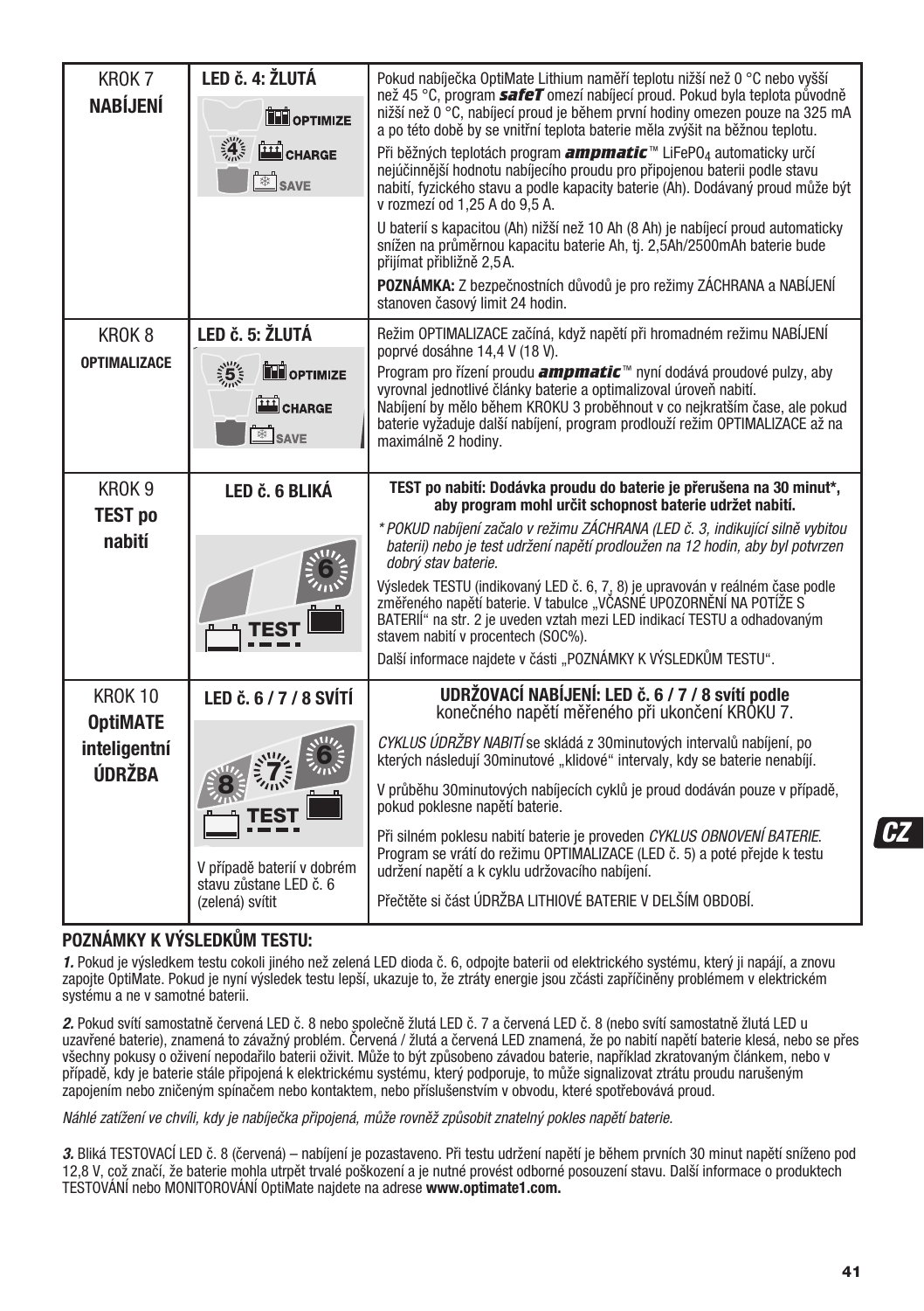| | | |
|---|---|---|
| KROK 7 **NABÍJENÍ** | **LED č. 4: ŽLUTÁ** OPTIMIZE CHARGE SAVE | Pokud nabíječka OptiMate Lithium naměří teplotu nižší než 0 °C nebo vyšší než 45 °C, program ***safeT*** omezí nabíjecí proud. Pokud byla teplota původně nižší než 0 °C, nabíjecí proud je během první hodiny omezen pouze na 325 mA a po této době by se vnitřní teplota baterie měla zvýšit na běžnou teplotu.<br>Při běžných teplotách program ***ampmatic***™ $LiFePO_4$ automaticky určí nejúčinnější hodnotu nabíjecího proudu pro připojenou baterii podle stavu nabití, fyzického stavu a podle kapacity baterie (Ah). Dodávaný proud může být v rozmezí od 1,25 A do 9,5 A.<br>U baterií s kapacitou (Ah) nižší než 10 Ah (8 Ah) je nabíjecí proud automaticky snížen na průměrnou kapacitu baterie Ah, tj. 2,5Ah/2500mAh baterie bude přijímat přibližně 2,5 A.<br>**POZNÁMKA:** Z bezpečnostních důvodů je pro režimy ZÁCHRANA a NABÍJENÍ stanoven časový limit 24 hodin. |
| KROK 8 **OPTIMALIZACE** | **LED č. 5: ŽLUTÁ** OPTIMIZE CHARGE SAVE | Režim OPTIMALIZACE začíná, když napětí při hromadném režimu NABÍJENÍ poprvé dosáhne 14,4 V (18 V).<br>Program pro řízení proudu ***ampmatic***™ nyní dodává proudové pulzy, aby vyrovnal jednotlivé články baterie a optimalizoval úroveň nabití.<br>Nabíjení by mělo během KROKU 3 proběhnout v co nejkratším čase, ale pokud baterie vyžaduje další nabíjení, program prodlouží režim OPTIMALIZACE až na maximálně 2 hodiny. |
| KROK 9 **TEST po nabití** | **LED č. 6 BLIKÁ** TEST | **TEST po nabití: Dodávka proudu do baterie je přerušena na 30 minut\*, aby program mohl určit schopnost baterie udržet nabití.**<br>*\* POKUD nabíjení začalo v režimu ZÁCHRANA (LED č. 3, indikující silně vybitou baterii) nebo je test udržení napětí prodloužen na 12 hodin, aby byl potvrzen dobrý stav baterie.*<br>Výsledek TESTU (indikovaný LED č. 6, 7, 8) je upravován v reálném čase podle změřeného napětí baterie. V tabulce „VČASNÉ UPOZORNĚNÍ NA POTÍŽE S BATERIÍ“ na str. 2 je uveden vztah mezi LED indikací TESTU a odhadovaným stavem nabití v procentech (SOC%).<br>Další informace najdete v části „POZNÁMKY K VÝSLEDKŮM TESTU“. |
| KROK 10 **OptiMATE inteligentní ÚDRŽBA** | **LED č. 6 / 7 / 8 SVÍTÍ** TEST<br>V případě baterií v dobrém stavu zůstane LED č. 6 (zelená) svítit | **UDRŽOVACÍ NABÍJENÍ: LED č. 6 / 7 / 8 svítí podle** konečného napětí měřeného při ukončení KROKU 7.<br>*CYKLUS ÚDRŽBY NABITÍ* se skládá z 30minutových intervalů nabíjení, po kterých následují 30minutové „klidové“ intervaly, kdy se baterie nenabíjí.<br>V průběhu 30minutových nabíjecích cyklů je proud dodáván pouze v případě, pokud poklesne napětí baterie.<br>Při silném poklesu nabití baterie je proveden *CYKLUS OBNOVENÍ BATERIE.* Program se vrátí do režimu OPTIMALIZACE (LED č. 5) a poté přejde k testu udržení napětí a k cyklu udržovacího nabíjení.<br>Přečtěte si část ÚDRŽBA LITHIOVÉ BATERIE V DELŠÍM OBDOBÍ. |

## POZNÁMKY K VÝSLEDKŮM TESTU:

***1.*** Pokud je výsledkem testu cokoli jiného než zelená LED dioda č. 6, odpojte baterii od elektrického systému, který ji napájí, a znovu zapojte OptiMate. Pokud je nyní výsledek testu lepší, ukazuje to, že ztráty energie jsou zčásti zapříčiněny problémem v elektrickém systému a ne v samotné baterii.

***2.*** Pokud svítí samostatně červená LED č. 8 nebo společně žlutá LED č. 7 a červená LED č. 8 (nebo svítí samostatně žlutá LED u uzavřené baterie), znamená to závažný problém. Červená / žlutá a červená LED znamená, že po nabití napětí baterie klesá, nebo se přes všechny pokusy o oživení nepodařilo baterii oživit. Může to být způsobeno závadou baterie, například zkratovaným článkem, nebo v případě, kdy je baterie stále připojená k elektrickému systému, který podporuje, to může signalizovat ztrátu proudu narušeným zapojením nebo zničeným spínačem nebo kontaktem, nebo příslušenstvím v obvodu, které spotřebovává proud.

*Náhlé zatížení ve chvíli, kdy je nabíječka připojená, může rovněž způsobit znatelný pokles napětí baterie.*

***3.*** Bliká TESTOVACÍ LED č. 8 (červená) – nabíjení je pozastaveno. Při testu udržení napětí je během prvních 30 minut napětí sníženo pod 12,8 V, což značí, že baterie mohla utrpět trvalé poškození a je nutné provést odborné posouzení stavu. Další informace o produktech TESTOVÁNÍ nebo MONITOROVÁNÍ OptiMate najdete na adrese **www.optimate1.com.**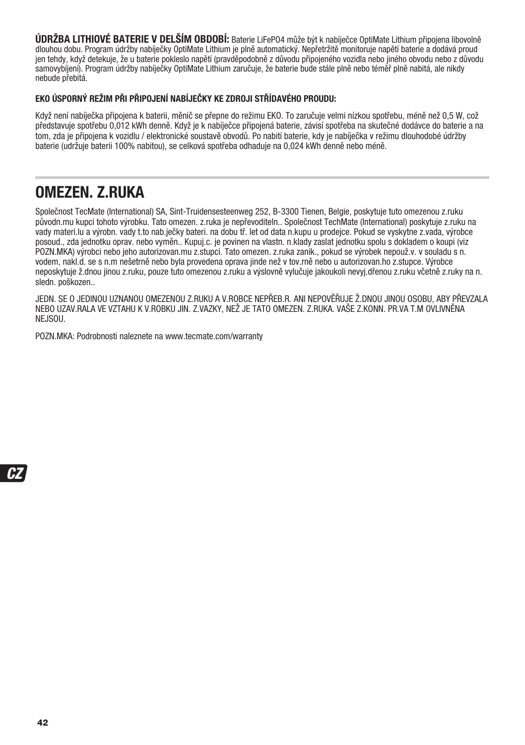**ÚDRŽBA LITHIOVÉ BATERIE V DELŠÍM OBDOBÍ:** Baterie LiFePO4 může být k nabíječce OptiMate Lithium připojena libovolně dlouhou dobu. Program údržby nabíječky OptiMate Lithium je plně automatický. Nepřetržitě monitoruje napětí baterie a dodává proud jen tehdy, když detekuje, že u baterie pokleslo napětí (pravděpodobně z důvodu připojeného vozidla nebo jiného obvodu nebo z důvodu samovybíjení). Program údržby nabíječky OptiMate Lithium zaručuje, že baterie bude stále plně nebo téměř plně nabitá, ale nikdy nebude přebitá.

**EKO ÚSPORNÝ REŽIM PŘI PŘIPOJENÍ NABÍJEČKY KE ZDROJI STŘÍDAVÉHO PROUDU:**

Když není nabíječka připojena k baterii, měnič se přepne do režimu EKO. To zaručuje velmi nízkou spotřebu, méně než 0,5 W, což představuje spotřebu 0,012 kWh denně. Když je k nabíječce připojená baterie, závisí spotřeba na skutečné dodávce do baterie a na tom, zda je připojena k vozidlu / elektronické soustavě obvodů. Po nabití baterie, kdy je nabíječka v režimu dlouhodobé údržby baterie (udržuje baterii 100% nabitou), se celková spotřeba odhaduje na 0,024 kWh denně nebo méně.

# OMEZEN. Z.RUKA

Společnost TecMate (International) SA, Sint-Truidensesteenweg 252, B-3300 Tienen, Belgie, poskytuje tuto omezenou z.ruku původn.mu kupci tohoto výrobku. Tato omezen. z.ruka je nepřevoditeln.. Společnost TechMate (International) poskytuje z.ruku na vady materi.lu a výrobn. vady t.to nab.ječky bateri. na dobu tř. let od data n.kupu u prodejce. Pokud se vyskytne z.vada, výrobce posoud., zda jednotku oprav. nebo vyměn.. Kupuj.c. je povinen na vlastn. n.klady zaslat jednotku spolu s dokladem o koupi (viz POZN.MKA) výrobci nebo jeho autorizovan.mu z.stupci. Tato omezen. z.ruka zanik., pokud se výrobek nepouž.v. v souladu s n. vodem, nakl.d. se s n.m nešetrně nebo byla provedena oprava jinde než v tov.rně nebo u autorizovan.ho z.stupce. Výrobce neposkytuje ž.dnou jinou z.ruku, pouze tuto omezenou z.ruku a výslovně vylučuje jakoukoli nevyj.dřenou z.ruku včetně z.ruky na n. sledn. poškozen..

JEDN. SE O JEDINOU UZNANOU OMEZENOU Z.RUKU A V.ROBCE NEPŘEB.R. ANI NEPOVĚŘUJE Ž.DNOU JINOU OSOBU, ABY PŘEVZALA NEBO UZAV.RALA VE VZTAHU K V.ROBKU JIN. Z.VAZKY, NEŽ JE TATO OMEZEN. Z.RUKA. VAŠE Z.KONN. PR.VA T.M OVLIVNĚNA NEJSOU.

POZN.MKA: Podrobnosti naleznete na www.tecmate.com/warranty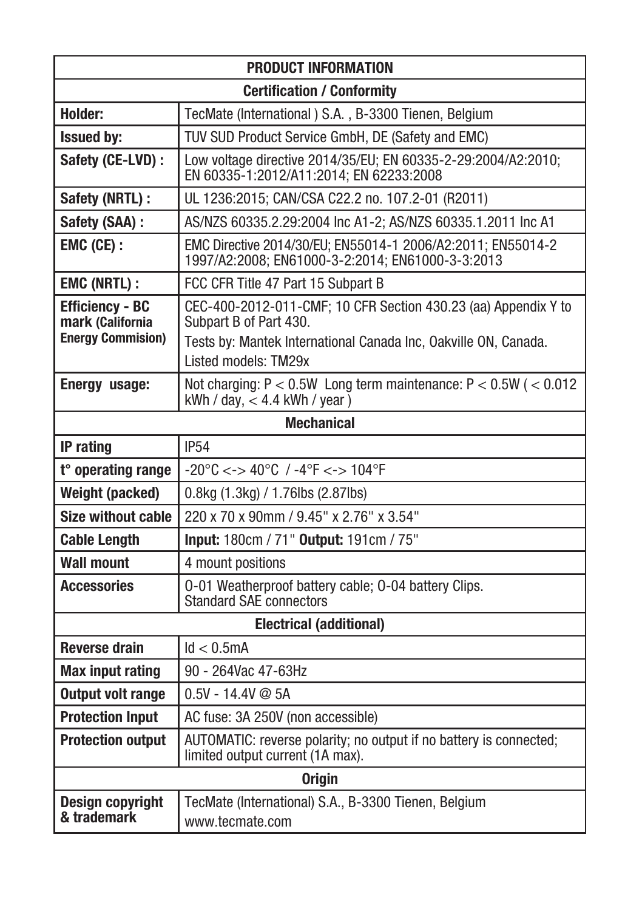| PRODUCT INFORMATION | |
|---|---|
| **Certification / Conformity** | |
| **Holder:** | TecMate (International ) S.A. , B-3300 Tienen, Belgium |
| **Issued by:** | TUV SUD Product Service GmbH, DE (Safety and EMC) |
| **Safety (CE-LVD) :** | Low voltage directive 2014/35/EU; EN 60335-2-29:2004/A2:2010; EN 60335-1:2012/A11:2014; EN 62233:2008 |
| **Safety (NRTL) :** | UL 1236:2015; CAN/CSA C22.2 no. 107.2-01 (R2011) |
| **Safety (SAA) :** | AS/NZS 60335.2.29:2004 Inc A1-2; AS/NZS 60335.1.2011 Inc A1 |
| **EMC (CE) :** | EMC Directive 2014/30/EU; EN55014-1 2006/A2:2011; EN55014-2 1997/A2:2008; EN61000-3-2:2014; EN61000-3-3:2013 |
| **EMC (NRTL) :** | FCC CFR Title 47 Part 15 Subpart B |
| **Efficiency - BC mark (California Energy Commision)** | CEC-400-2012-011-CMF; 10 CFR Section 430.23 (aa) Appendix Y to Subpart B of Part 430. Tests by: Mantek International Canada Inc, Oakville ON, Canada. Listed models: TM29x |
| **Energy usage:** | Not charging: P < 0.5W Long term maintenance: P < 0.5W ( < 0.012 kWh / day, < 4.4 kWh / year ) |
| **Mechanical** | |
| **IP rating** | IP54 |
| **t° operating range** | -20°C <-> 40°C / -4°F <-> 104°F |
| **Weight (packed)** | 0.8kg (1.3kg) / 1.76lbs (2.87lbs) |
| **Size without cable** | 220 x 70 x 90mm / 9.45" x 2.76" x 3.54" |
| **Cable Length** | **Input:** 180cm / 71" **Output:** 191cm / 75" |
| **Wall mount** | 4 mount positions |
| **Accessories** | O-01 Weatherproof battery cable; O-04 battery Clips. Standard SAE connectors |
| **Electrical (additional)** | |
| **Reverse drain** | Id < 0.5mA |
| **Max input rating** | 90 - 264Vac 47-63Hz |
| **Output volt range** | 0.5V - 14.4V @ 5A |
| **Protection Input** | AC fuse: 3A 250V (non accessible) |
| **Protection output** | AUTOMATIC: reverse polarity; no output if no battery is connected; limited output current (1A max). |
| **Origin** | |
| **Design copyright & trademark** | TecMate (International) S.A., B-3300 Tienen, Belgium www.tecmate.com |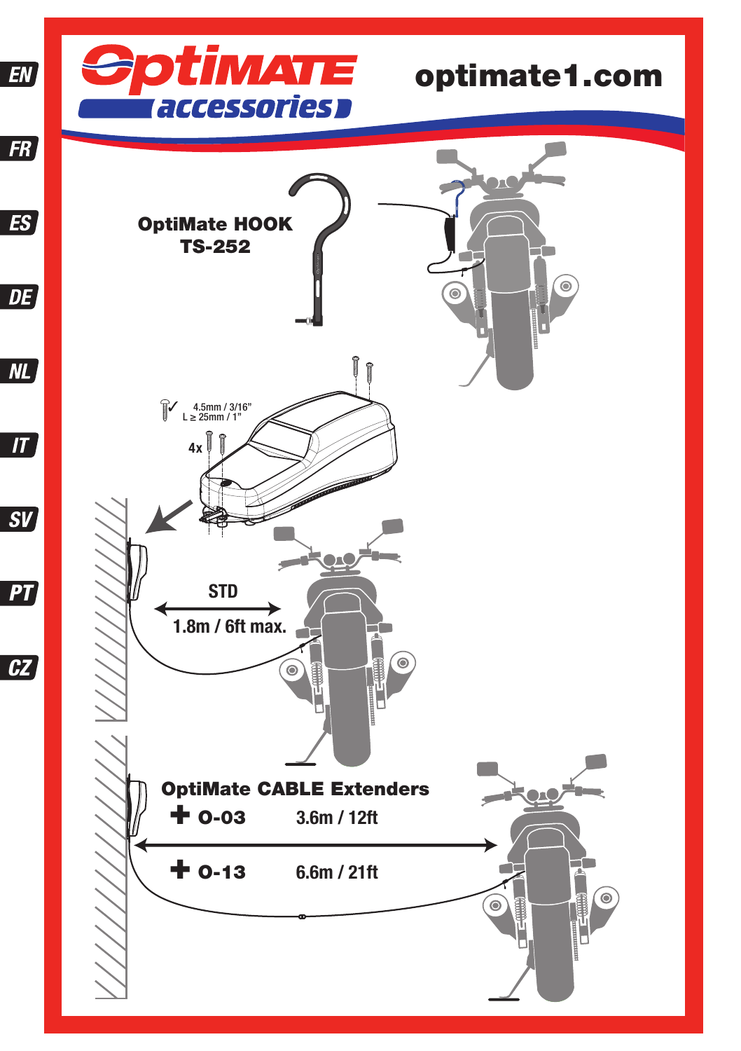EN

FR

ES

DE

NL

IT

SV

PT

CZ

OptiMATE accessories

optimate1.com

OptiMate HOOK
TS-252

4.5mm / 3/16"
L ≥ 25mm / 1"

4x

STD

1.8m / 6ft max.

OptiMate CABLE Extenders

+ O-03 3.6m / 12ft

+ O-13 6.6m / 21ft